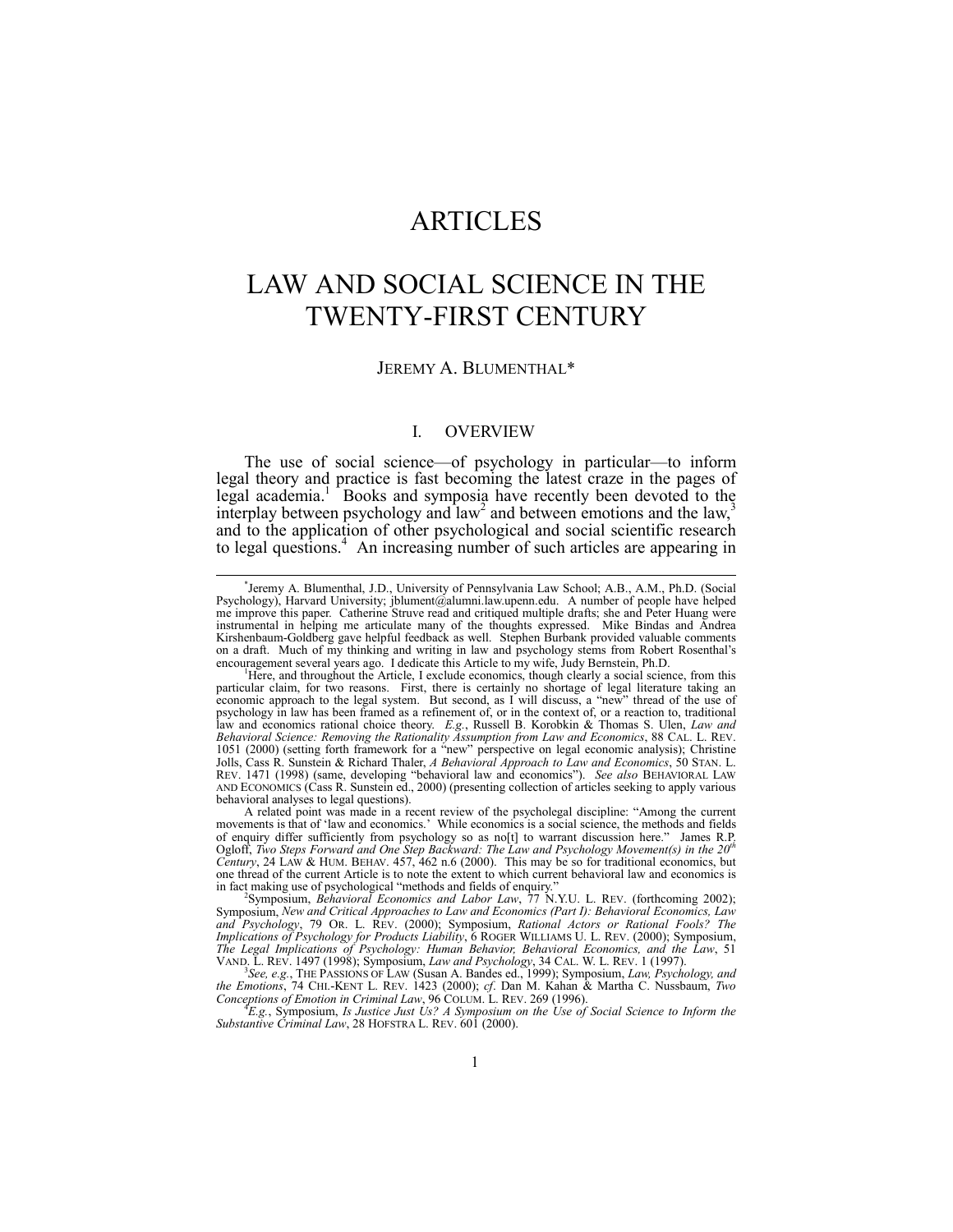# ARTICLES

# LAW AND SOCIAL SCIENCE IN THE TWENTY-FIRST CENTURY

JEREMY A. BLUMENTHAL*

## I. OVERVIEW

The use of social science—of psychology in particular—to inform legal theory and practice is fast becoming the latest craze in the pages of legal academia.[1] Books and symposia have recently been devoted to the interplay between psychology and law[2] and between emotions and the law,[3] and to the application of other psychological and social scientific research to legal questions.[4] An increasing number of such articles are appearing in

---

*Jeremy A. Blumenthal, J.D., University of Pennsylvania Law School; A.B., A.M., Ph.D. (Social Psychology), Harvard University; jblument@alumni.law.upenn.edu. A number of people have helped me improve this paper. Catherine Struve read and critiqued multiple drafts; she and Peter Huang were instrumental in helping me articulate many of the thoughts expressed. Mike Bindas and Andrea Kirshenbaum-Goldberg gave helpful feedback as well. Stephen Burbank provided valuable comments on a draft. Much of my thinking and writing in law and psychology stems from Robert Rosenthal's encouragement several years ago. I dedicate this Article to my wife, Judy Bernstein, Ph.D.

[1] Here, and throughout the Article, I exclude economics, though clearly a social science, from this particular claim, for two reasons. First, there is certainly no shortage of legal literature taking an economic approach to the legal system. But second, as I will discuss, a "new" thread of the use of psychology in law has been framed as a refinement of, or in the context of, or a reaction to, traditional law and economics rational choice theory. *E.g.*, Russell B. Korobkin & Thomas S. Ulen, *Law and Behavioral Science: Removing the Rationality Assumption from Law and Economics*, 88 CAL. L. REV. 1051 (2000) (setting forth framework for a "new" perspective on legal economic analysis); Christine Jolls, Cass R. Sunstein & Richard Thaler, *A Behavioral Approach to Law and Economics*, 50 STAN. L. REV. 1471 (1998) (same, developing "behavioral law and economics"). *See also* BEHAVIORAL LAW AND ECONOMICS (Cass R. Sunstein ed., 2000) (presenting collection of articles seeking to apply various behavioral analyses to legal questions).

A related point was made in a recent review of the psycholegal discipline: "Among the current movements is that of 'law and economics.' While economics is a social science, the methods and fields of enquiry differ sufficiently from psychology so as no[t] to warrant discussion here." James R.P. Ogloff, *Two Steps Forward and One Step Backward: The Law and Psychology Movement(s) in the 20th Century*, 24 LAW & HUM. BEHAV. 457, 462 n.6 (2000). This may be so for traditional economics, but one thread of the current Article is to note the extent to which current behavioral law and economics is in fact making use of psychological "methods and fields of enquiry."

[2] Symposium, *Behavioral Economics and Labor Law*, 77 N.Y.U. L. REV. (forthcoming 2002); Symposium, *New and Critical Approaches to Law and Economics (Part I): Behavioral Economics, Law and Psychology*, 79 OR. L. REV. (2000); Symposium, *Rational Actors or Rational Fools? The Implications of Psychology for Products Liability*, 6 ROGER WILLIAMS U. L. REV. (2000); Symposium, *The Legal Implications of Psychology: Human Behavior, Behavioral Economics, and the Law*, 51 VAND. L. REV. 1497 (1998); Symposium, *Law and Psychology*, 34 CAL. W. L. REV. 1 (1997).

[3] *See, e.g.*, THE PASSIONS OF LAW (Susan A. Bandes ed., 1999); Symposium, *Law, Psychology, and the Emotions*, 74 CHI.-KENT L. REV. 1423 (2000); *cf*. Dan M. Kahan & Martha C. Nussbaum, *Two Conceptions of Emotion in Criminal Law*, 96 COLUM. L. REV. 269 (1996).

[4] *E.g.*, Symposium, *Is Justice Just Us? A Symposium on the Use of Social Science to Inform the Substantive Criminal Law*, 28 HOFSTRA L. REV. 601 (2000).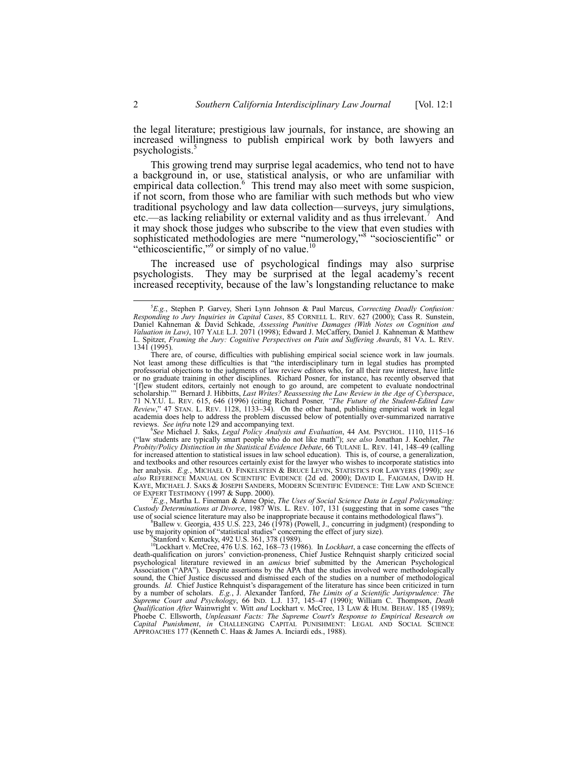the legal literature; prestigious law journals, for instance, are showing an increased willingness to publish empirical work by both lawyers and psychologists.[5]

This growing trend may surprise legal academics, who tend not to have a background in, or use, statistical analysis, or who are unfamiliar with empirical data collection.[6] This trend may also meet with some suspicion, if not scorn, from those who are familiar with such methods but who view traditional psychology and law data collection—surveys, jury simulations, etc.—as lacking reliability or external validity and as thus irrelevant.[7] And it may shock those judges who subscribe to the view that even studies with sophisticated methodologies are mere "numerology,"[8] "socioscientific" or "ethicoscientific,"[9] or simply of no value.[10]

The increased use of psychological findings may also surprise psychologists. They may be surprised at the legal academy's recent increased receptivity, because of the law's longstanding reluctance to make

---

[5] *E.g.*, Stephen P. Garvey, Sheri Lynn Johnson & Paul Marcus, *Correcting Deadly Confusion: Responding to Jury Inquiries in Capital Cases*, 85 CORNELL L. REV. 627 (2000); Cass R. Sunstein, Daniel Kahneman & David Schkade, *Assessing Punitive Damages (With Notes on Cognition and Valuation in Law)*, 107 YALE L.J. 2071 (1998); Edward J. McCaffery, Daniel J. Kahneman & Matthew L. Spitzer, *Framing the Jury: Cognitive Perspectives on Pain and Suffering Awards*, 81 VA. L. REV. 1341 (1995).

There are, of course, difficulties with publishing empirical social science work in law journals. Not least among these difficulties is that "the interdisciplinary turn in legal studies has prompted professorial objections to the judgments of law review editors who, for all their raw interest, have little or no graduate training in other disciplines. Richard Posner, for instance, has recently observed that '[f]ew student editors, certainly not enough to go around, are competent to evaluate nondoctrinal scholarship.'" Bernard J. Hibbitts, *Last Writes? Reassessing the Law Review in the Age of Cyberspace*, 71 N.Y.U. L. REV. 615, 646 (1996) (citing Richard Posner*, "The Future of the Student-Edited Law Review*," 47 STAN. L. REV. 1128, 1133–34). On the other hand, publishing empirical work in legal academia does help to address the problem discussed below of potentially over-summarized narrative reviews. *See infra* note 129 and accompanying text.

[6] *See* Michael J. Saks, *Legal Policy Analysis and Evaluation*, 44 AM. PSYCHOL. 1110, 1115–16 ("law students are typically smart people who do not like math"); *see also* Jonathan J. Koehler, *The Probity/Policy Distinction in the Statistical Evidence Debate*, 66 TULANE L. REV. 141, 148–49 (calling for increased attention to statistical issues in law school education). This is, of course, a generalization, and textbooks and other resources certainly exist for the lawyer who wishes to incorporate statistics into her analysis. *E.g.*, MICHAEL O. FINKELSTEIN & BRUCE LEVIN, STATISTICS FOR LAWYERS (1990); *see also* REFERENCE MANUAL ON SCIENTIFIC EVIDENCE (2d ed. 2000); DAVID L. FAIGMAN, DAVID H. KAYE, MICHAEL J. SAKS & JOSEPH SANDERS, MODERN SCIENTIFIC EVIDENCE: THE LAW AND SCIENCE OF EXPERT TESTIMONY (1997 & Supp. 2000).

[7] *E.g.*, Martha L. Fineman & Anne Opie, *The Uses of Social Science Data in Legal Policymaking: Custody Determinations at Divorce*, 1987 WIS. L. REV. 107, 131 (suggesting that in some cases "the use of social science literature may also be inappropriate because it contains methodological flaws").

[8] Ballew v. Georgia, 435 U.S. 223, 246 (1978) (Powell, J., concurring in judgment) (responding to use by majority opinion of "statistical studies" concerning the effect of jury size).

[9] Stanford v. Kentucky, 492 U.S. 361, 378 (1989).

[10] Lockhart v. McCree, 476 U.S. 162, 168–73 (1986). In *Lockhart*, a case concerning the effects of death-qualification on jurors' conviction-proneness, Chief Justice Rehnquist sharply criticized social psychological literature reviewed in an *amicus* brief submitted by the American Psychological Association ("APA"). Despite assertions by the APA that the studies involved were methodologically sound, the Chief Justice discussed and dismissed each of the studies on a number of methodological grounds. *Id.* Chief Justice Rehnquist's disparagement of the literature has since been criticized in turn by a number of scholars. *E.g.*, J. Alexander Tanford, *The Limits of a Scientific Jurisprudence: The Supreme Court and Psychology*, 66 IND. L.J. 137, 145–47 (1990); William C. Thompson, *Death Qualification After* Wainwright v. Witt *and* Lockhart v. McCree, 13 LAW & HUM. BEHAV. 185 (1989); Phoebe C. Ellsworth, *Unpleasant Facts: The Supreme Court's Response to Empirical Research on Capital Punishment*, *in* CHALLENGING CAPITAL PUNISHMENT: LEGAL AND SOCIAL SCIENCE APPROACHES 177 (Kenneth C. Haas & James A. Inciardi eds., 1988).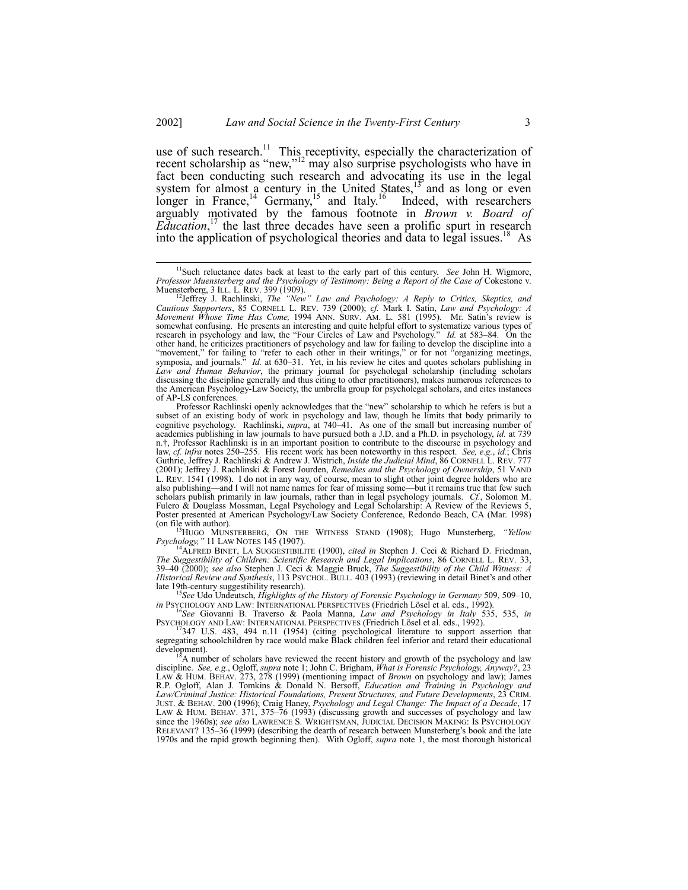use of such research.[11] This receptivity, especially the characterization of recent scholarship as "new,"[12] may also surprise psychologists who have in fact been conducting such research and advocating its use in the legal system for almost a century in the United States,[13] and as long or even longer in France,[14] Germany,[15] and Italy.[16] Indeed, with researchers arguably motivated by the famous footnote in *Brown v. Board of Education*,[17] the last three decades have seen a prolific spurt in research into the application of psychological theories and data to legal issues.[18] As

---

[11]Such reluctance dates back at least to the early part of this century. *See* John H. Wigmore, *Professor Muensterberg and the Psychology of Testimony: Being a Report of the Case of* Cokestone v. Muensterberg, 3 ILL. L. REV. 399 (1909).

[12]Jeffrey J. Rachlinski, *The "New" Law and Psychology: A Reply to Critics, Skeptics, and Cautious Supporters*, 85 CORNELL L. REV. 739 (2000); *cf.* Mark I. Satin, *Law and Psychology: A Movement Whose Time Has Come,* 1994 ANN. SURV. AM. L. 581 (1995). Mr. Satin's review is somewhat confusing. He presents an interesting and quite helpful effort to systematize various types of research in psychology and law, the "Four Circles of Law and Psychology." *Id.* at 583–84. On the other hand, he criticizes practitioners of psychology and law for failing to develop the discipline into a "movement," for failing to "refer to each other in their writings," or for not "organizing meetings, symposia, and journals." *Id.* at 630–31. Yet, in his review he cites and quotes scholars publishing in *Law and Human Behavior*, the primary journal for psycholegal scholarship (including scholars discussing the discipline generally and thus citing to other practitioners), makes numerous references to the American Psychology-Law Society, the umbrella group for psycholegal scholars, and cites instances of AP-LS conferences.

Professor Rachlinski openly acknowledges that the "new" scholarship to which he refers is but a subset of an existing body of work in psychology and law, though he limits that body primarily to cognitive psychology. Rachlinski, *supra*, at 740–41. As one of the small but increasing number of academics publishing in law journals to have pursued both a J.D. and a Ph.D. in psychology, *id.* at 739 n.†, Professor Rachlinski is in an important position to contribute to the discourse in psychology and law, *cf. infra* notes 250–255. His recent work has been noteworthy in this respect. *See, e.g.*, *id.*; Chris Guthrie, Jeffrey J. Rachlinski & Andrew J. Wistrich, *Inside the Judicial Mind*, 86 CORNELL L. REV. 777 (2001); Jeffrey J. Rachlinski & Forest Jourden, *Remedies and the Psychology of Ownership*, 51 VAND L. REV. 1541 (1998). I do not in any way, of course, mean to slight other joint degree holders who are also publishing—and I will not name names for fear of missing some—but it remains true that few such scholars publish primarily in law journals, rather than in legal psychology journals. *Cf.*, Solomon M. Fulero & Douglass Mossman, Legal Psychology and Legal Scholarship: A Review of the Reviews 5, Poster presented at American Psychology/Law Society Conference, Redondo Beach, CA (Mar. 1998) (on file with author).

[13]HUGO MUNSTERBERG, ON THE WITNESS STAND (1908); Hugo Munsterberg, *"Yellow Psychology,"* 11 LAW NOTES 145 (1907).

[14]ALFRED BINET, LA SUGGESTIBILITE (1900), *cited in* Stephen J. Ceci & Richard D. Friedman, *The Suggestibility of Children: Scientific Research and Legal Implications*, 86 CORNELL L. REV. 33, 39–40 (2000); *see also* Stephen J. Ceci & Maggie Bruck, *The Suggestibility of the Child Witness: A Historical Review and Synthesis*, 113 PSYCHOL. BULL. 403 (1993) (reviewing in detail Binet's and other late 19th-century suggestibility research).

[15]*See* Udo Undeutsch, *Highlights of the History of Forensic Psychology in Germany* 509, 509–10, *in* PSYCHOLOGY AND LAW: INTERNATIONAL PERSPECTIVES (Friedrich Lösel et al. eds., 1992).

[16]*See* Giovanni B. Traverso & Paola Manna, *Law and Psychology in Italy* 535, 535, *in* PSYCHOLOGY AND LAW: INTERNATIONAL PERSPECTIVES (Friedrich Lösel et al. eds., 1992).

[17]347 U.S. 483, 494 n.11 (1954) (citing psychological literature to support assertion that segregating schoolchildren by race would make Black children feel inferior and retard their educational development).

[18]A number of scholars have reviewed the recent history and growth of the psychology and law discipline. *See, e.g.*, Ogloff, *supra* note 1; John C. Brigham, *What is Forensic Psychology, Anyway?*, 23 LAW & HUM. BEHAV. 273, 278 (1999) (mentioning impact of *Brown* on psychology and law); James R.P. Ogloff, Alan J. Tomkins & Donald N. Bersoff, *Education and Training in Psychology and Law/Criminal Justice: Historical Foundations, Present Structures, and Future Developments*, 23 CRIM. JUST. & BEHAV. 200 (1996); Craig Haney, *Psychology and Legal Change: The Impact of a Decade*, 17 LAW & HUM. BEHAV. 371, 375–76 (1993) (discussing growth and successes of psychology and law since the 1960s); *see also* LAWRENCE S. WRIGHTSMAN, JUDICIAL DECISION MAKING: IS PSYCHOLOGY RELEVANT? 135–36 (1999) (describing the dearth of research between Munsterberg's book and the late 1970s and the rapid growth beginning then). With Ogloff, *supra* note 1, the most thorough historical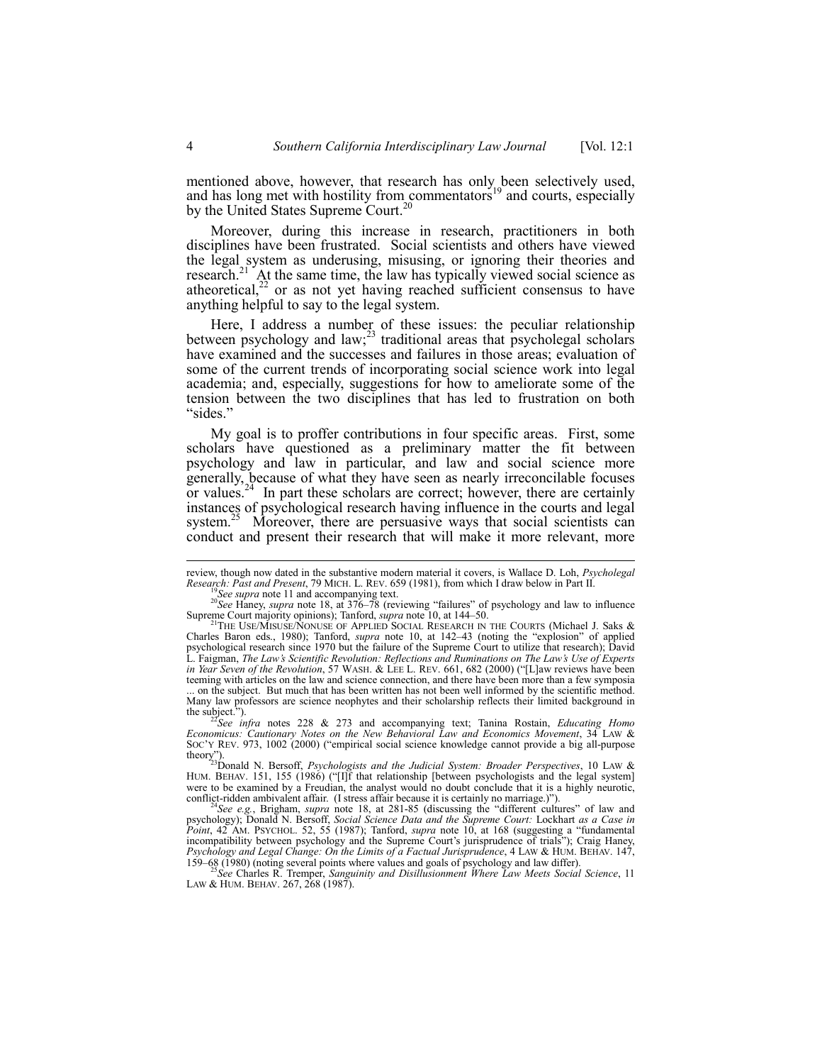mentioned above, however, that research has only been selectively used, and has long met with hostility from commentators[19] and courts, especially by the United States Supreme Court.[20]

Moreover, during this increase in research, practitioners in both disciplines have been frustrated. Social scientists and others have viewed the legal system as underusing, misusing, or ignoring their theories and research.[21] At the same time, the law has typically viewed social science as atheoretical,[22] or as not yet having reached sufficient consensus to have anything helpful to say to the legal system.

Here, I address a number of these issues: the peculiar relationship between psychology and law;[23] traditional areas that psycholegal scholars have examined and the successes and failures in those areas; evaluation of some of the current trends of incorporating social science work into legal academia; and, especially, suggestions for how to ameliorate some of the tension between the two disciplines that has led to frustration on both "sides."

My goal is to proffer contributions in four specific areas. First, some scholars have questioned as a preliminary matter the fit between psychology and law in particular, and law and social science more generally, because of what they have seen as nearly irreconcilable focuses or values.[24] In part these scholars are correct; however, there are certainly instances of psychological research having influence in the courts and legal system.[25] Moreover, there are persuasive ways that social scientists can conduct and present their research that will make it more relevant, more

---

review, though now dated in the substantive modern material it covers, is Wallace D. Loh, *Psycholegal Research: Past and Present*, 79 MICH. L. REV. 659 (1981), from which I draw below in Part II.

[19] *See supra* note 11 and accompanying text.

[20] *See* Haney, *supra* note 18, at 376–78 (reviewing "failures" of psychology and law to influence Supreme Court majority opinions); Tanford, *supra* note 10, at 144–50.

[21] THE USE/MISUSE/NONUSE OF APPLIED SOCIAL RESEARCH IN THE COURTS (Michael J. Saks & Charles Baron eds., 1980); Tanford, *supra* note 10, at 142–43 (noting the "explosion" of applied psychological research since 1970 but the failure of the Supreme Court to utilize that research); David L. Faigman, *The Law's Scientific Revolution: Reflections and Ruminations on The Law's Use of Experts in Year Seven of the Revolution*, 57 WASH. & LEE L. REV. 661, 682 (2000) ("[L]aw reviews have been teeming with articles on the law and science connection, and there have been more than a few symposia ... on the subject. But much that has been written has not been well informed by the scientific method. Many law professors are science neophytes and their scholarship reflects their limited background in the subject.").

[22] *See infra* notes 228 & 273 and accompanying text; Tanina Rostain, *Educating Homo Economicus: Cautionary Notes on the New Behavioral Law and Economics Movement*, 34 LAW & SOC'Y REV. 973, 1002 (2000) ("empirical social science knowledge cannot provide a big all-purpose theory").

[23] Donald N. Bersoff, *Psychologists and the Judicial System: Broader Perspectives*, 10 LAW & HUM. BEHAV. 151, 155 (1986) ("[I]f that relationship [between psychologists and the legal system] were to be examined by a Freudian, the analyst would no doubt conclude that it is a highly neurotic, conflict-ridden ambivalent affair. (I stress affair because it is certainly no marriage.)").

[24] *See e.g.*, Brigham, *supra* note 18, at 281-85 (discussing the "different cultures" of law and psychology); Donald N. Bersoff, *Social Science Data and the Supreme Court:* Lockhart *as a Case in Point*, 42 AM. PSYCHOL. 52, 55 (1987); Tanford, *supra* note 10, at 168 (suggesting a "fundamental incompatibility between psychology and the Supreme Court's jurisprudence of trials"); Craig Haney, *Psychology and Legal Change: On the Limits of a Factual Jurisprudence*, 4 LAW & HUM. BEHAV. 147, 159–68 (1980) (noting several points where values and goals of psychology and law differ).

[25] *See* Charles R. Tremper, *Sanguinity and Disillusionment Where Law Meets Social Science*, 11 LAW & HUM. BEHAV. 267, 268 (1987).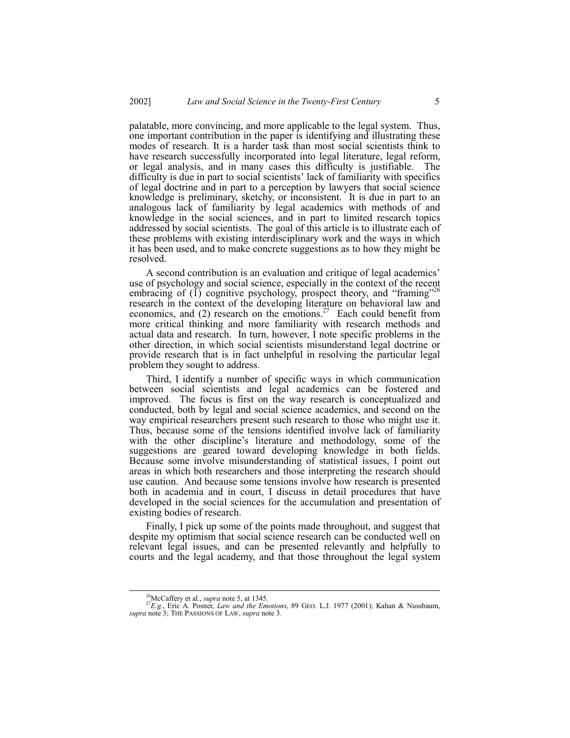palatable, more convincing, and more applicable to the legal system. Thus, one important contribution in the paper is identifying and illustrating these modes of research. It is a harder task than most social scientists think to have research successfully incorporated into legal literature, legal reform, or legal analysis, and in many cases this difficulty is justifiable. The difficulty is due in part to social scientists' lack of familiarity with specifics of legal doctrine and in part to a perception by lawyers that social science knowledge is preliminary, sketchy, or inconsistent. It is due in part to an analogous lack of familiarity by legal academics with methods of and knowledge in the social sciences, and in part to limited research topics addressed by social scientists. The goal of this article is to illustrate each of these problems with existing interdisciplinary work and the ways in which it has been used, and to make concrete suggestions as to how they might be resolved.

A second contribution is an evaluation and critique of legal academics' use of psychology and social science, especially in the context of the recent embracing of (1) cognitive psychology, prospect theory, and "framing"[26] research in the context of the developing literature on behavioral law and economics, and (2) research on the emotions.[27] Each could benefit from more critical thinking and more familiarity with research methods and actual data and research. In turn, however, I note specific problems in the other direction, in which social scientists misunderstand legal doctrine or provide research that is in fact unhelpful in resolving the particular legal problem they sought to address.

Third, I identify a number of specific ways in which communication between social scientists and legal academics can be fostered and improved. The focus is first on the way research is conceptualized and conducted, both by legal and social science academics, and second on the way empirical researchers present such research to those who might use it. Thus, because some of the tensions identified involve lack of familiarity with the other discipline's literature and methodology, some of the suggestions are geared toward developing knowledge in both fields. Because some involve misunderstanding of statistical issues, I point out areas in which both researchers and those interpreting the research should use caution. And because some tensions involve how research is presented both in academia and in court, I discuss in detail procedures that have developed in the social sciences for the accumulation and presentation of existing bodies of research.

Finally, I pick up some of the points made throughout, and suggest that despite my optimism that social science research can be conducted well on relevant legal issues, and can be presented relevantly and helpfully to courts and the legal academy, and that those throughout the legal system

---

[26] McCaffery et al., *supra* note 5, at 1345.

[27] *E.g.*, Eric A. Posner, *Law and the Emotions*, 89 GEO. L.J. 1977 (2001); Kahan & Nussbaum, *supra* note 3; THE PASSIONS OF LAW, *supra* note 3.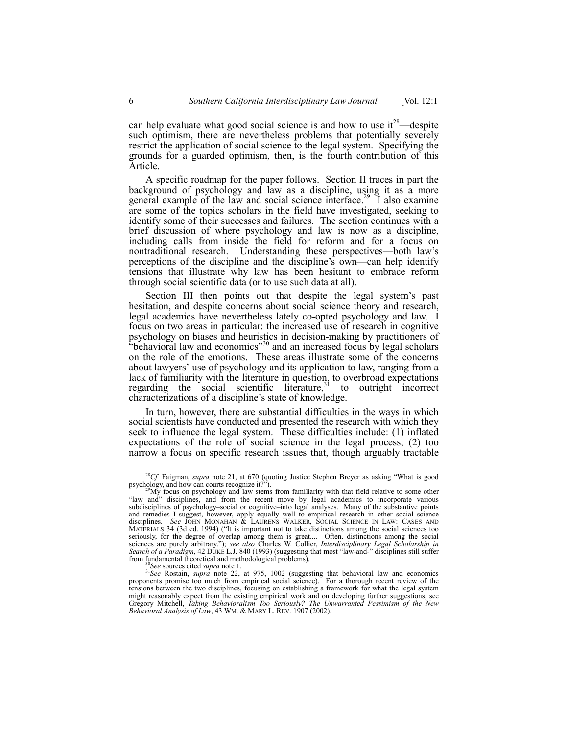can help evaluate what good social science is and how to use it[28]—despite such optimism, there are nevertheless problems that potentially severely restrict the application of social science to the legal system. Specifying the grounds for a guarded optimism, then, is the fourth contribution of this Article.

A specific roadmap for the paper follows. Section II traces in part the background of psychology and law as a discipline, using it as a more general example of the law and social science interface.[29] I also examine are some of the topics scholars in the field have investigated, seeking to identify some of their successes and failures. The section continues with a brief discussion of where psychology and law is now as a discipline, including calls from inside the field for reform and for a focus on nontraditional research. Understanding these perspectives—both law's perceptions of the discipline and the discipline's own—can help identify tensions that illustrate why law has been hesitant to embrace reform through social scientific data (or to use such data at all).

Section III then points out that despite the legal system's past hesitation, and despite concerns about social science theory and research, legal academics have nevertheless lately co-opted psychology and law. I focus on two areas in particular: the increased use of research in cognitive psychology on biases and heuristics in decision-making by practitioners of "behavioral law and economics"[30] and an increased focus by legal scholars on the role of the emotions. These areas illustrate some of the concerns about lawyers' use of psychology and its application to law, ranging from a lack of familiarity with the literature in question, to overbroad expectations regarding the social scientific literature,[31] to outright incorrect characterizations of a discipline's state of knowledge.

In turn, however, there are substantial difficulties in the ways in which social scientists have conducted and presented the research with which they seek to influence the legal system. These difficulties include: (1) inflated expectations of the role of social science in the legal process; (2) too narrow a focus on specific research issues that, though arguably tractable

---

[28] *Cf.* Faigman, *supra* note 21, at 670 (quoting Justice Stephen Breyer as asking "What is good psychology, and how can courts recognize it?").

[29] My focus on psychology and law stems from familiarity with that field relative to some other "law and" disciplines, and from the recent move by legal academics to incorporate various subdisciplines of psychology–social or cognitive–into legal analyses. Many of the substantive points and remedies I suggest, however, apply equally well to empirical research in other social science disciplines. *See* JOHN MONAHAN & LAURENS WALKER, SOCIAL SCIENCE IN LAW: CASES AND MATERIALS 34 (3d ed. 1994) ("It is important not to take distinctions among the social sciences too seriously, for the degree of overlap among them is great.... Often, distinctions among the social sciences are purely arbitrary."); *see also* Charles W. Collier, *Interdisciplinary Legal Scholarship in Search of a Paradigm*, 42 DUKE L.J. 840 (1993) (suggesting that most "law-and-" disciplines still suffer from fundamental theoretical and methodological problems).

[30] *See* sources cited *supra* note 1.

[31] *See* Rostain, *supra* note 22, at 975, 1002 (suggesting that behavioral law and economics proponents promise too much from empirical social science). For a thorough recent review of the tensions between the two disciplines, focusing on establishing a framework for what the legal system might reasonably expect from the existing empirical work and on developing further suggestions, see Gregory Mitchell, *Taking Behavioralism Too Seriously? The Unwarranted Pessimism of the New Behavioral Analysis of Law*, 43 WM. & MARY L. REV. 1907 (2002).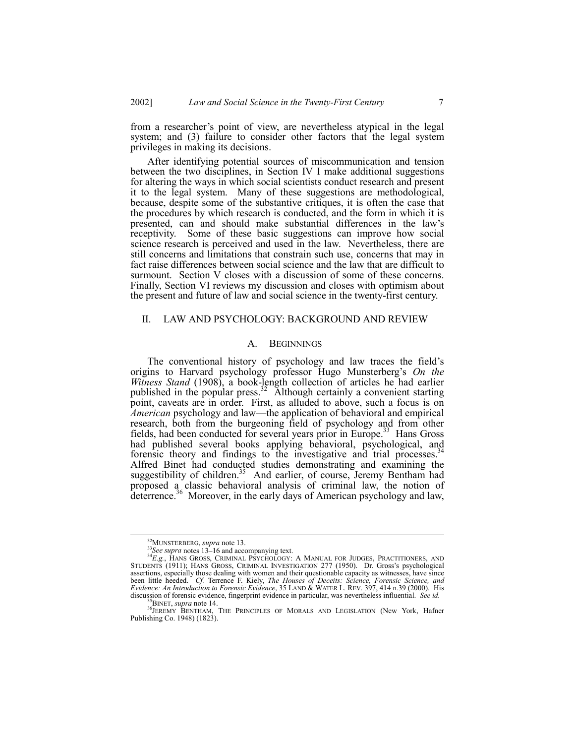from a researcher's point of view, are nevertheless atypical in the legal system; and (3) failure to consider other factors that the legal system privileges in making its decisions.

After identifying potential sources of miscommunication and tension between the two disciplines, in Section IV I make additional suggestions for altering the ways in which social scientists conduct research and present it to the legal system. Many of these suggestions are methodological, because, despite some of the substantive critiques, it is often the case that the procedures by which research is conducted, and the form in which it is presented, can and should make substantial differences in the law's receptivity. Some of these basic suggestions can improve how social science research is perceived and used in the law. Nevertheless, there are still concerns and limitations that constrain such use, concerns that may in fact raise differences between social science and the law that are difficult to surmount. Section V closes with a discussion of some of these concerns. Finally, Section VI reviews my discussion and closes with optimism about the present and future of law and social science in the twenty-first century.

## II. LAW AND PSYCHOLOGY: BACKGROUND AND REVIEW

### A. BEGINNINGS

The conventional history of psychology and law traces the field's origins to Harvard psychology professor Hugo Munsterberg's *On the Witness Stand* (1908), a book-length collection of articles he had earlier published in the popular press.[32] Although certainly a convenient starting point, caveats are in order. First, as alluded to above, such a focus is on *American* psychology and law—the application of behavioral and empirical research, both from the burgeoning field of psychology and from other fields, had been conducted for several years prior in Europe.[33] Hans Gross had published several books applying behavioral, psychological, and forensic theory and findings to the investigative and trial processes.[34] Alfred Binet had conducted studies demonstrating and examining the suggestibility of children.[35] And earlier, of course, Jeremy Bentham had proposed a classic behavioral analysis of criminal law, the notion of deterrence.[36] Moreover, in the early days of American psychology and law,

---

[32] MUNSTERBERG, *supra* note 13.

[33] *See supra* notes 13–16 and accompanying text.

[34] *E.g.*, HANS GROSS, CRIMINAL PSYCHOLOGY: A MANUAL FOR JUDGES, PRACTITIONERS, AND STUDENTS (1911); HANS GROSS, CRIMINAL INVESTIGATION 277 (1950). Dr. Gross's psychological assertions, especially those dealing with women and their questionable capacity as witnesses, have since been little heeded. *Cf.* Terrence F. Kiely, *The Houses of Deceits: Science, Forensic Science, and Evidence: An Introduction to Forensic Evidence*, 35 LAND & WATER L. REV. 397, 414 n.39 (2000). His discussion of forensic evidence, fingerprint evidence in particular, was nevertheless influential. *See id.*

[35] BINET, *supra* note 14.

[36] JEREMY BENTHAM, THE PRINCIPLES OF MORALS AND LEGISLATION (New York, Hafner Publishing Co. 1948) (1823).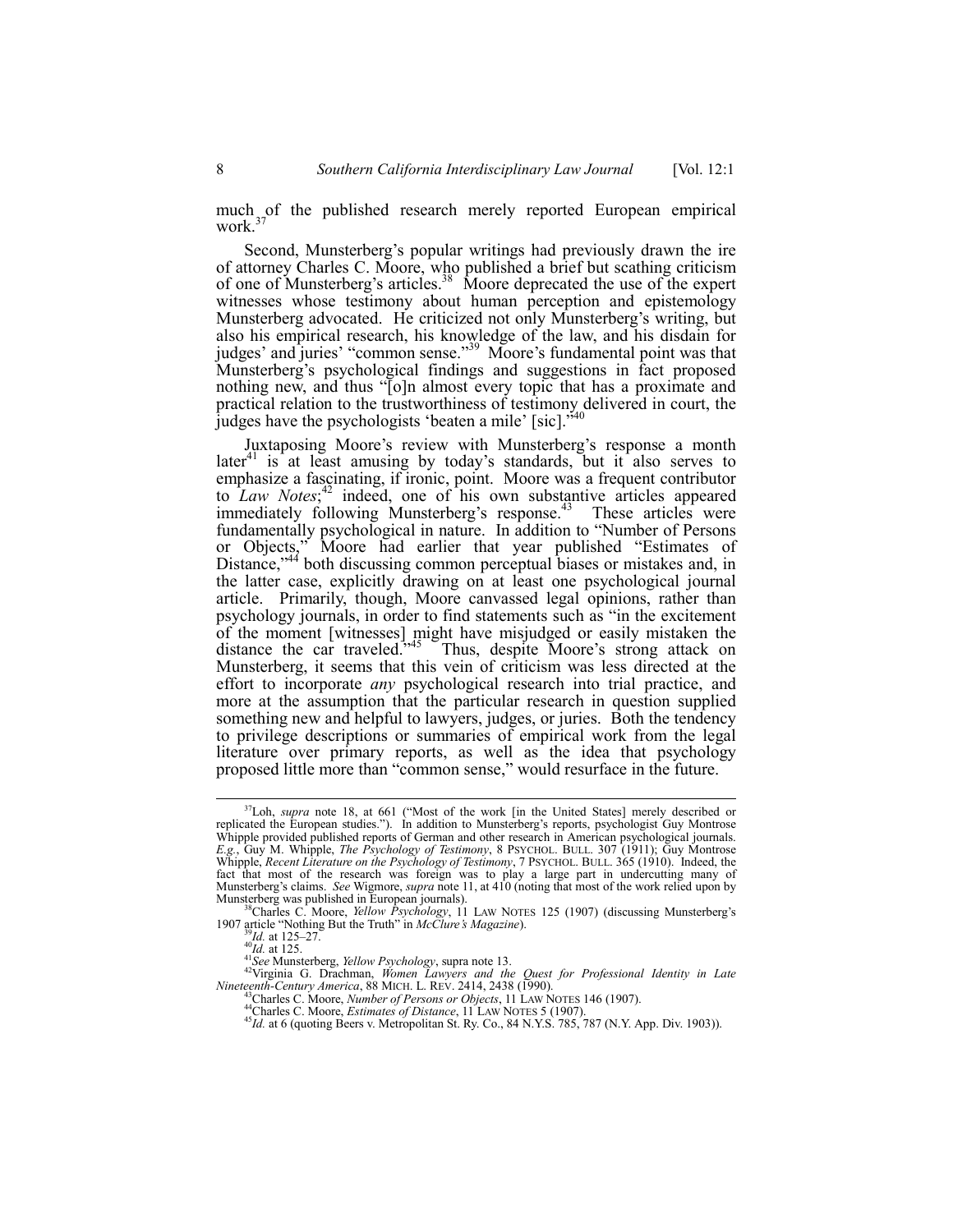much of the published research merely reported European empirical work.[37]

Second, Munsterberg's popular writings had previously drawn the ire of attorney Charles C. Moore, who published a brief but scathing criticism of one of Munsterberg's articles.[38] Moore deprecated the use of the expert witnesses whose testimony about human perception and epistemology Munsterberg advocated. He criticized not only Munsterberg's writing, but also his empirical research, his knowledge of the law, and his disdain for judges' and juries' "common sense."[39] Moore's fundamental point was that Munsterberg's psychological findings and suggestions in fact proposed nothing new, and thus "[o]n almost every topic that has a proximate and practical relation to the trustworthiness of testimony delivered in court, the judges have the psychologists 'beaten a mile' [sic]."[40]

Juxtaposing Moore's review with Munsterberg's response a month later[41] is at least amusing by today's standards, but it also serves to emphasize a fascinating, if ironic, point. Moore was a frequent contributor to *Law Notes*;[42] indeed, one of his own substantive articles appeared immediately following Munsterberg's response.[43] These articles were fundamentally psychological in nature. In addition to "Number of Persons or Objects," Moore had earlier that year published "Estimates of Distance,"[44] both discussing common perceptual biases or mistakes and, in the latter case, explicitly drawing on at least one psychological journal article. Primarily, though, Moore canvassed legal opinions, rather than psychology journals, in order to find statements such as "in the excitement of the moment [witnesses] might have misjudged or easily mistaken the distance the car traveled."[45] Thus, despite Moore's strong attack on Munsterberg, it seems that this vein of criticism was less directed at the effort to incorporate *any* psychological research into trial practice, and more at the assumption that the particular research in question supplied something new and helpful to lawyers, judges, or juries. Both the tendency to privilege descriptions or summaries of empirical work from the legal literature over primary reports, as well as the idea that psychology proposed little more than "common sense," would resurface in the future.

---

[37] Loh, *supra* note 18, at 661 ("Most of the work [in the United States] merely described or replicated the European studies."). In addition to Munsterberg's reports, psychologist Guy Montrose Whipple provided published reports of German and other research in American psychological journals. *E.g.*, Guy M. Whipple, *The Psychology of Testimony*, 8 PSYCHOL. BULL. 307 (1911); Guy Montrose Whipple, *Recent Literature on the Psychology of Testimony*, 7 PSYCHOL. BULL. 365 (1910). Indeed, the fact that most of the research was foreign was to play a large part in undercutting many of Munsterberg's claims. *See* Wigmore, *supra* note 11, at 410 (noting that most of the work relied upon by Munsterberg was published in European journals).

[38] Charles C. Moore, *Yellow Psychology*, 11 LAW NOTES 125 (1907) (discussing Munsterberg's 1907 article "Nothing But the Truth" in *McClure's Magazine*).

[39] *Id.* at 125–27.

[40] *Id.* at 125.

[41] *See* Munsterberg, *Yellow Psychology*, supra note 13.

[42] Virginia G. Drachman, *Women Lawyers and the Quest for Professional Identity in Late Nineteenth-Century America*, 88 MICH. L. REV. 2414, 2438 (1990).

[43] Charles C. Moore, *Number of Persons or Objects*, 11 LAW NOTES 146 (1907).

[44] Charles C. Moore, *Estimates of Distance*, 11 LAW NOTES 5 (1907).

[45] *Id.* at 6 (quoting Beers v. Metropolitan St. Ry. Co., 84 N.Y.S. 785, 787 (N.Y. App. Div. 1903)).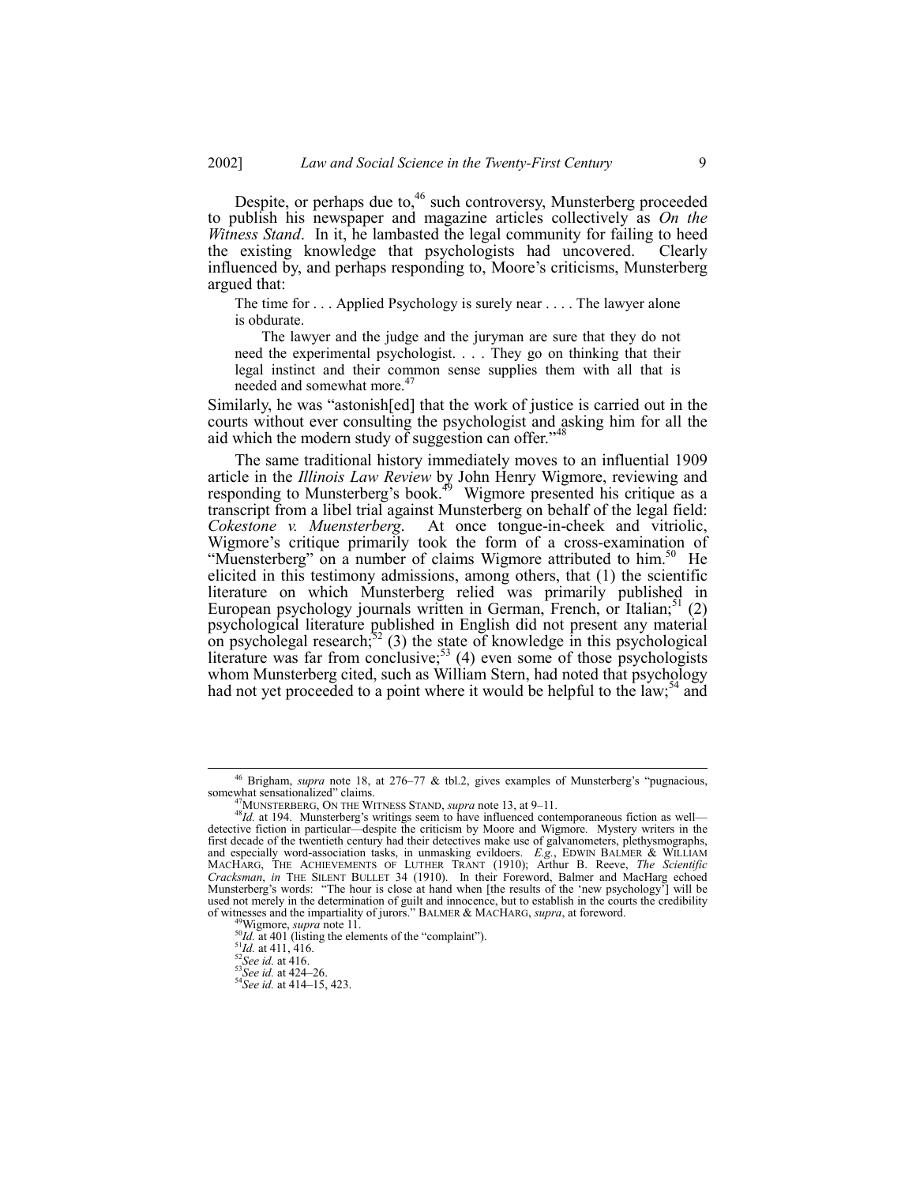Despite, or perhaps due to,[46] such controversy, Munsterberg proceeded to publish his newspaper and magazine articles collectively as *On the Witness Stand*. In it, he lambasted the legal community for failing to heed the existing knowledge that psychologists had uncovered. Clearly influenced by, and perhaps responding to, Moore's criticisms, Munsterberg argued that:

> The time for . . . Applied Psychology is surely near . . . . The lawyer alone is obdurate.
>
> The lawyer and the judge and the juryman are sure that they do not need the experimental psychologist. . . . They go on thinking that their legal instinct and their common sense supplies them with all that is needed and somewhat more.[47]

Similarly, he was "astonish[ed] that the work of justice is carried out in the courts without ever consulting the psychologist and asking him for all the aid which the modern study of suggestion can offer."[48]

The same traditional history immediately moves to an influential 1909 article in the *Illinois Law Review* by John Henry Wigmore, reviewing and responding to Munsterberg's book.[49] Wigmore presented his critique as a transcript from a libel trial against Munsterberg on behalf of the legal field: *Cokestone v. Muensterberg*. At once tongue-in-cheek and vitriolic, Wigmore's critique primarily took the form of a cross-examination of "Muensterberg" on a number of claims Wigmore attributed to him.[50] He elicited in this testimony admissions, among others, that (1) the scientific literature on which Munsterberg relied was primarily published in European psychology journals written in German, French, or Italian;[51] (2) psychological literature published in English did not present any material on psycholegal research;[52] (3) the state of knowledge in this psychological literature was far from conclusive;[53] (4) even some of those psychologists whom Munsterberg cited, such as William Stern, had noted that psychology had not yet proceeded to a point where it would be helpful to the law;[54] and

---

[46] Brigham, *supra* note 18, at 276–77 & tbl.2, gives examples of Munsterberg's "pugnacious, somewhat sensationalized" claims.

[47] MUNSTERBERG, ON THE WITNESS STAND, *supra* note 13, at 9–11.

[48] *Id.* at 194. Munsterberg's writings seem to have influenced contemporaneous fiction as well—detective fiction in particular—despite the criticism by Moore and Wigmore. Mystery writers in the first decade of the twentieth century had their detectives make use of galvanometers, plethysmographs, and especially word-association tasks, in unmasking evildoers. *E.g.*, EDWIN BALMER & WILLIAM MACHARG, THE ACHIEVEMENTS OF LUTHER TRANT (1910); Arthur B. Reeve, *The Scientific Cracksman*, *in* THE SILENT BULLET 34 (1910). In their Foreword, Balmer and MacHarg echoed Munsterberg's words: "The hour is close at hand when [the results of the 'new psychology'] will be used not merely in the determination of guilt and innocence, but to establish in the courts the credibility of witnesses and the impartiality of jurors." BALMER & MACHARG, *supra*, at foreword.

[49] Wigmore, *supra* note 11.

[50] *Id.* at 401 (listing the elements of the "complaint").

[51] *Id.* at 411, 416.

[52] *See id.* at 416.

[53] *See id.* at 424–26.

[54] *See id.* at 414–15, 423.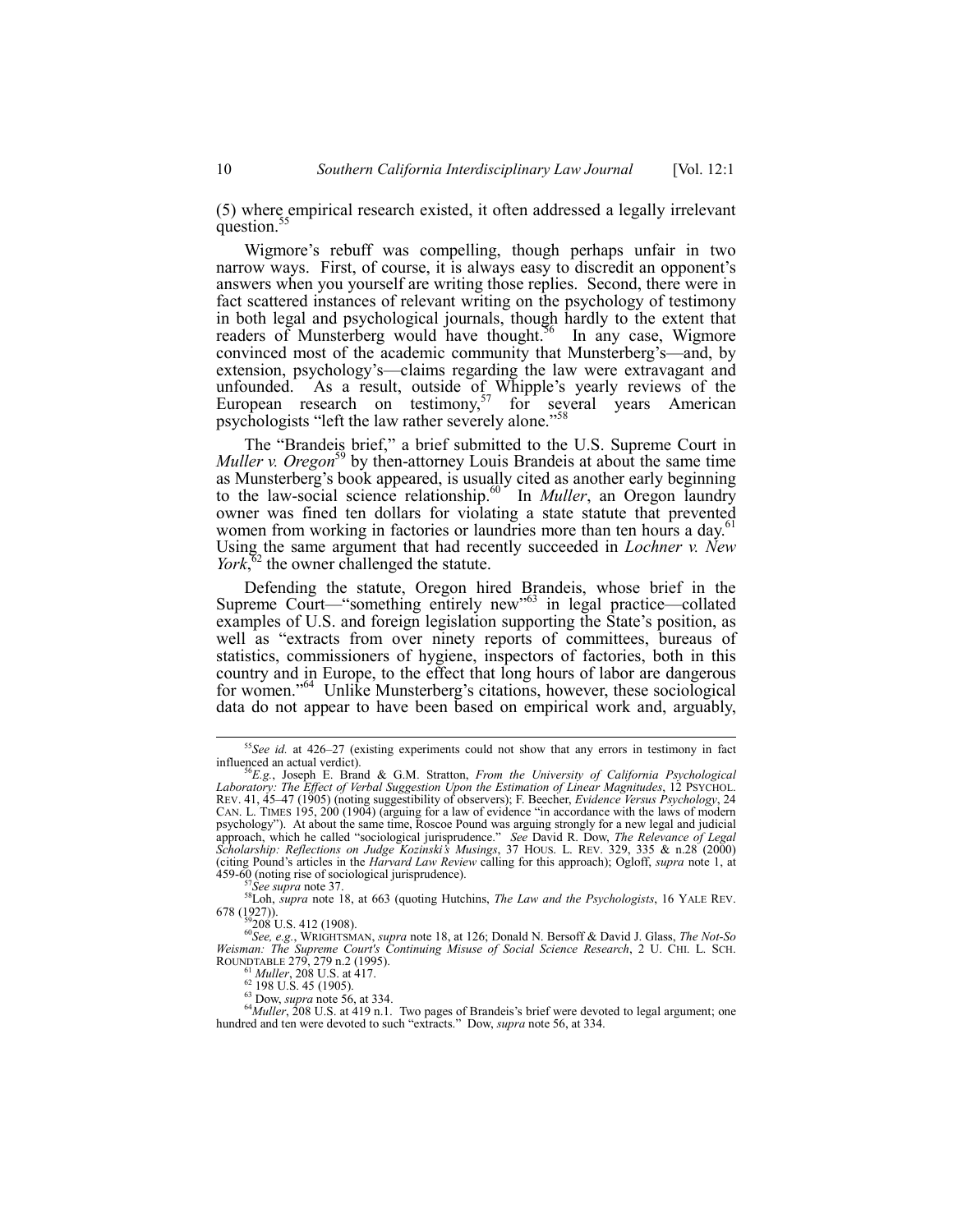(5) where empirical research existed, it often addressed a legally irrelevant question.[55]

Wigmore's rebuff was compelling, though perhaps unfair in two narrow ways. First, of course, it is always easy to discredit an opponent's answers when you yourself are writing those replies. Second, there were in fact scattered instances of relevant writing on the psychology of testimony in both legal and psychological journals, though hardly to the extent that readers of Munsterberg would have thought.[56] In any case, Wigmore convinced most of the academic community that Munsterberg's—and, by extension, psychology's—claims regarding the law were extravagant and unfounded. As a result, outside of Whipple's yearly reviews of the European research on testimony,[57] for several years American psychologists "left the law rather severely alone."[58]

The "Brandeis brief," a brief submitted to the U.S. Supreme Court in *Muller v. Oregon*[59] by then-attorney Louis Brandeis at about the same time as Munsterberg's book appeared, is usually cited as another early beginning to the law-social science relationship.[60] In *Muller*, an Oregon laundry owner was fined ten dollars for violating a state statute that prevented women from working in factories or laundries more than ten hours a day.[61] Using the same argument that had recently succeeded in *Lochner v. New York*,[62] the owner challenged the statute.

Defending the statute, Oregon hired Brandeis, whose brief in the Supreme Court—"something entirely new"[63] in legal practice—collated examples of U.S. and foreign legislation supporting the State's position, as well as "extracts from over ninety reports of committees, bureaus of statistics, commissioners of hygiene, inspectors of factories, both in this country and in Europe, to the effect that long hours of labor are dangerous for women."[64] Unlike Munsterberg's citations, however, these sociological data do not appear to have been based on empirical work and, arguably,

---

[55] *See id.* at 426–27 (existing experiments could not show that any errors in testimony in fact influenced an actual verdict).

[56] *E.g.*, Joseph E. Brand & G.M. Stratton, *From the University of California Psychological Laboratory: The Effect of Verbal Suggestion Upon the Estimation of Linear Magnitudes*, 12 PSYCHOL. REV. 41, 45–47 (1905) (noting suggestibility of observers); F. Beecher, *Evidence Versus Psychology*, 24 CAN. L. TIMES 195, 200 (1904) (arguing for a law of evidence "in accordance with the laws of modern psychology"). At about the same time, Roscoe Pound was arguing strongly for a new legal and judicial approach, which he called "sociological jurisprudence." *See* David R. Dow, *The Relevance of Legal Scholarship: Reflections on Judge Kozinski's Musings*, 37 HOUS. L. REV. 329, 335 & n.28 (2000) (citing Pound's articles in the *Harvard Law Review* calling for this approach); Ogloff, *supra* note 1, at 459-60 (noting rise of sociological jurisprudence).

[57] *See supra* note 37.

[58] Loh, *supra* note 18, at 663 (quoting Hutchins, *The Law and the Psychologists*, 16 YALE REV. 678 (1927)).

[59] 208 U.S. 412 (1908).

[60] *See, e.g.*, WRIGHTSMAN, *supra* note 18, at 126; Donald N. Bersoff & David J. Glass, *The Not-So Weisman: The Supreme Court's Continuing Misuse of Social Science Research*, 2 U. CHI. L. SCH. ROUNDTABLE 279, 279 n.2 (1995).

[61] *Muller*, 208 U.S. at 417.

[62] 198 U.S. 45 (1905).

[63] Dow, *supra* note 56, at 334.

[64] *Muller*, 208 U.S. at 419 n.1. Two pages of Brandeis's brief were devoted to legal argument; one hundred and ten were devoted to such "extracts." Dow, *supra* note 56, at 334.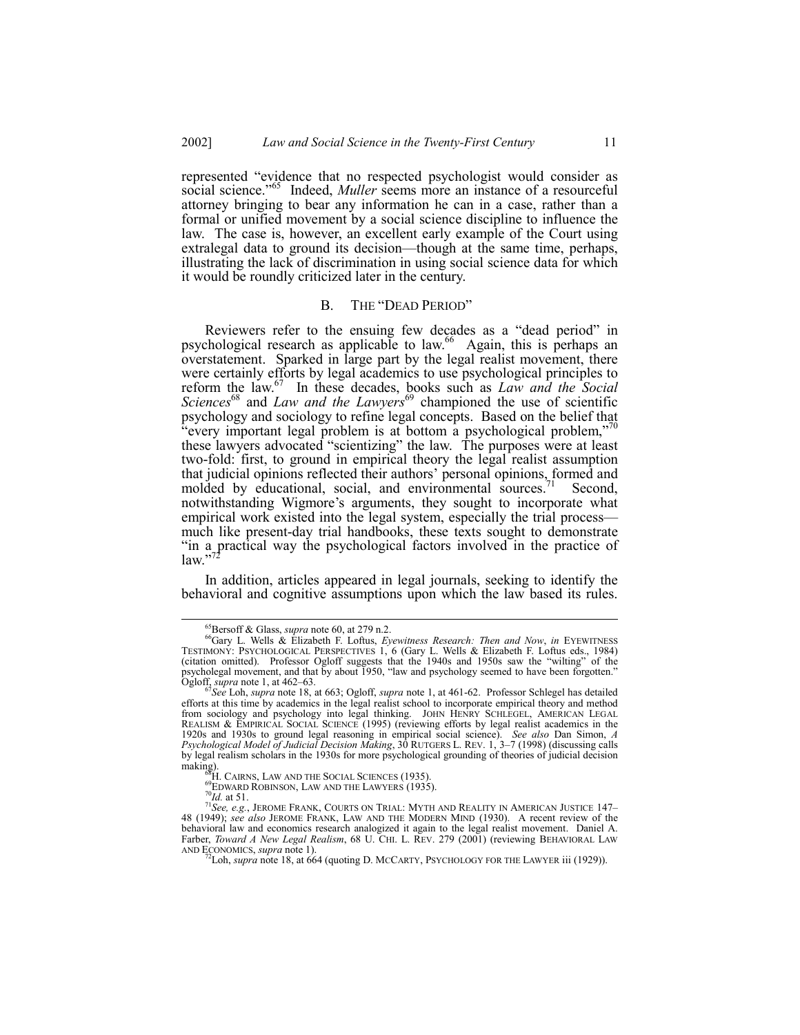represented "evidence that no respected psychologist would consider as social science."[65] Indeed, *Muller* seems more an instance of a resourceful attorney bringing to bear any information he can in a case, rather than a formal or unified movement by a social science discipline to influence the law. The case is, however, an excellent early example of the Court using extralegal data to ground its decision—though at the same time, perhaps, illustrating the lack of discrimination in using social science data for which it would be roundly criticized later in the century.

### B. THE "DEAD PERIOD"

Reviewers refer to the ensuing few decades as a "dead period" in psychological research as applicable to law.[66] Again, this is perhaps an overstatement. Sparked in large part by the legal realist movement, there were certainly efforts by legal academics to use psychological principles to reform the law.[67] In these decades, books such as *Law and the Social Sciences*[68] and *Law and the Lawyers*[69] championed the use of scientific psychology and sociology to refine legal concepts. Based on the belief that "every important legal problem is at bottom a psychological problem,"[70] these lawyers advocated "scientizing" the law. The purposes were at least two-fold: first, to ground in empirical theory the legal realist assumption that judicial opinions reflected their authors' personal opinions, formed and molded by educational, social, and environmental sources.[71] Second, notwithstanding Wigmore's arguments, they sought to incorporate what empirical work existed into the legal system, especially the trial process—much like present-day trial handbooks, these texts sought to demonstrate "in a practical way the psychological factors involved in the practice of law."[72]

In addition, articles appeared in legal journals, seeking to identify the behavioral and cognitive assumptions upon which the law based its rules.

---

[65] Bersoff & Glass, *supra* note 60, at 279 n.2.

[66] Gary L. Wells & Elizabeth F. Loftus, *Eyewitness Research: Then and Now*, *in* EYEWITNESS TESTIMONY: PSYCHOLOGICAL PERSPECTIVES 1, 6 (Gary L. Wells & Elizabeth F. Loftus eds., 1984) (citation omitted). Professor Ogloff suggests that the 1940s and 1950s saw the "wilting" of the psycholegal movement, and that by about 1950, "law and psychology seemed to have been forgotten." Ogloff, *supra* note 1, at 462–63.

[67] *See* Loh, *supra* note 18, at 663; Ogloff, *supra* note 1, at 461-62. Professor Schlegel has detailed efforts at this time by academics in the legal realist school to incorporate empirical theory and method from sociology and psychology into legal thinking. JOHN HENRY SCHLEGEL, AMERICAN LEGAL REALISM & EMPIRICAL SOCIAL SCIENCE (1995) (reviewing efforts by legal realist academics in the 1920s and 1930s to ground legal reasoning in empirical social science). *See also* Dan Simon, *A Psychological Model of Judicial Decision Making*, 30 RUTGERS L. REV. 1, 3–7 (1998) (discussing calls by legal realism scholars in the 1930s for more psychological grounding of theories of judicial decision making).

[68] H. CAIRNS, LAW AND THE SOCIAL SCIENCES (1935).

[69] EDWARD ROBINSON, LAW AND THE LAWYERS (1935).

[70] *Id.* at 51.

[71] *See, e.g.*, JEROME FRANK, COURTS ON TRIAL: MYTH AND REALITY IN AMERICAN JUSTICE 147–48 (1949); *see also* JEROME FRANK, LAW AND THE MODERN MIND (1930). A recent review of the behavioral law and economics research analogized it again to the legal realist movement. Daniel A. Farber, *Toward A New Legal Realism*, 68 U. CHI. L. REV. 279 (2001) (reviewing BEHAVIORAL LAW AND ECONOMICS, *supra* note 1).

[72] Loh, *supra* note 18, at 664 (quoting D. MCCARTY, PSYCHOLOGY FOR THE LAWYER iii (1929)).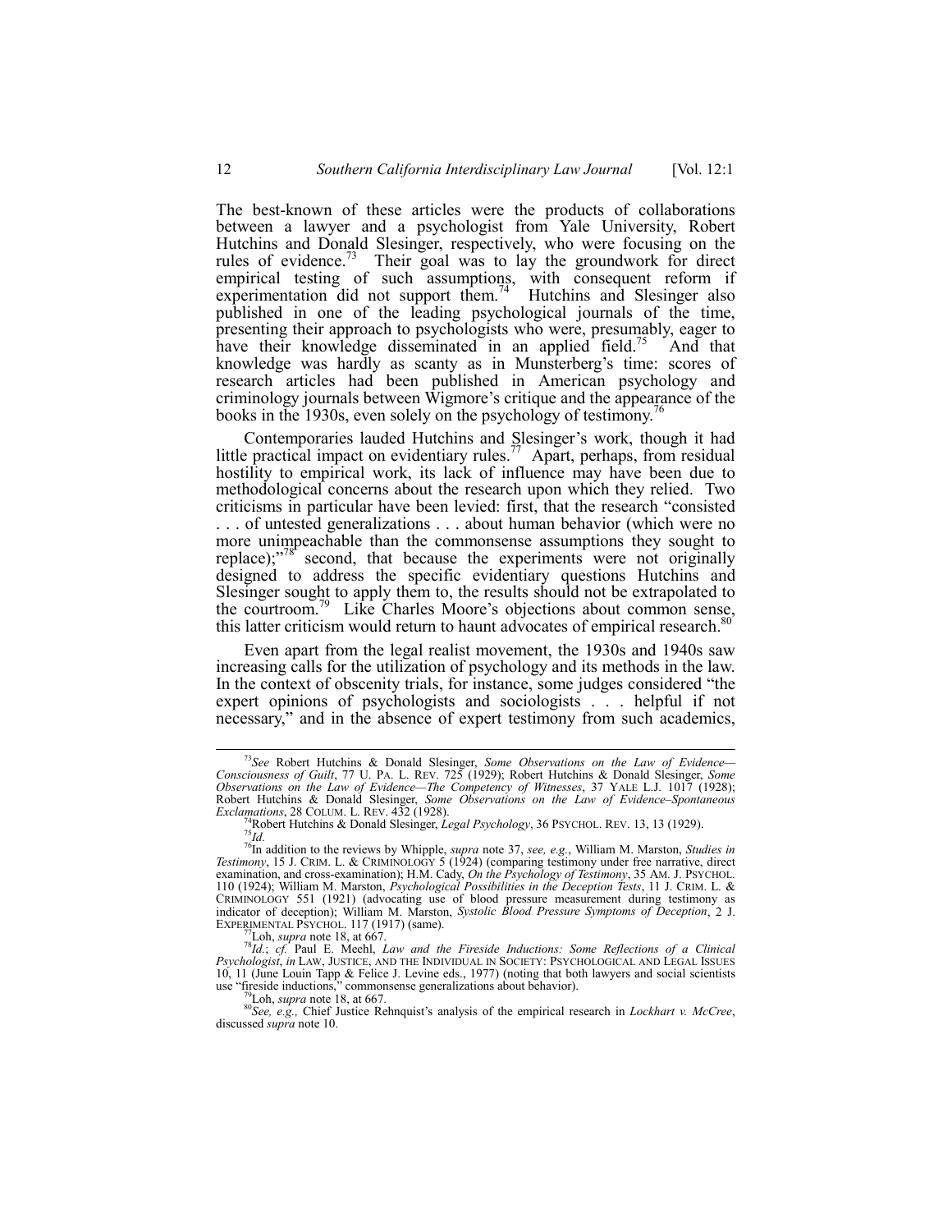The best-known of these articles were the products of collaborations between a lawyer and a psychologist from Yale University, Robert Hutchins and Donald Slesinger, respectively, who were focusing on the rules of evidence.[73] Their goal was to lay the groundwork for direct empirical testing of such assumptions, with consequent reform if experimentation did not support them.[74] Hutchins and Slesinger also published in one of the leading psychological journals of the time, presenting their approach to psychologists who were, presumably, eager to have their knowledge disseminated in an applied field.[75] And that knowledge was hardly as scanty as in Munsterberg's time: scores of research articles had been published in American psychology and criminology journals between Wigmore's critique and the appearance of the books in the 1930s, even solely on the psychology of testimony.[76]

Contemporaries lauded Hutchins and Slesinger's work, though it had little practical impact on evidentiary rules.[77] Apart, perhaps, from residual hostility to empirical work, its lack of influence may have been due to methodological concerns about the research upon which they relied. Two criticisms in particular have been levied: first, that the research "consisted . . . of untested generalizations . . . about human behavior (which were no more unimpeachable than the commonsense assumptions they sought to replace);"[78] second, that because the experiments were not originally designed to address the specific evidentiary questions Hutchins and Slesinger sought to apply them to, the results should not be extrapolated to the courtroom.[79] Like Charles Moore's objections about common sense, this latter criticism would return to haunt advocates of empirical research.[80]

Even apart from the legal realist movement, the 1930s and 1940s saw increasing calls for the utilization of psychology and its methods in the law. In the context of obscenity trials, for instance, some judges considered "the expert opinions of psychologists and sociologists . . . helpful if not necessary," and in the absence of expert testimony from such academics,

---

[73] *See* Robert Hutchins & Donald Slesinger, *Some Observations on the Law of Evidence—Consciousness of Guilt*, 77 U. PA. L. REV. 725 (1929); Robert Hutchins & Donald Slesinger, *Some Observations on the Law of Evidence—The Competency of Witnesses*, 37 YALE L.J. 1017 (1928); Robert Hutchins & Donald Slesinger, *Some Observations on the Law of Evidence–Spontaneous Exclamations*, 28 COLUM. L. REV. 432 (1928).

[74] Robert Hutchins & Donald Slesinger, *Legal Psychology*, 36 PSYCHOL. REV. 13, 13 (1929).

[75] *Id.*

[76] In addition to the reviews by Whipple, *supra* note 37, *see, e.g.*, William M. Marston, *Studies in Testimony*, 15 J. CRIM. L. & CRIMINOLOGY 5 (1924) (comparing testimony under free narrative, direct examination, and cross-examination); H.M. Cady, *On the Psychology of Testimony*, 35 AM. J. PSYCHOL. 110 (1924); William M. Marston, *Psychological Possibilities in the Deception Tests*, 11 J. CRIM. L. & CRIMINOLOGY 551 (1921) (advocating use of blood pressure measurement during testimony as indicator of deception); William M. Marston, *Systolic Blood Pressure Symptoms of Deception*, 2 J. EXPERIMENTAL PSYCHOL. 117 (1917) (same).

[77] Loh, *supra* note 18, at 667.

[78] *Id.*; *cf.* Paul E. Meehl, *Law and the Fireside Inductions: Some Reflections of a Clinical Psychologist*, *in* LAW, JUSTICE, AND THE INDIVIDUAL IN SOCIETY: PSYCHOLOGICAL AND LEGAL ISSUES 10, 11 (June Louin Tapp & Felice J. Levine eds., 1977) (noting that both lawyers and social scientists use "fireside inductions," commonsense generalizations about behavior).

[79] Loh, *supra* note 18, at 667.

[80] *See, e.g.,* Chief Justice Rehnquist's analysis of the empirical research in *Lockhart v. McCree*, discussed *supra* note 10.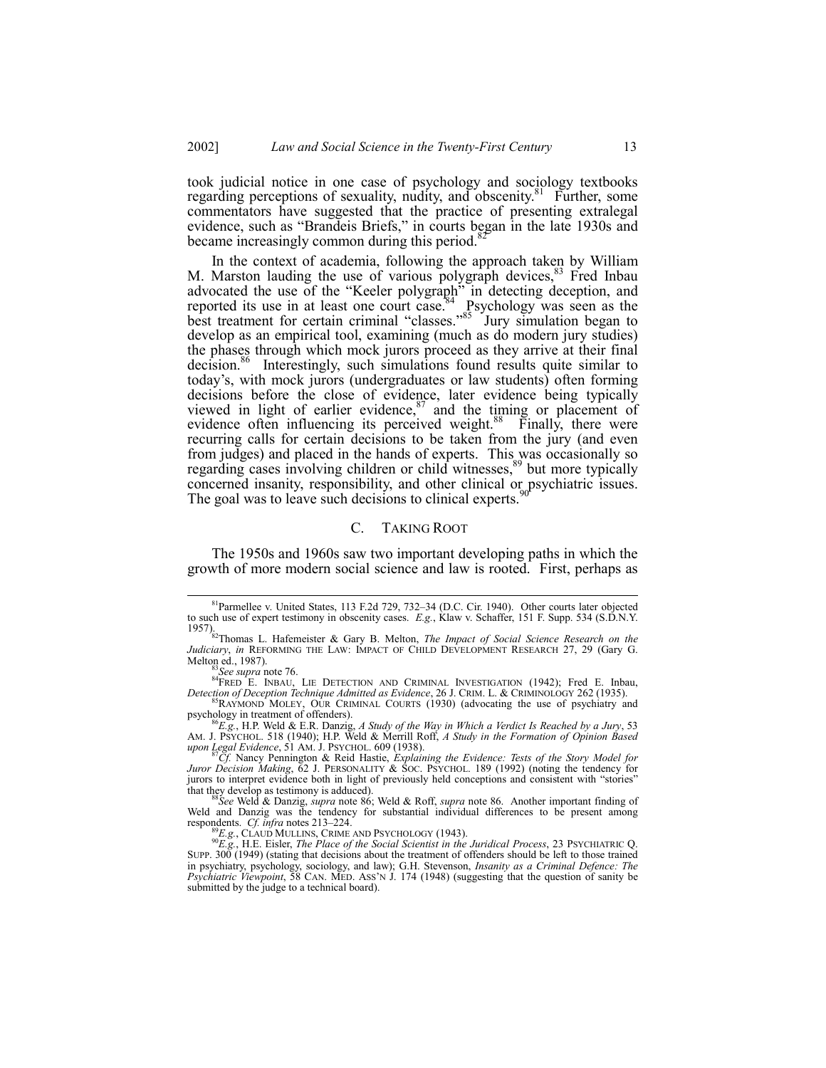took judicial notice in one case of psychology and sociology textbooks regarding perceptions of sexuality, nudity, and obscenity.[81] Further, some commentators have suggested that the practice of presenting extralegal evidence, such as "Brandeis Briefs," in courts began in the late 1930s and became increasingly common during this period.[82]

In the context of academia, following the approach taken by William M. Marston lauding the use of various polygraph devices,[83] Fred Inbau advocated the use of the "Keeler polygraph" in detecting deception, and reported its use in at least one court case.[84] Psychology was seen as the best treatment for certain criminal "classes."[85] Jury simulation began to develop as an empirical tool, examining (much as do modern jury studies) the phases through which mock jurors proceed as they arrive at their final decision.[86] Interestingly, such simulations found results quite similar to today's, with mock jurors (undergraduates or law students) often forming decisions before the close of evidence, later evidence being typically viewed in light of earlier evidence,[87] and the timing or placement of evidence often influencing its perceived weight.[88] Finally, there were recurring calls for certain decisions to be taken from the jury (and even from judges) and placed in the hands of experts. This was occasionally so regarding cases involving children or child witnesses,[89] but more typically concerned insanity, responsibility, and other clinical or psychiatric issues. The goal was to leave such decisions to clinical experts.[90]

### C. TAKING ROOT

The 1950s and 1960s saw two important developing paths in which the growth of more modern social science and law is rooted. First, perhaps as

---

[81] Parmellee v. United States, 113 F.2d 729, 732–34 (D.C. Cir. 1940). Other courts later objected to such use of expert testimony in obscenity cases. *E.g.*, Klaw v. Schaffer, 151 F. Supp. 534 (S.D.N.Y. 1957).

[82] Thomas L. Hafemeister & Gary B. Melton, *The Impact of Social Science Research on the Judiciary*, *in* REFORMING THE LAW: IMPACT OF CHILD DEVELOPMENT RESEARCH 27, 29 (Gary G. Melton ed., 1987).

[83] *See supra* note 76.

[84] FRED E. INBAU, LIE DETECTION AND CRIMINAL INVESTIGATION (1942); Fred E. Inbau, *Detection of Deception Technique Admitted as Evidence*, 26 J. CRIM. L. & CRIMINOLOGY 262 (1935).

[85] RAYMOND MOLEY, OUR CRIMINAL COURTS (1930) (advocating the use of psychiatry and psychology in treatment of offenders).

[86] *E.g.*, H.P. Weld & E.R. Danzig, *A Study of the Way in Which a Verdict Is Reached by a Jury*, 53 AM. J. PSYCHOL. 518 (1940); H.P. Weld & Merrill Roff, *A Study in the Formation of Opinion Based upon Legal Evidence*, 51 AM. J. PSYCHOL. 609 (1938).

[87] *Cf.* Nancy Pennington & Reid Hastie, *Explaining the Evidence: Tests of the Story Model for Juror Decision Making*, 62 J. PERSONALITY & SOC. PSYCHOL. 189 (1992) (noting the tendency for jurors to interpret evidence both in light of previously held conceptions and consistent with "stories" that they develop as testimony is adduced).

[88] *See* Weld & Danzig, *supra* note 86; Weld & Roff, *supra* note 86. Another important finding of Weld and Danzig was the tendency for substantial individual differences to be present among respondents. *Cf. infra* notes 213–224.

[89] *E.g.*, CLAUD MULLINS, CRIME AND PSYCHOLOGY (1943).

[90] *E.g.*, H.E. Eisler, *The Place of the Social Scientist in the Juridical Process*, 23 PSYCHIATRIC Q. SUPP. 300 (1949) (stating that decisions about the treatment of offenders should be left to those trained in psychiatry, psychology, sociology, and law); G.H. Stevenson, *Insanity as a Criminal Defence: The Psychiatric Viewpoint*, 58 CAN. MED. ASS'N J. 174 (1948) (suggesting that the question of sanity be submitted by the judge to a technical board).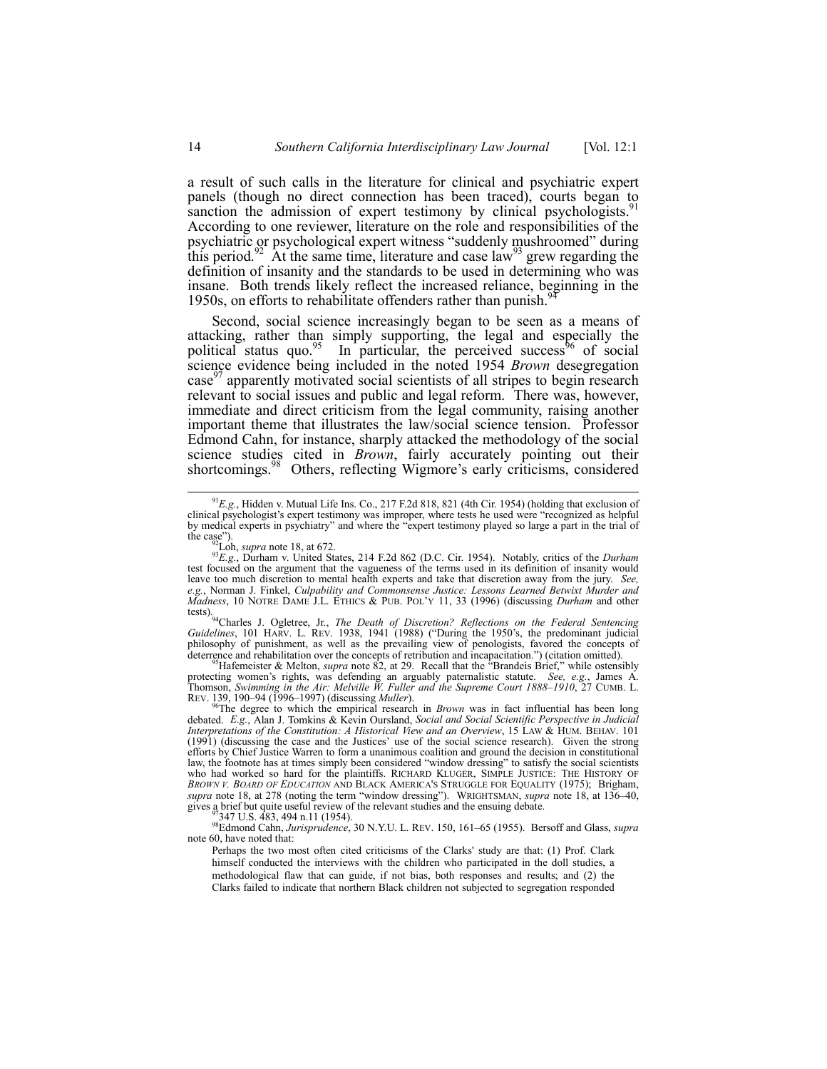a result of such calls in the literature for clinical and psychiatric expert panels (though no direct connection has been traced), courts began to sanction the admission of expert testimony by clinical psychologists.[91] According to one reviewer, literature on the role and responsibilities of the psychiatric or psychological expert witness "suddenly mushroomed" during this period.[92] At the same time, literature and case law[93] grew regarding the definition of insanity and the standards to be used in determining who was insane. Both trends likely reflect the increased reliance, beginning in the 1950s, on efforts to rehabilitate offenders rather than punish.[94]

Second, social science increasingly began to be seen as a means of attacking, rather than simply supporting, the legal and especially the political status quo.[95] In particular, the perceived success[96] of social science evidence being included in the noted 1954 *Brown* desegregation case[97] apparently motivated social scientists of all stripes to begin research relevant to social issues and public and legal reform. There was, however, immediate and direct criticism from the legal community, raising another important theme that illustrates the law/social science tension. Professor Edmond Cahn, for instance, sharply attacked the methodology of the social science studies cited in *Brown*, fairly accurately pointing out their shortcomings.[98] Others, reflecting Wigmore's early criticisms, considered

---

[91] *E.g.*, Hidden v. Mutual Life Ins. Co., 217 F.2d 818, 821 (4th Cir. 1954) (holding that exclusion of clinical psychologist's expert testimony was improper, where tests he used were "recognized as helpful by medical experts in psychiatry" and where the "expert testimony played so large a part in the trial of the case").

[92] Loh, *supra* note 18, at 672.

[93] *E.g.*, Durham v. United States, 214 F.2d 862 (D.C. Cir. 1954). Notably, critics of the *Durham* test focused on the argument that the vagueness of the terms used in its definition of insanity would leave too much discretion to mental health experts and take that discretion away from the jury. *See, e.g.*, Norman J. Finkel, *Culpability and Commonsense Justice: Lessons Learned Betwixt Murder and Madness*, 10 NOTRE DAME J.L. ETHICS & PUB. POL'Y 11, 33 (1996) (discussing *Durham* and other tests).

[94] Charles J. Ogletree, Jr., *The Death of Discretion? Reflections on the Federal Sentencing Guidelines*, 101 HARV. L. REV. 1938, 1941 (1988) ("During the 1950's, the predominant judicial philosophy of punishment, as well as the prevailing view of penologists, favored the concepts of deterrence and rehabilitation over the concepts of retribution and incapacitation.") (citation omitted).

[95] Hafemeister & Melton, *supra* note 82, at 29. Recall that the "Brandeis Brief," while ostensibly protecting women's rights, was defending an arguably paternalistic statute. *See, e.g.*, James A. Thomson, *Swimming in the Air: Melville W. Fuller and the Supreme Court 1888–1910*, 27 CUMB. L. REV. 139, 190–94 (1996–1997) (discussing *Muller*).

[96] The degree to which the empirical research in *Brown* was in fact influential has been long debated. *E.g.*, Alan J. Tomkins & Kevin Oursland, *Social and Social Scientific Perspective in Judicial Interpretations of the Constitution: A Historical View and an Overview*, 15 LAW & HUM. BEHAV. 101 (1991) (discussing the case and the Justices' use of the social science research). Given the strong efforts by Chief Justice Warren to form a unanimous coalition and ground the decision in constitutional law, the footnote has at times simply been considered "window dressing" to satisfy the social scientists who had worked so hard for the plaintiffs. RICHARD KLUGER, SIMPLE JUSTICE: THE HISTORY OF *BROWN V. BOARD OF EDUCATION* AND BLACK AMERICA'S STRUGGLE FOR EQUALITY (1975); Brigham, *supra* note 18, at 278 (noting the term "window dressing"). WRIGHTSMAN, *supra* note 18, at 136–40, gives a brief but quite useful review of the relevant studies and the ensuing debate.

[97] 347 U.S. 483, 494 n.11 (1954).

[98] Edmond Cahn, *Jurisprudence*, 30 N.Y.U. L. REV. 150, 161–65 (1955). Bersoff and Glass, *supra* note 60, have noted that:

> Perhaps the two most often cited criticisms of the Clarks' study are that: (1) Prof. Clark himself conducted the interviews with the children who participated in the doll studies, a methodological flaw that can guide, if not bias, both responses and results; and (2) the Clarks failed to indicate that northern Black children not subjected to segregation responded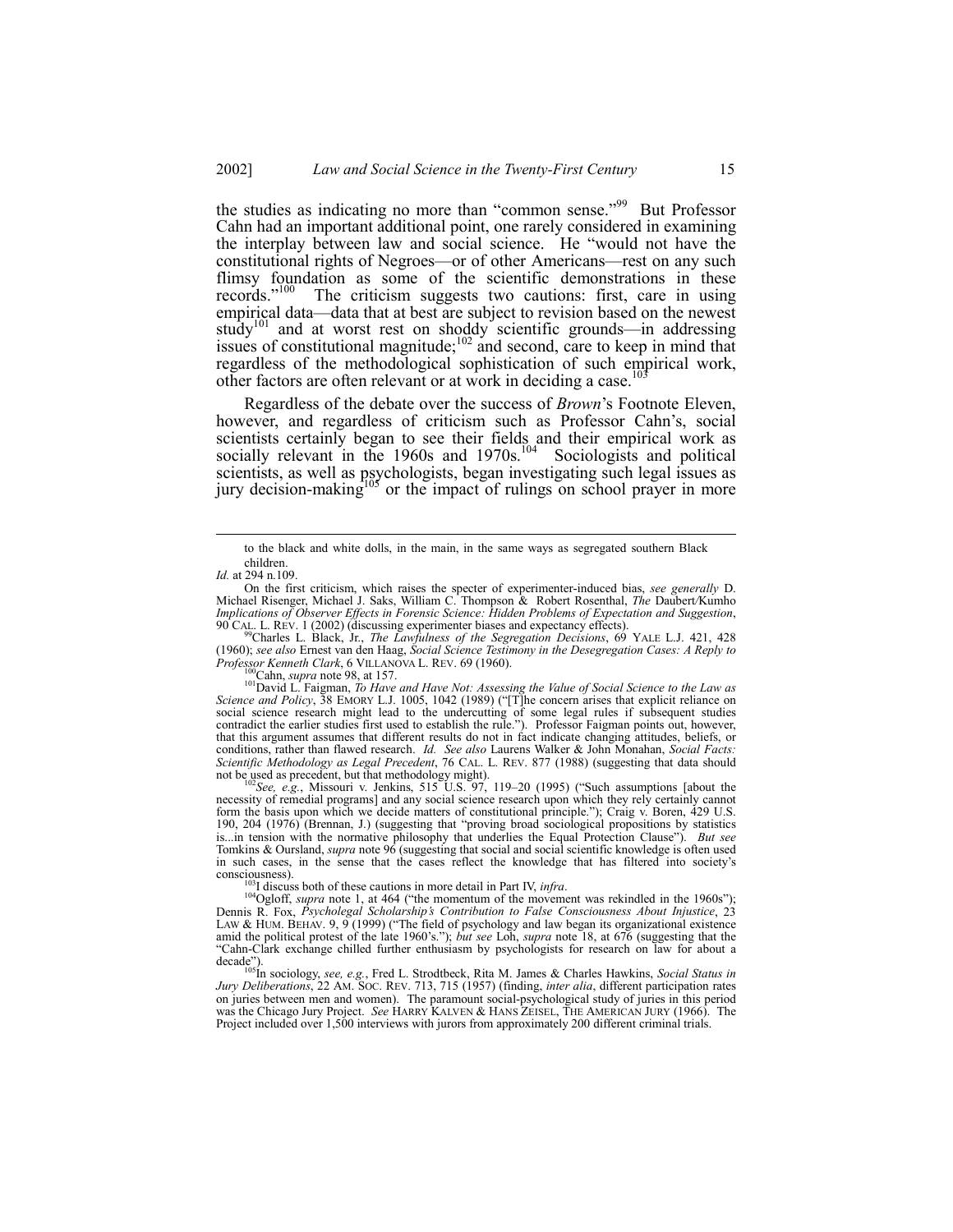the studies as indicating no more than "common sense."[99] But Professor Cahn had an important additional point, one rarely considered in examining the interplay between law and social science. He "would not have the constitutional rights of Negroes—or of other Americans—rest on any such flimsy foundation as some of the scientific demonstrations in these records."[100] The criticism suggests two cautions: first, care in using empirical data—data that at best are subject to revision based on the newest study[101] and at worst rest on shoddy scientific grounds—in addressing issues of constitutional magnitude;[102] and second, care to keep in mind that regardless of the methodological sophistication of such empirical work, other factors are often relevant or at work in deciding a case.[103]

Regardless of the debate over the success of *Brown*'s Footnote Eleven, however, and regardless of criticism such as Professor Cahn's, social scientists certainly began to see their fields and their empirical work as socially relevant in the 1960s and 1970s.[104] Sociologists and political scientists, as well as psychologists, began investigating such legal issues as jury decision-making[105] or the impact of rulings on school prayer in more

---

> to the black and white dolls, in the main, in the same ways as segregated southern Black children.

*Id.* at 294 n.109.

On the first criticism, which raises the specter of experimenter-induced bias, *see generally* D. Michael Risenger, Michael J. Saks, William C. Thompson & Robert Rosenthal, *The* Daubert/Kumho *Implications of Observer Effects in Forensic Science: Hidden Problems of Expectation and Suggestion*, 90 CAL. L. REV. 1 (2002) (discussing experimenter biases and expectancy effects).

[99] Charles L. Black, Jr., *The Lawfulness of the Segregation Decisions*, 69 YALE L.J. 421, 428 (1960); *see also* Ernest van den Haag, *Social Science Testimony in the Desegregation Cases: A Reply to Professor Kenneth Clark*, 6 VILLANOVA L. REV. 69 (1960).

[100] Cahn, *supra* note 98, at 157.

[101] David L. Faigman, *To Have and Have Not: Assessing the Value of Social Science to the Law as Science and Policy*, 38 EMORY L.J. 1005, 1042 (1989) ("[T]he concern arises that explicit reliance on social science research might lead to the undercutting of some legal rules if subsequent studies contradict the earlier studies first used to establish the rule."). Professor Faigman points out, however, that this argument assumes that different results do not in fact indicate changing attitudes, beliefs, or conditions, rather than flawed research. *Id. See also* Laurens Walker & John Monahan, *Social Facts: Scientific Methodology as Legal Precedent*, 76 CAL. L. REV. 877 (1988) (suggesting that data should not be used as precedent, but that methodology might).

[102] *See, e.g.*, Missouri v. Jenkins, 515 U.S. 97, 119–20 (1995) ("Such assumptions [about the necessity of remedial programs] and any social science research upon which they rely certainly cannot form the basis upon which we decide matters of constitutional principle."); Craig v. Boren, 429 U.S. 190, 204 (1976) (Brennan, J.) (suggesting that "proving broad sociological propositions by statistics is...in tension with the normative philosophy that underlies the Equal Protection Clause"). *But see* Tomkins & Oursland, *supra* note 96 (suggesting that social and social scientific knowledge is often used in such cases, in the sense that the cases reflect the knowledge that has filtered into society's consciousness).

[103] I discuss both of these cautions in more detail in Part IV, *infra*.

[104] Ogloff, *supra* note 1, at 464 ("the momentum of the movement was rekindled in the 1960s"); Dennis R. Fox, *Psycholegal Scholarship's Contribution to False Consciousness About Injustice*, 23 LAW & HUM. BEHAV. 9, 9 (1999) ("The field of psychology and law began its organizational existence amid the political protest of the late 1960's."); *but see* Loh, *supra* note 18, at 676 (suggesting that the "Cahn-Clark exchange chilled further enthusiasm by psychologists for research on law for about a decade").

[105] In sociology, *see, e.g.*, Fred L. Strodtbeck, Rita M. James & Charles Hawkins, *Social Status in Jury Deliberations*, 22 AM. SOC. REV. 713, 715 (1957) (finding, *inter alia*, different participation rates on juries between men and women). The paramount social-psychological study of juries in this period was the Chicago Jury Project. *See* HARRY KALVEN & HANS ZEISEL, THE AMERICAN JURY (1966). The Project included over 1,500 interviews with jurors from approximately 200 different criminal trials.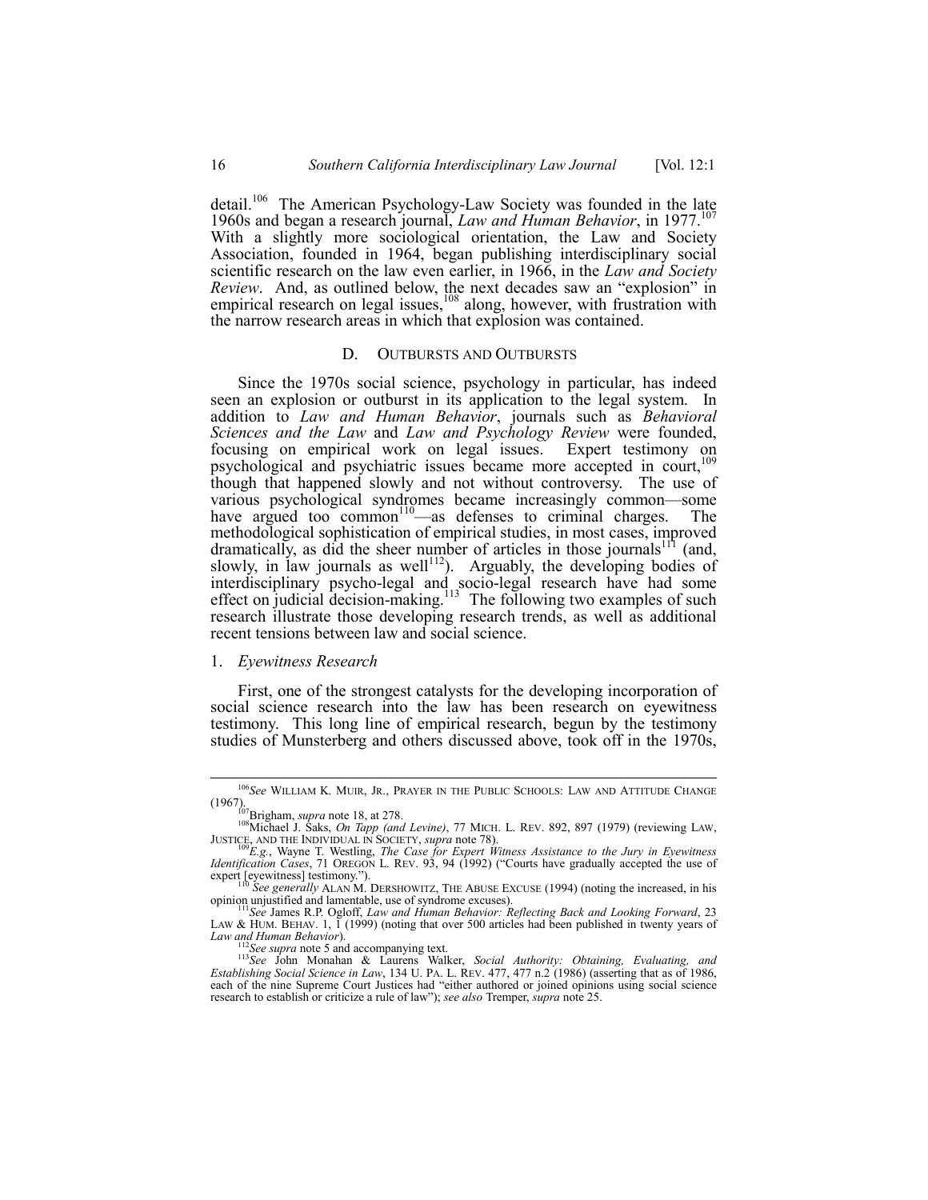detail.[106] The American Psychology-Law Society was founded in the late 1960s and began a research journal, *Law and Human Behavior*, in 1977.[107] With a slightly more sociological orientation, the Law and Society Association, founded in 1964, began publishing interdisciplinary social scientific research on the law even earlier, in 1966, in the *Law and Society Review*. And, as outlined below, the next decades saw an "explosion" in empirical research on legal issues,[108] along, however, with frustration with the narrow research areas in which that explosion was contained.

### D. OUTBURSTS AND OUTBURSTS

Since the 1970s social science, psychology in particular, has indeed seen an explosion or outburst in its application to the legal system. In addition to *Law and Human Behavior*, journals such as *Behavioral Sciences and the Law* and *Law and Psychology Review* were founded, focusing on empirical work on legal issues. Expert testimony on psychological and psychiatric issues became more accepted in court,[109] though that happened slowly and not without controversy. The use of various psychological syndromes became increasingly common—some have argued too common[110]—as defenses to criminal charges. The methodological sophistication of empirical studies, in most cases, improved dramatically, as did the sheer number of articles in those journals[111] (and, slowly, in law journals as well[112]). Arguably, the developing bodies of interdisciplinary psycho-legal and socio-legal research have had some effect on judicial decision-making.[113] The following two examples of such research illustrate those developing research trends, as well as additional recent tensions between law and social science.

#### 1. *Eyewitness Research*

First, one of the strongest catalysts for the developing incorporation of social science research into the law has been research on eyewitness testimony. This long line of empirical research, begun by the testimony studies of Munsterberg and others discussed above, took off in the 1970s,

---

[106] *See* WILLIAM K. MUIR, JR., PRAYER IN THE PUBLIC SCHOOLS: LAW AND ATTITUDE CHANGE (1967).

[107] Brigham, *supra* note 18, at 278.

[108] Michael J. Saks, *On Tapp (and Levine)*, 77 MICH. L. REV. 892, 897 (1979) (reviewing LAW, JUSTICE, AND THE INDIVIDUAL IN SOCIETY, *supra* note 78).

[109] *E.g.*, Wayne T. Westling, *The Case for Expert Witness Assistance to the Jury in Eyewitness Identification Cases*, 71 OREGON L. REV. 93, 94 (1992) ("Courts have gradually accepted the use of expert [eyewitness] testimony.").

[110] *See generally* ALAN M. DERSHOWITZ, THE ABUSE EXCUSE (1994) (noting the increased, in his opinion unjustified and lamentable, use of syndrome excuses).

[111] *See* James R.P. Ogloff, *Law and Human Behavior: Reflecting Back and Looking Forward*, 23 LAW & HUM. BEHAV. 1, 1 (1999) (noting that over 500 articles had been published in twenty years of *Law and Human Behavior*).

[112] *See supra* note 5 and accompanying text.

[113] *See* John Monahan & Laurens Walker, *Social Authority: Obtaining, Evaluating, and Establishing Social Science in Law*, 134 U. PA. L. REV. 477, 477 n.2 (1986) (asserting that as of 1986, each of the nine Supreme Court Justices had "either authored or joined opinions using social science research to establish or criticize a rule of law"); *see also* Tremper, *supra* note 25.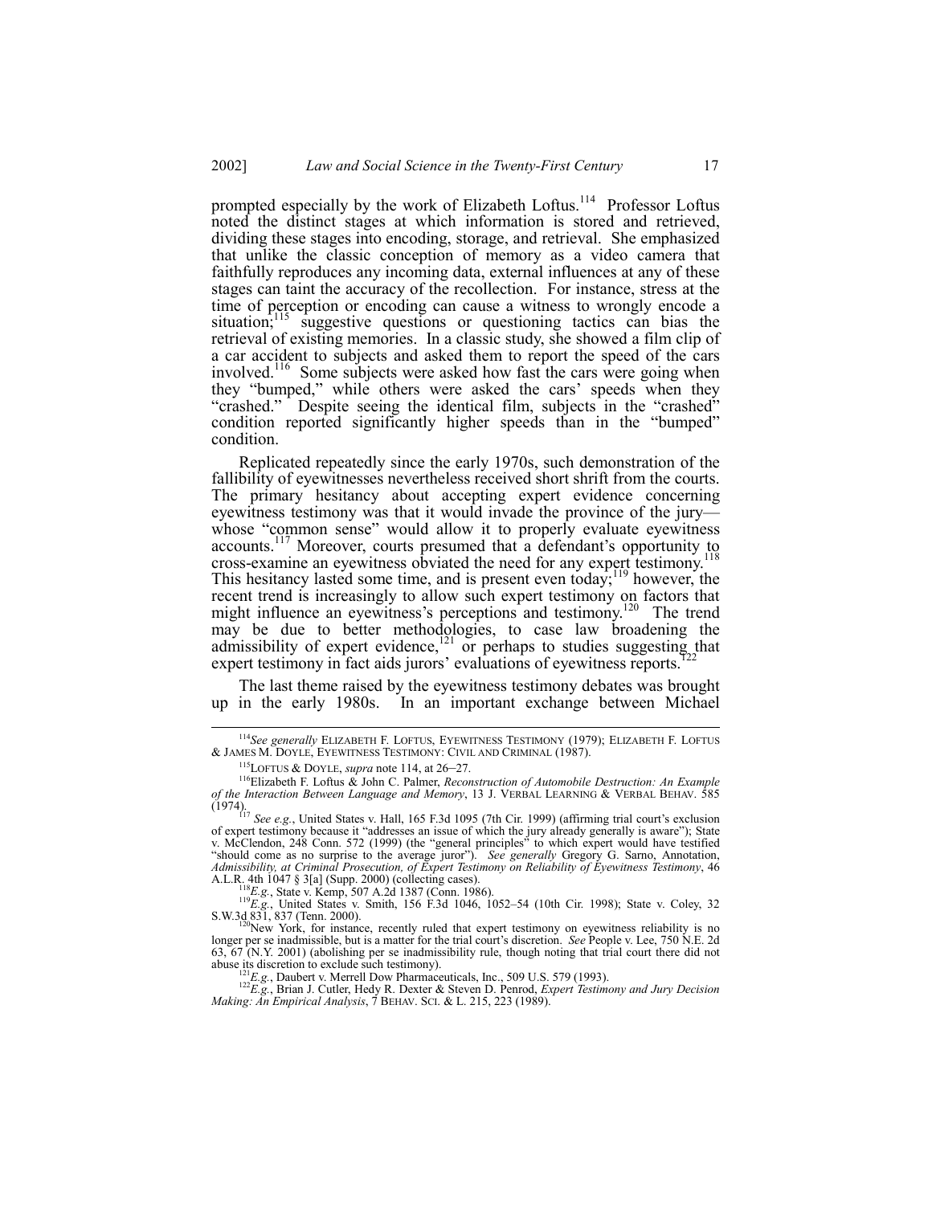prompted especially by the work of Elizabeth Loftus.[114] Professor Loftus noted the distinct stages at which information is stored and retrieved, dividing these stages into encoding, storage, and retrieval. She emphasized that unlike the classic conception of memory as a video camera that faithfully reproduces any incoming data, external influences at any of these stages can taint the accuracy of the recollection. For instance, stress at the time of perception or encoding can cause a witness to wrongly encode a situation;[115] suggestive questions or questioning tactics can bias the retrieval of existing memories. In a classic study, she showed a film clip of a car accident to subjects and asked them to report the speed of the cars involved.[116] Some subjects were asked how fast the cars were going when they "bumped," while others were asked the cars' speeds when they "crashed." Despite seeing the identical film, subjects in the "crashed" condition reported significantly higher speeds than in the "bumped" condition.

Replicated repeatedly since the early 1970s, such demonstration of the fallibility of eyewitnesses nevertheless received short shrift from the courts. The primary hesitancy about accepting expert evidence concerning eyewitness testimony was that it would invade the province of the jury—whose "common sense" would allow it to properly evaluate eyewitness accounts.[117] Moreover, courts presumed that a defendant's opportunity to cross-examine an eyewitness obviated the need for any expert testimony.[118] This hesitancy lasted some time, and is present even today;[119] however, the recent trend is increasingly to allow such expert testimony on factors that might influence an eyewitness's perceptions and testimony.[120] The trend may be due to better methodologies, to case law broadening the admissibility of expert evidence,[121] or perhaps to studies suggesting that expert testimony in fact aids jurors' evaluations of eyewitness reports.[122]

The last theme raised by the eyewitness testimony debates was brought up in the early 1980s. In an important exchange between Michael

---

[114] *See generally* ELIZABETH F. LOFTUS, EYEWITNESS TESTIMONY (1979); ELIZABETH F. LOFTUS & JAMES M. DOYLE, EYEWITNESS TESTIMONY: CIVIL AND CRIMINAL (1987).

[115] LOFTUS & DOYLE, *supra* note 114, at 26–27.

[116] Elizabeth F. Loftus & John C. Palmer, *Reconstruction of Automobile Destruction: An Example of the Interaction Between Language and Memory*, 13 J. VERBAL LEARNING & VERBAL BEHAV. 585 (1974).

[117] *See e.g.*, United States v. Hall, 165 F.3d 1095 (7th Cir. 1999) (affirming trial court's exclusion of expert testimony because it "addresses an issue of which the jury already generally is aware"); State v. McClendon, 248 Conn. 572 (1999) (the "general principles" to which expert would have testified "should come as no surprise to the average juror"). *See generally* Gregory G. Sarno, Annotation, *Admissibility, at Criminal Prosecution, of Expert Testimony on Reliability of Eyewitness Testimony*, 46 A.L.R. 4th 1047 § 3[a] (Supp. 2000) (collecting cases).

[118] *E.g.*, State v. Kemp, 507 A.2d 1387 (Conn. 1986).

[119] *E.g.*, United States v. Smith, 156 F.3d 1046, 1052–54 (10th Cir. 1998); State v. Coley, 32 S.W.3d 831, 837 (Tenn. 2000).

[120] New York, for instance, recently ruled that expert testimony on eyewitness reliability is no longer per se inadmissible, but is a matter for the trial court's discretion. *See* People v. Lee, 750 N.E. 2d 63, 67 (N.Y. 2001) (abolishing per se inadmissibility rule, though noting that trial court there did not abuse its discretion to exclude such testimony).

[121] *E.g.*, Daubert v. Merrell Dow Pharmaceuticals, Inc., 509 U.S. 579 (1993).

[122] *E.g.*, Brian J. Cutler, Hedy R. Dexter & Steven D. Penrod, *Expert Testimony and Jury Decision Making: An Empirical Analysis*, 7 BEHAV. SCI. & L. 215, 223 (1989).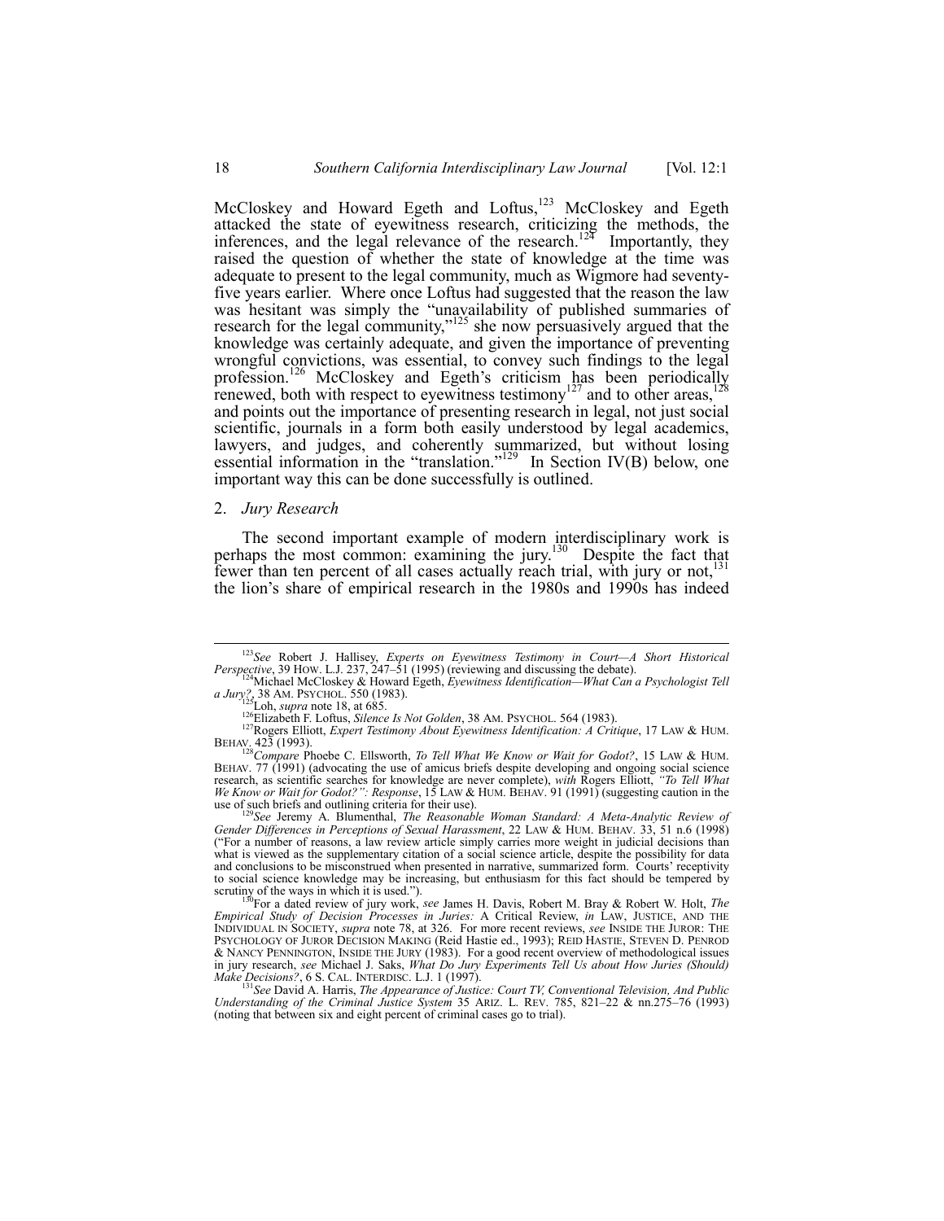McCloskey and Howard Egeth and Loftus,[123] McCloskey and Egeth attacked the state of eyewitness research, criticizing the methods, the inferences, and the legal relevance of the research.[124] Importantly, they raised the question of whether the state of knowledge at the time was adequate to present to the legal community, much as Wigmore had seventy-five years earlier. Where once Loftus had suggested that the reason the law was hesitant was simply the "unavailability of published summaries of research for the legal community,"[125] she now persuasively argued that the knowledge was certainly adequate, and given the importance of preventing wrongful convictions, was essential, to convey such findings to the legal profession.[126] McCloskey and Egeth's criticism has been periodically renewed, both with respect to eyewitness testimony[127] and to other areas,[128] and points out the importance of presenting research in legal, not just social scientific, journals in a form both easily understood by legal academics, lawyers, and judges, and coherently summarized, but without losing essential information in the "translation."[129] In Section IV(B) below, one important way this can be done successfully is outlined.

### 2. *Jury Research*

The second important example of modern interdisciplinary work is perhaps the most common: examining the jury.[130] Despite the fact that fewer than ten percent of all cases actually reach trial, with jury or not,[131] the lion's share of empirical research in the 1980s and 1990s has indeed

---

[123] *See* Robert J. Hallisey, *Experts on Eyewitness Testimony in Court—A Short Historical Perspective*, 39 HOW. L.J. 237, 247–51 (1995) (reviewing and discussing the debate).

[124] Michael McCloskey & Howard Egeth, *Eyewitness Identification—What Can a Psychologist Tell a Jury?*, 38 AM. PSYCHOL. 550 (1983).

[125] Loh, *supra* note 18, at 685.

[126] Elizabeth F. Loftus, *Silence Is Not Golden*, 38 AM. PSYCHOL. 564 (1983).

[127] Rogers Elliott, *Expert Testimony About Eyewitness Identification: A Critique*, 17 LAW & HUM. BEHAV. 423 (1993).

[128] *Compare* Phoebe C. Ellsworth, *To Tell What We Know or Wait for Godot?*, 15 LAW & HUM. BEHAV. 77 (1991) (advocating the use of amicus briefs despite developing and ongoing social science research, as scientific searches for knowledge are never complete), *with* Rogers Elliott, *"To Tell What We Know or Wait for Godot?": Response*, 15 LAW & HUM. BEHAV. 91 (1991) (suggesting caution in the use of such briefs and outlining criteria for their use).

[129] *See* Jeremy A. Blumenthal, *The Reasonable Woman Standard: A Meta-Analytic Review of Gender Differences in Perceptions of Sexual Harassment*, 22 LAW & HUM. BEHAV. 33, 51 n.6 (1998) ("For a number of reasons, a law review article simply carries more weight in judicial decisions than what is viewed as the supplementary citation of a social science article, despite the possibility for data and conclusions to be misconstrued when presented in narrative, summarized form. Courts' receptivity to social science knowledge may be increasing, but enthusiasm for this fact should be tempered by scrutiny of the ways in which it is used.").

[130] For a dated review of jury work, *see* James H. Davis, Robert M. Bray & Robert W. Holt, *The Empirical Study of Decision Processes in Juries:* A Critical Review, *in* LAW, JUSTICE, AND THE INDIVIDUAL IN SOCIETY, *supra* note 78, at 326. For more recent reviews, *see* INSIDE THE JUROR: THE PSYCHOLOGY OF JUROR DECISION MAKING (Reid Hastie ed., 1993); REID HASTIE, STEVEN D. PENROD & NANCY PENNINGTON, INSIDE THE JURY (1983). For a good recent overview of methodological issues in jury research, *see* Michael J. Saks, *What Do Jury Experiments Tell Us about How Juries (Should) Make Decisions?*, 6 S. CAL. INTERDISC. L.J. 1 (1997).

[131] *See* David A. Harris, *The Appearance of Justice: Court TV, Conventional Television, And Public Understanding of the Criminal Justice System* 35 ARIZ. L. REV. 785, 821–22 & nn.275–76 (1993) (noting that between six and eight percent of criminal cases go to trial).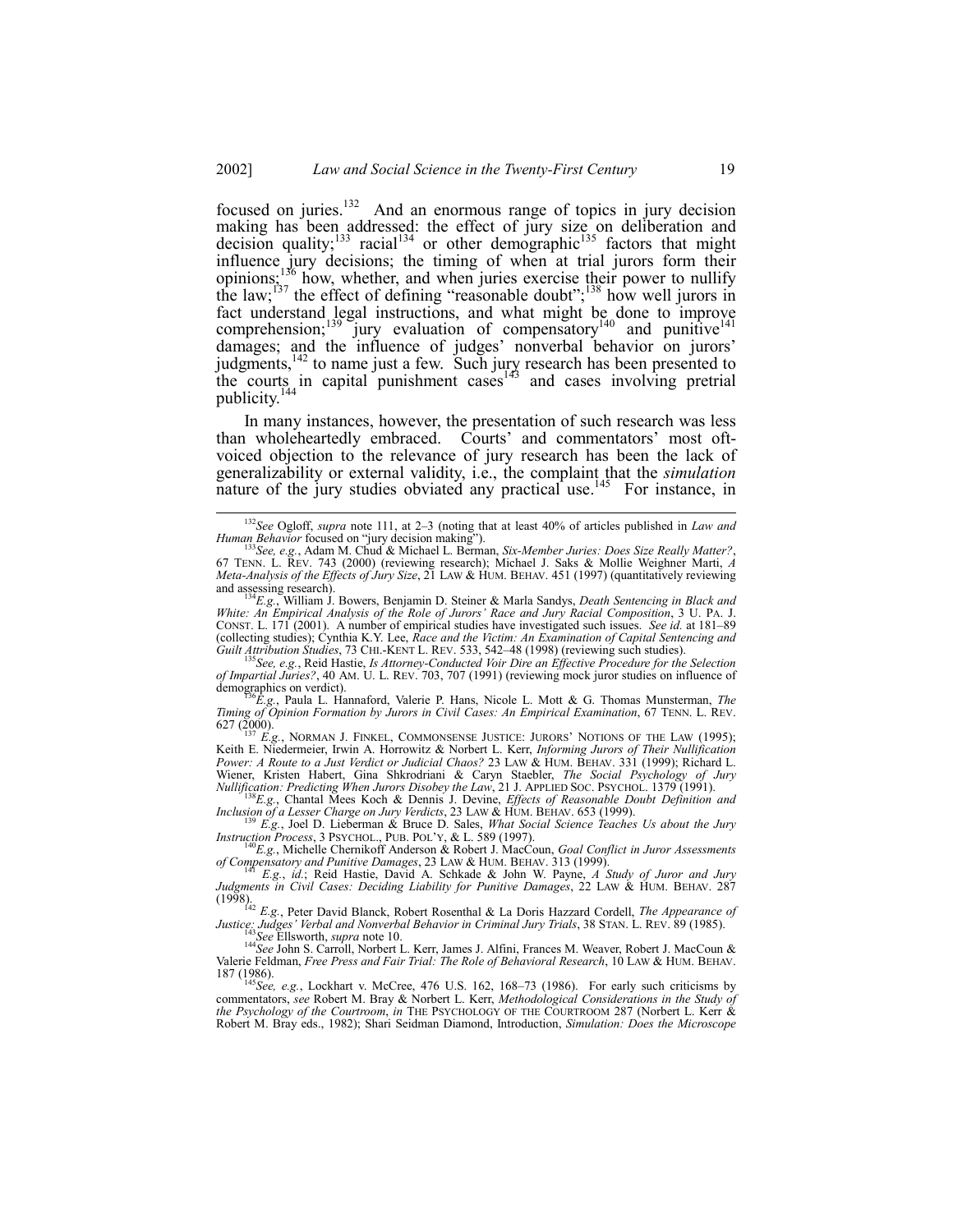focused on juries.[132] And an enormous range of topics in jury decision making has been addressed: the effect of jury size on deliberation and decision quality;[133] racial[134] or other demographic[135] factors that might influence jury decisions; the timing of when at trial jurors form their opinions;[136] how, whether, and when juries exercise their power to nullify the law;[137] the effect of defining "reasonable doubt";[138] how well jurors in fact understand legal instructions, and what might be done to improve comprehension;[139] jury evaluation of compensatory[140] and punitive[141] damages; and the influence of judges' nonverbal behavior on jurors' judgments,[142] to name just a few. Such jury research has been presented to the courts in capital punishment cases[143] and cases involving pretrial publicity.[144]

In many instances, however, the presentation of such research was less than wholeheartedly embraced. Courts' and commentators' most oft-voiced objection to the relevance of jury research has been the lack of generalizability or external validity, i.e., the complaint that the *simulation* nature of the jury studies obviated any practical use.[145] For instance, in

---

[132] *See* Ogloff, *supra* note 111, at 2–3 (noting that at least 40% of articles published in *Law and Human Behavior* focused on "jury decision making").

[133] *See, e.g.*, Adam M. Chud & Michael L. Berman, *Six-Member Juries: Does Size Really Matter?*, 67 TENN. L. REV. 743 (2000) (reviewing research); Michael J. Saks & Mollie Weighner Marti, *A Meta-Analysis of the Effects of Jury Size*, 21 LAW & HUM. BEHAV. 451 (1997) (quantitatively reviewing and assessing research).

[134] *E.g.*, William J. Bowers, Benjamin D. Steiner & Marla Sandys, *Death Sentencing in Black and White: An Empirical Analysis of the Role of Jurors' Race and Jury Racial Composition*, 3 U. PA. J. CONST. L. 171 (2001). A number of empirical studies have investigated such issues. *See id.* at 181–89 (collecting studies); Cynthia K.Y. Lee, *Race and the Victim: An Examination of Capital Sentencing and Guilt Attribution Studies*, 73 CHI.-KENT L. REV. 533, 542–48 (1998) (reviewing such studies).

[135] *See, e.g.*, Reid Hastie, *Is Attorney-Conducted Voir Dire an Effective Procedure for the Selection of Impartial Juries?*, 40 AM. U. L. REV. 703, 707 (1991) (reviewing mock juror studies on influence of demographics on verdict).

[136] *E.g.*, Paula L. Hannaford, Valerie P. Hans, Nicole L. Mott & G. Thomas Munsterman, *The Timing of Opinion Formation by Jurors in Civil Cases: An Empirical Examination*, 67 TENN. L. REV. 627 (2000).

[137] *E.g.*, NORMAN J. FINKEL, COMMONSENSE JUSTICE: JURORS' NOTIONS OF THE LAW (1995); Keith E. Niedermeier, Irwin A. Horrowitz & Norbert L. Kerr, *Informing Jurors of Their Nullification Power: A Route to a Just Verdict or Judicial Chaos?* 23 LAW & HUM. BEHAV. 331 (1999); Richard L. Wiener, Kristen Habert, Gina Shkrodriani & Caryn Staebler, *The Social Psychology of Jury Nullification: Predicting When Jurors Disobey the Law*, 21 J. APPLIED SOC. PSYCHOL. 1379 (1991).

[138] *E.g.*, Chantal Mees Koch & Dennis J. Devine, *Effects of Reasonable Doubt Definition and Inclusion of a Lesser Charge on Jury Verdicts*, 23 LAW & HUM. BEHAV. 653 (1999).

[139] *E.g.*, Joel D. Lieberman & Bruce D. Sales, *What Social Science Teaches Us about the Jury Instruction Process*, 3 PSYCHOL., PUB. POL'Y, & L. 589 (1997).

[140] *E.g.*, Michelle Chernikoff Anderson & Robert J. MacCoun, *Goal Conflict in Juror Assessments of Compensatory and Punitive Damages*, 23 LAW & HUM. BEHAV. 313 (1999).

[141] *E.g.*, *id.*; Reid Hastie, David A. Schkade & John W. Payne, *A Study of Juror and Jury Judgments in Civil Cases: Deciding Liability for Punitive Damages*, 22 LAW & HUM. BEHAV. 287 (1998).

[142] *E.g.*, Peter David Blanck, Robert Rosenthal & La Doris Hazzard Cordell, *The Appearance of Justice: Judges' Verbal and Nonverbal Behavior in Criminal Jury Trials*, 38 STAN. L. REV. 89 (1985).

[143] *See* Ellsworth, *supra* note 10.

[144] *See* John S. Carroll, Norbert L. Kerr, James J. Alfini, Frances M. Weaver, Robert J. MacCoun & Valerie Feldman, *Free Press and Fair Trial: The Role of Behavioral Research*, 10 LAW & HUM. BEHAV. 187 (1986).

[145] *See, e.g.*, Lockhart v. McCree, 476 U.S. 162, 168–73 (1986). For early such criticisms by commentators, *see* Robert M. Bray & Norbert L. Kerr, *Methodological Considerations in the Study of the Psychology of the Courtroom*, *in* THE PSYCHOLOGY OF THE COURTROOM 287 (Norbert L. Kerr & Robert M. Bray eds., 1982); Shari Seidman Diamond, Introduction, *Simulation: Does the Microscope*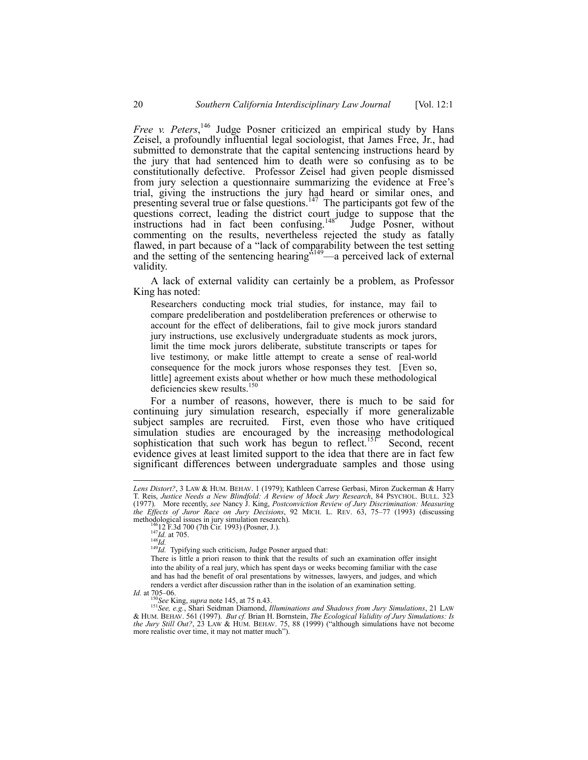*Free v. Peters*,[146] Judge Posner criticized an empirical study by Hans Zeisel, a profoundly influential legal sociologist, that James Free, Jr., had submitted to demonstrate that the capital sentencing instructions heard by the jury that had sentenced him to death were so confusing as to be constitutionally defective. Professor Zeisel had given people dismissed from jury selection a questionnaire summarizing the evidence at Free's trial, giving the instructions the jury had heard or similar ones, and presenting several true or false questions.[147] The participants got few of the questions correct, leading the district court judge to suppose that the instructions had in fact been confusing.[148] Judge Posner, without commenting on the results, nevertheless rejected the study as fatally flawed, in part because of a "lack of comparability between the test setting and the setting of the sentencing hearing"[149]—a perceived lack of external validity.

A lack of external validity can certainly be a problem, as Professor King has noted:

> Researchers conducting mock trial studies, for instance, may fail to compare predeliberation and postdeliberation preferences or otherwise to account for the effect of deliberations, fail to give mock jurors standard jury instructions, use exclusively undergraduate students as mock jurors, limit the time mock jurors deliberate, substitute transcripts or tapes for live testimony, or make little attempt to create a sense of real-world consequence for the mock jurors whose responses they test. [Even so, little] agreement exists about whether or how much these methodological deficiencies skew results.[150]

For a number of reasons, however, there is much to be said for continuing jury simulation research, especially if more generalizable subject samples are recruited. First, even those who have critiqued simulation studies are encouraged by the increasing methodological sophistication that such work has begun to reflect.[151] Second, recent evidence gives at least limited support to the idea that there are in fact few significant differences between undergraduate samples and those using

---

*Lens Distort?*, 3 LAW & HUM. BEHAV. 1 (1979); Kathleen Carrese Gerbasi, Miron Zuckerman & Harry T. Reis, *Justice Needs a New Blindfold: A Review of Mock Jury Research*, 84 PSYCHOL. BULL. 323 (1977). More recently, *see* Nancy J. King, *Postconviction Review of Jury Discrimination: Measuring the Effects of Juror Race on Jury Decisions*, 92 MICH. L. REV. 63, 75–77 (1993) (discussing methodological issues in jury simulation research).

[146] 12 F.3d 700 (7th Cir. 1993) (Posner, J.).

[147] *Id.* at 705.

[148] *Id.*

[149] *Id.* Typifying such criticism, Judge Posner argued that:

> There is little a priori reason to think that the results of such an examination offer insight into the ability of a real jury, which has spent days or weeks becoming familiar with the case and has had the benefit of oral presentations by witnesses, lawyers, and judges, and which renders a verdict after discussion rather than in the isolation of an examination setting.

*Id.* at 705–06.

[150] *See* King, *supra* note 145, at 75 n.43.

[151] *See, e.g.*, Shari Seidman Diamond, *Illuminations and Shadows from Jury Simulations*, 21 LAW & HUM. BEHAV. 561 (1997). *But cf.* Brian H. Bornstein, *The Ecological Validity of Jury Simulations: Is the Jury Still Out?*, 23 LAW & HUM. BEHAV. 75, 88 (1999) ("although simulations have not become more realistic over time, it may not matter much").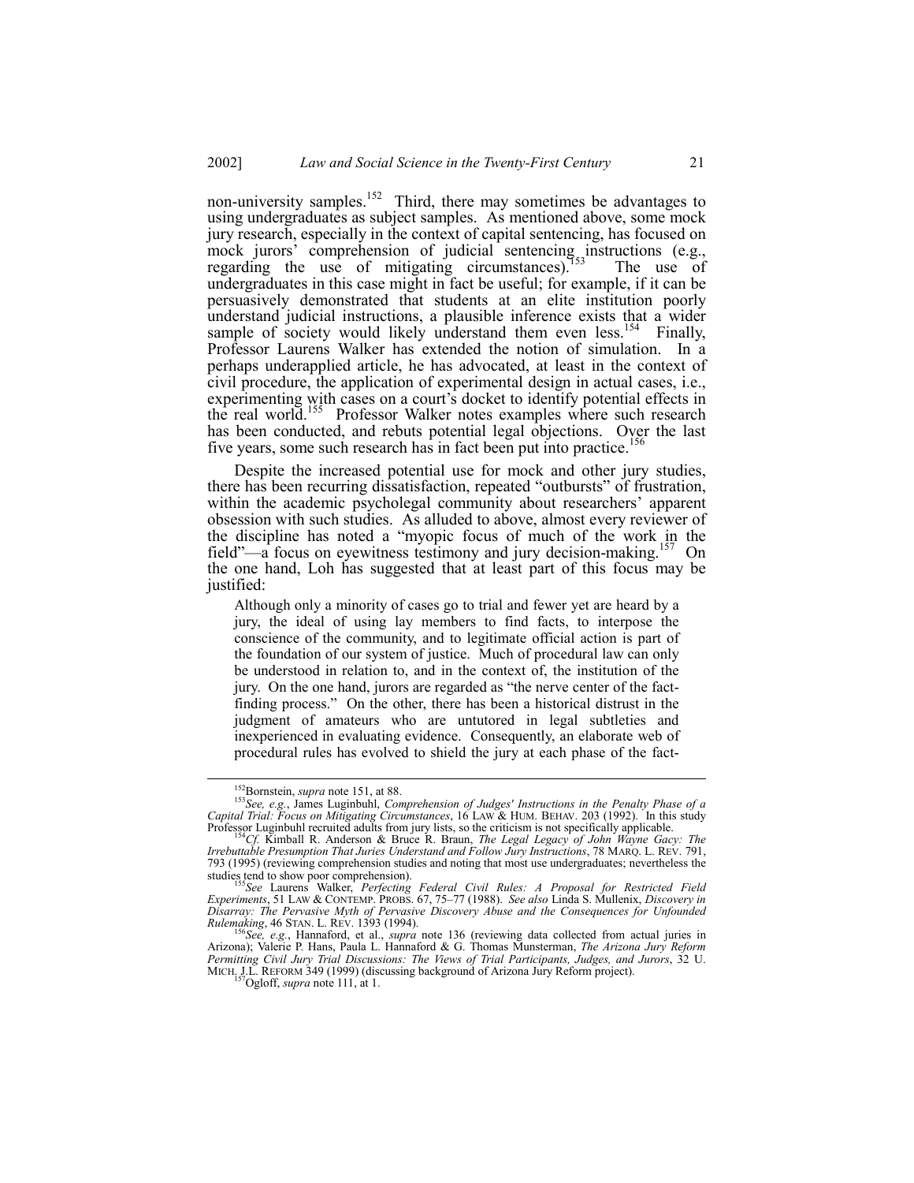non-university samples.[152] Third, there may sometimes be advantages to using undergraduates as subject samples. As mentioned above, some mock jury research, especially in the context of capital sentencing, has focused on mock jurors' comprehension of judicial sentencing instructions (e.g., regarding the use of mitigating circumstances).[153] The use of undergraduates in this case might in fact be useful; for example, if it can be persuasively demonstrated that students at an elite institution poorly understand judicial instructions, a plausible inference exists that a wider sample of society would likely understand them even less.[154] Finally, Professor Laurens Walker has extended the notion of simulation. In a perhaps underapplied article, he has advocated, at least in the context of civil procedure, the application of experimental design in actual cases, i.e., experimenting with cases on a court's docket to identify potential effects in the real world.[155] Professor Walker notes examples where such research has been conducted, and rebuts potential legal objections. Over the last five years, some such research has in fact been put into practice.[156]

Despite the increased potential use for mock and other jury studies, there has been recurring dissatisfaction, repeated "outbursts" of frustration, within the academic psycholegal community about researchers' apparent obsession with such studies. As alluded to above, almost every reviewer of the discipline has noted a "myopic focus of much of the work in the field"—a focus on eyewitness testimony and jury decision-making.[157] On the one hand, Loh has suggested that at least part of this focus may be justified:

> Although only a minority of cases go to trial and fewer yet are heard by a jury, the ideal of using lay members to find facts, to interpose the conscience of the community, and to legitimate official action is part of the foundation of our system of justice. Much of procedural law can only be understood in relation to, and in the context of, the institution of the jury. On the one hand, jurors are regarded as "the nerve center of the fact-finding process." On the other, there has been a historical distrust in the judgment of amateurs who are untutored in legal subtleties and inexperienced in evaluating evidence. Consequently, an elaborate web of procedural rules has evolved to shield the jury at each phase of the fact-

---

[152] Bornstein, *supra* note 151, at 88.

[153] *See, e.g.*, James Luginbuhl, *Comprehension of Judges' Instructions in the Penalty Phase of a Capital Trial: Focus on Mitigating Circumstances*, 16 LAW & HUM. BEHAV. 203 (1992). In this study Professor Luginbuhl recruited adults from jury lists, so the criticism is not specifically applicable.

[154] *Cf.* Kimball R. Anderson & Bruce R. Braun, *The Legal Legacy of John Wayne Gacy: The Irrebuttable Presumption That Juries Understand and Follow Jury Instructions*, 78 MARQ. L. REV. 791, 793 (1995) (reviewing comprehension studies and noting that most use undergraduates; nevertheless the studies tend to show poor comprehension).

[155] *See* Laurens Walker, *Perfecting Federal Civil Rules: A Proposal for Restricted Field Experiments*, 51 LAW & CONTEMP. PROBS. 67, 75–77 (1988). *See also* Linda S. Mullenix, *Discovery in Disarray: The Pervasive Myth of Pervasive Discovery Abuse and the Consequences for Unfounded Rulemaking*, 46 STAN. L. REV. 1393 (1994).

[156] *See, e.g.*, Hannaford, et al., *supra* note 136 (reviewing data collected from actual juries in Arizona); Valerie P. Hans, Paula L. Hannaford & G. Thomas Munsterman, *The Arizona Jury Reform Permitting Civil Jury Trial Discussions: The Views of Trial Participants, Judges, and Jurors*, 32 U. MICH. J.L. REFORM 349 (1999) (discussing background of Arizona Jury Reform project).

[157] Ogloff, *supra* note 111, at 1.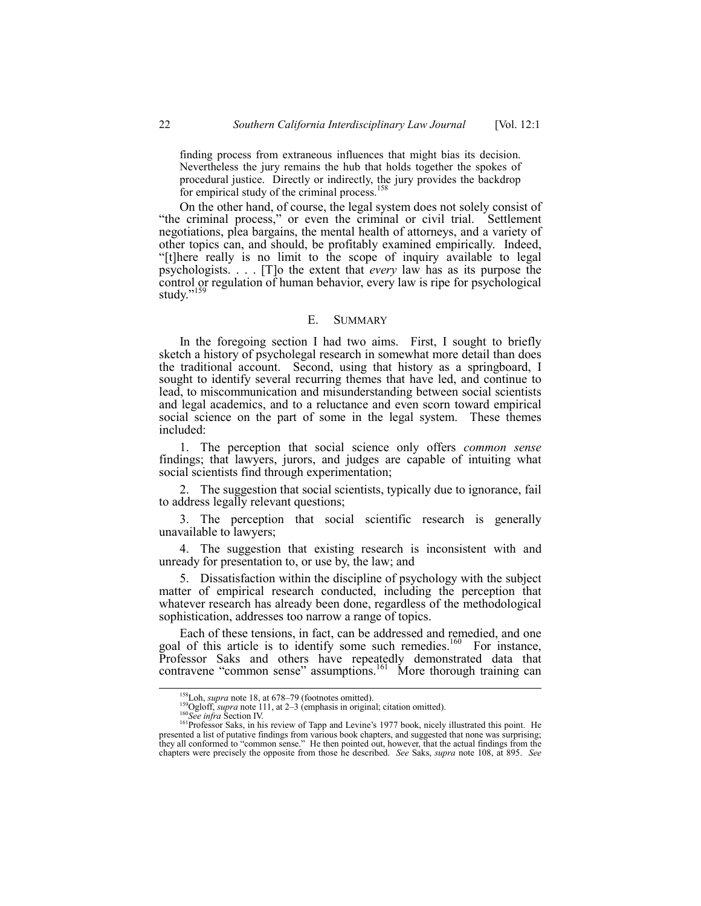finding process from extraneous influences that might bias its decision. Nevertheless the jury remains the hub that holds together the spokes of procedural justice. Directly or indirectly, the jury provides the backdrop for empirical study of the criminal process.[158]

On the other hand, of course, the legal system does not solely consist of "the criminal process," or even the criminal or civil trial. Settlement negotiations, plea bargains, the mental health of attorneys, and a variety of other topics can, and should, be profitably examined empirically. Indeed, "[t]here really is no limit to the scope of inquiry available to legal psychologists. . . . [T]o the extent that *every* law has as its purpose the control or regulation of human behavior, every law is ripe for psychological study."[159]

## E. SUMMARY

In the foregoing section I had two aims. First, I sought to briefly sketch a history of psycholegal research in somewhat more detail than does the traditional account. Second, using that history as a springboard, I sought to identify several recurring themes that have led, and continue to lead, to miscommunication and misunderstanding between social scientists and legal academics, and to a reluctance and even scorn toward empirical social science on the part of some in the legal system. These themes included:

1. The perception that social science only offers *common sense* findings; that lawyers, jurors, and judges are capable of intuiting what social scientists find through experimentation;

2. The suggestion that social scientists, typically due to ignorance, fail to address legally relevant questions;

3. The perception that social scientific research is generally unavailable to lawyers;

4. The suggestion that existing research is inconsistent with and unready for presentation to, or use by, the law; and

5. Dissatisfaction within the discipline of psychology with the subject matter of empirical research conducted, including the perception that whatever research has already been done, regardless of the methodological sophistication, addresses too narrow a range of topics.

Each of these tensions, in fact, can be addressed and remedied, and one goal of this article is to identify some such remedies.[160] For instance, Professor Saks and others have repeatedly demonstrated data that contravene "common sense" assumptions.[161] More thorough training can

---

[158] Loh, *supra* note 18, at 678–79 (footnotes omitted).

[159] Ogloff, *supra* note 111, at 2–3 (emphasis in original; citation omitted).

[160] *See infra* Section IV.

[161] Professor Saks, in his review of Tapp and Levine's 1977 book, nicely illustrated this point. He presented a list of putative findings from various book chapters, and suggested that none was surprising; they all conformed to "common sense." He then pointed out, however, that the actual findings from the chapters were precisely the opposite from those he described. *See* Saks, *supra* note 108, at 895. *See*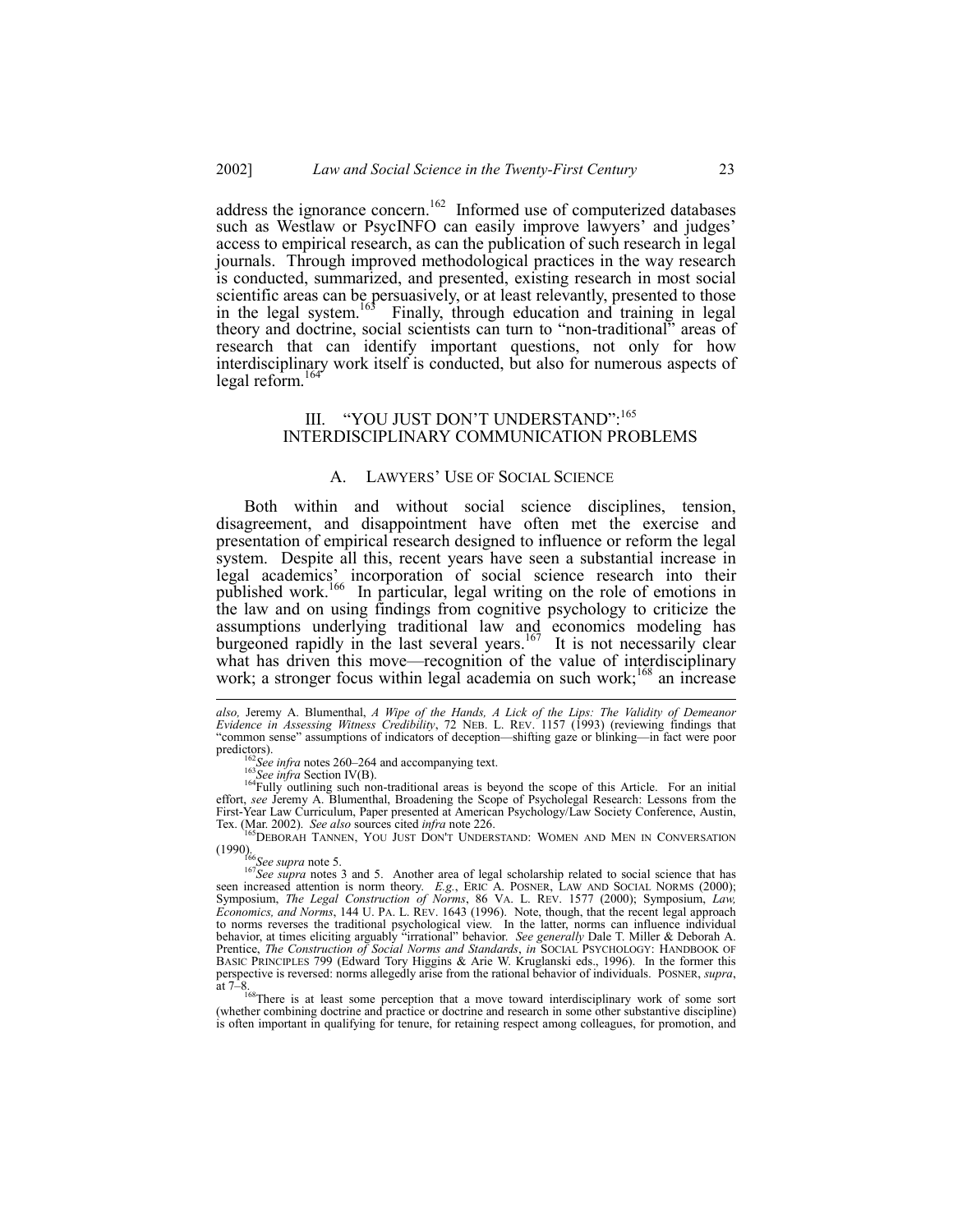address the ignorance concern.[162] Informed use of computerized databases such as Westlaw or PsycINFO can easily improve lawyers' and judges' access to empirical research, as can the publication of such research in legal journals. Through improved methodological practices in the way research is conducted, summarized, and presented, existing research in most social scientific areas can be persuasively, or at least relevantly, presented to those in the legal system.[163] Finally, through education and training in legal theory and doctrine, social scientists can turn to "non-traditional" areas of research that can identify important questions, not only for how interdisciplinary work itself is conducted, but also for numerous aspects of legal reform.[164]

## III. "YOU JUST DON'T UNDERSTAND":[165] INTERDISCIPLINARY COMMUNICATION PROBLEMS

### A. LAWYERS' USE OF SOCIAL SCIENCE

Both within and without social science disciplines, tension, disagreement, and disappointment have often met the exercise and presentation of empirical research designed to influence or reform the legal system. Despite all this, recent years have seen a substantial increase in legal academics' incorporation of social science research into their published work.[166] In particular, legal writing on the role of emotions in the law and on using findings from cognitive psychology to criticize the assumptions underlying traditional law and economics modeling has burgeoned rapidly in the last several years.[167] It is not necessarily clear what has driven this move—recognition of the value of interdisciplinary work; a stronger focus within legal academia on such work;[168] an increase

---

*also,* Jeremy A. Blumenthal, *A Wipe of the Hands, A Lick of the Lips: The Validity of Demeanor Evidence in Assessing Witness Credibility*, 72 NEB. L. REV. 1157 (1993) (reviewing findings that "common sense" assumptions of indicators of deception—shifting gaze or blinking—in fact were poor predictors).

[162] *See infra* notes 260–264 and accompanying text.

[163] *See infra* Section IV(B).

[164] Fully outlining such non-traditional areas is beyond the scope of this Article. For an initial effort, *see* Jeremy A. Blumenthal, Broadening the Scope of Psycholegal Research: Lessons from the First-Year Law Curriculum, Paper presented at American Psychology/Law Society Conference, Austin, Tex. (Mar. 2002). *See also* sources cited *infra* note 226.

[165] DEBORAH TANNEN, YOU JUST DON'T UNDERSTAND: WOMEN AND MEN IN CONVERSATION (1990).

[166] *See supra* note 5.

[167] *See supra* notes 3 and 5. Another area of legal scholarship related to social science that has seen increased attention is norm theory. *E.g.*, ERIC A. POSNER, LAW AND SOCIAL NORMS (2000); Symposium, *The Legal Construction of Norms*, 86 VA. L. REV. 1577 (2000); Symposium, *Law, Economics, and Norms*, 144 U. PA. L. REV. 1643 (1996). Note, though, that the recent legal approach to norms reverses the traditional psychological view. In the latter, norms can influence individual behavior, at times eliciting arguably "irrational" behavior. *See generally* Dale T. Miller & Deborah A. Prentice, *The Construction of Social Norms and Standards*, *in* SOCIAL PSYCHOLOGY: HANDBOOK OF BASIC PRINCIPLES 799 (Edward Tory Higgins & Arie W. Kruglanski eds., 1996). In the former this perspective is reversed: norms allegedly arise from the rational behavior of individuals. POSNER, *supra*, at 7–8.

[168] There is at least some perception that a move toward interdisciplinary work of some sort (whether combining doctrine and practice or doctrine and research in some other substantive discipline) is often important in qualifying for tenure, for retaining respect among colleagues, for promotion, and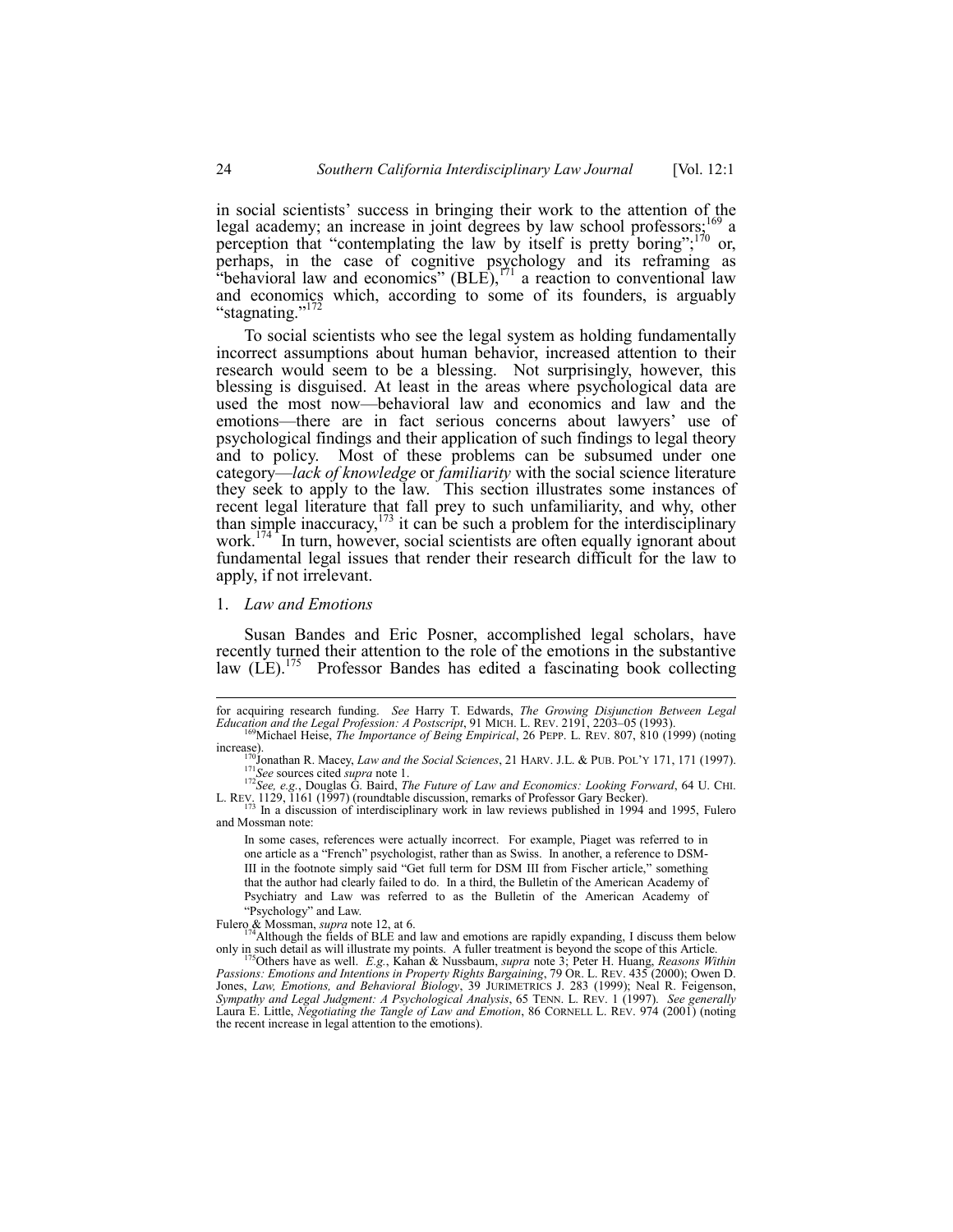in social scientists' success in bringing their work to the attention of the legal academy; an increase in joint degrees by law school professors;[169] a perception that "contemplating the law by itself is pretty boring";[170] or, perhaps, in the case of cognitive psychology and its reframing as "behavioral law and economics" (BLE),[171] a reaction to conventional law and economics which, according to some of its founders, is arguably "stagnating."[172]

To social scientists who see the legal system as holding fundamentally incorrect assumptions about human behavior, increased attention to their research would seem to be a blessing. Not surprisingly, however, this blessing is disguised. At least in the areas where psychological data are used the most now—behavioral law and economics and law and the emotions—there are in fact serious concerns about lawyers' use of psychological findings and their application of such findings to legal theory and to policy. Most of these problems can be subsumed under one category—*lack of knowledge* or *familiarity* with the social science literature they seek to apply to the law. This section illustrates some instances of recent legal literature that fall prey to such unfamiliarity, and why, other than simple inaccuracy,[173] it can be such a problem for the interdisciplinary work.[174] In turn, however, social scientists are often equally ignorant about fundamental legal issues that render their research difficult for the law to apply, if not irrelevant.

1. *Law and Emotions*

Susan Bandes and Eric Posner, accomplished legal scholars, have recently turned their attention to the role of the emotions in the substantive law (LE).[175] Professor Bandes has edited a fascinating book collecting

---

for acquiring research funding. *See* Harry T. Edwards, *The Growing Disjunction Between Legal Education and the Legal Profession: A Postscript*, 91 MICH. L. REV. 2191, 2203–05 (1993).

[169] Michael Heise, *The Importance of Being Empirical*, 26 PEPP. L. REV. 807, 810 (1999) (noting increase).

[170] Jonathan R. Macey, *Law and the Social Sciences*, 21 HARV. J.L. & PUB. POL'Y 171, 171 (1997).

[171] *See* sources cited *supra* note 1.

[172] *See, e.g.*, Douglas G. Baird, *The Future of Law and Economics: Looking Forward*, 64 U. CHI. L. REV. 1129, 1161 (1997) (roundtable discussion, remarks of Professor Gary Becker).

[173] In a discussion of interdisciplinary work in law reviews published in 1994 and 1995, Fulero and Mossman note:

> In some cases, references were actually incorrect. For example, Piaget was referred to in one article as a "French" psychologist, rather than as Swiss. In another, a reference to DSM-III in the footnote simply said "Get full term for DSM III from Fischer article," something that the author had clearly failed to do. In a third, the Bulletin of the American Academy of Psychiatry and Law was referred to as the Bulletin of the American Academy of "Psychology" and Law.

Fulero & Mossman, *supra* note 12, at 6.

[174] Although the fields of BLE and law and emotions are rapidly expanding, I discuss them below only in such detail as will illustrate my points. A fuller treatment is beyond the scope of this Article.

[175] Others have as well. *E.g.*, Kahan & Nussbaum, *supra* note 3; Peter H. Huang, *Reasons Within Passions: Emotions and Intentions in Property Rights Bargaining*, 79 OR. L. REV. 435 (2000); Owen D. Jones, *Law, Emotions, and Behavioral Biology*, 39 JURIMETRICS J. 283 (1999); Neal R. Feigenson, *Sympathy and Legal Judgment: A Psychological Analysis*, 65 TENN. L. REV. 1 (1997). *See generally* Laura E. Little, *Negotiating the Tangle of Law and Emotion*, 86 CORNELL L. REV. 974 (2001) (noting the recent increase in legal attention to the emotions).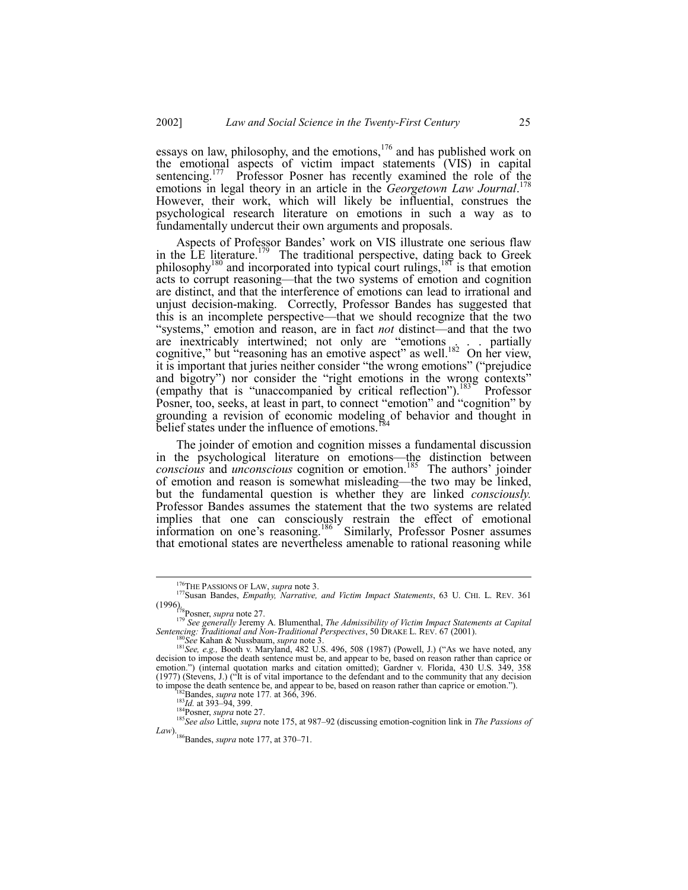essays on law, philosophy, and the emotions,[176] and has published work on the emotional aspects of victim impact statements (VIS) in capital sentencing.[177] Professor Posner has recently examined the role of the emotions in legal theory in an article in the *Georgetown Law Journal*.[178] However, their work, which will likely be influential, construes the psychological research literature on emotions in such a way as to fundamentally undercut their own arguments and proposals.

Aspects of Professor Bandes' work on VIS illustrate one serious flaw in the LE literature.[179] The traditional perspective, dating back to Greek philosophy[180] and incorporated into typical court rulings,[181] is that emotion acts to corrupt reasoning—that the two systems of emotion and cognition are distinct, and that the interference of emotions can lead to irrational and unjust decision-making. Correctly, Professor Bandes has suggested that this is an incomplete perspective—that we should recognize that the two "systems," emotion and reason, are in fact *not* distinct—and that the two are inextricably intertwined; not only are "emotions . . . partially cognitive," but "reasoning has an emotive aspect" as well.[182] On her view, it is important that juries neither consider "the wrong emotions" ("prejudice and bigotry") nor consider the "right emotions in the wrong contexts" (empathy that is "unaccompanied by critical reflection").[183] Professor Posner, too, seeks, at least in part, to connect "emotion" and "cognition" by grounding a revision of economic modeling of behavior and thought in belief states under the influence of emotions.[184]

The joinder of emotion and cognition misses a fundamental discussion in the psychological literature on emotions—the distinction between *conscious* and *unconscious* cognition or emotion.[185] The authors' joinder of emotion and reason is somewhat misleading—the two may be linked, but the fundamental question is whether they are linked *consciously.* Professor Bandes assumes the statement that the two systems are related implies that one can consciously restrain the effect of emotional information on one's reasoning.[186] Similarly, Professor Posner assumes that emotional states are nevertheless amenable to rational reasoning while

---

[176] THE PASSIONS OF LAW, *supra* note 3.

[177] Susan Bandes, *Empathy, Narrative, and Victim Impact Statements*, 63 U. CHI. L. REV. 361 (1996).

[178] Posner, *supra* note 27.

[179] *See generally* Jeremy A. Blumenthal, *The Admissibility of Victim Impact Statements at Capital Sentencing: Traditional and Non-Traditional Perspectives*, 50 DRAKE L. REV. 67 (2001).

[180] *See* Kahan & Nussbaum, *supra* note 3.

[181] *See, e.g.,* Booth v. Maryland, 482 U.S. 496, 508 (1987) (Powell, J.) ("As we have noted, any decision to impose the death sentence must be, and appear to be, based on reason rather than caprice or emotion.") (internal quotation marks and citation omitted); Gardner v. Florida, 430 U.S. 349, 358 (1977) (Stevens, J.) ("It is of vital importance to the defendant and to the community that any decision to impose the death sentence be, and appear to be, based on reason rather than caprice or emotion.").

[182] Bandes, *supra* note 177*.* at 366, 396.

[183] *Id.* at 393–94, 399.

[184] Posner, *supra* note 27.

[185] *See also* Little, *supra* note 175, at 987–92 (discussing emotion-cognition link in *The Passions of Law*).

[186] Bandes, *supra* note 177, at 370–71.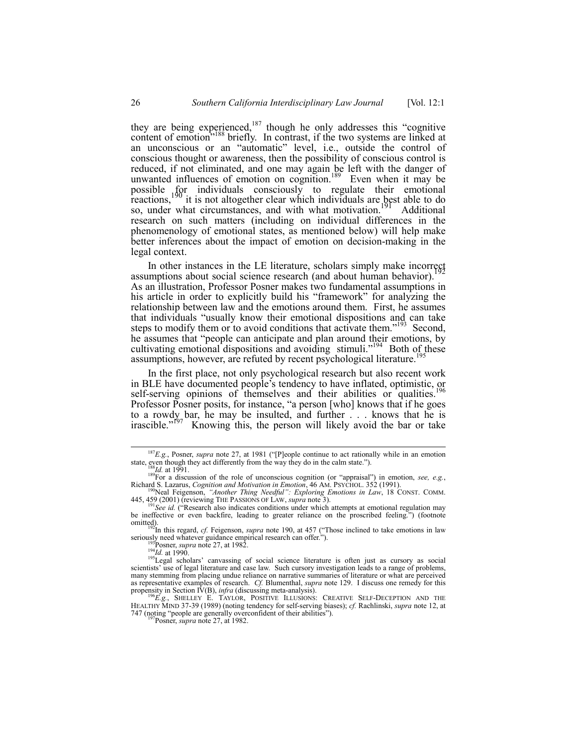they are being experienced,[187] though he only addresses this "cognitive content of emotion"[188] briefly. In contrast, if the two systems are linked at an unconscious or an "automatic" level, i.e., outside the control of conscious thought or awareness, then the possibility of conscious control is reduced, if not eliminated, and one may again be left with the danger of unwanted influences of emotion on cognition.[189] Even when it may be possible for individuals consciously to regulate their emotional reactions,[190] it is not altogether clear which individuals are best able to do so, under what circumstances, and with what motivation.[191] Additional research on such matters (including on individual differences in the phenomenology of emotional states, as mentioned below) will help make better inferences about the impact of emotion on decision-making in the legal context.

In other instances in the LE literature, scholars simply make incorrect assumptions about social science research (and about human behavior).[192] As an illustration, Professor Posner makes two fundamental assumptions in his article in order to explicitly build his "framework" for analyzing the relationship between law and the emotions around them. First, he assumes that individuals "usually know their emotional dispositions and can take steps to modify them or to avoid conditions that activate them."[193] Second, he assumes that "people can anticipate and plan around their emotions, by cultivating emotional dispositions and avoiding stimuli."[194] Both of these assumptions, however, are refuted by recent psychological literature.[195]

In the first place, not only psychological research but also recent work in BLE have documented people's tendency to have inflated, optimistic, or self-serving opinions of themselves and their abilities or qualities.[196] Professor Posner posits, for instance, "a person [who] knows that if he goes to a rowdy bar, he may be insulted, and further . . . knows that he is irascible."[197] Knowing this, the person will likely avoid the bar or take

---

[187] *E.g.*, Posner, *supra* note 27, at 1981 ("[P]eople continue to act rationally while in an emotion state, even though they act differently from the way they do in the calm state.").

[188] *Id.* at 1991.

[189] For a discussion of the role of unconscious cognition (or "appraisal") in emotion, *see, e.g.*, Richard S. Lazarus, *Cognition and Motivation in Emotion*, 46 AM. PSYCHOL. 352 (1991).

[190] Neal Feigenson, *"Another Thing Needful": Exploring Emotions in Law*, 18 CONST. COMM. 445, 459 (2001) (reviewing THE PASSIONS OF LAW, *supra* note 3).

[191] *See id.* ("Research also indicates conditions under which attempts at emotional regulation may be ineffective or even backfire, leading to greater reliance on the proscribed feeling.") (footnote omitted).

[192] In this regard, *cf.* Feigenson, *supra* note 190, at 457 ("Those inclined to take emotions in law seriously need whatever guidance empirical research can offer.").

[193] Posner, *supra* note 27, at 1982.

[194] *Id.* at 1990.

[195] Legal scholars' canvassing of social science literature is often just as cursory as social scientists' use of legal literature and case law. Such cursory investigation leads to a range of problems, many stemming from placing undue reliance on narrative summaries of literature or what are perceived as representative examples of research. *Cf.* Blumenthal, *supra* note 129. I discuss one remedy for this propensity in Section IV(B), *infra* (discussing meta-analysis).

[196] *E.g.*, SHELLEY E. TAYLOR, POSITIVE ILLUSIONS: CREATIVE SELF-DECEPTION AND THE HEALTHY MIND 37-39 (1989) (noting tendency for self-serving biases); *cf.* Rachlinski, *supra* note 12, at 747 (noting "people are generally overconfident of their abilities").

[197] Posner, *supra* note 27, at 1982.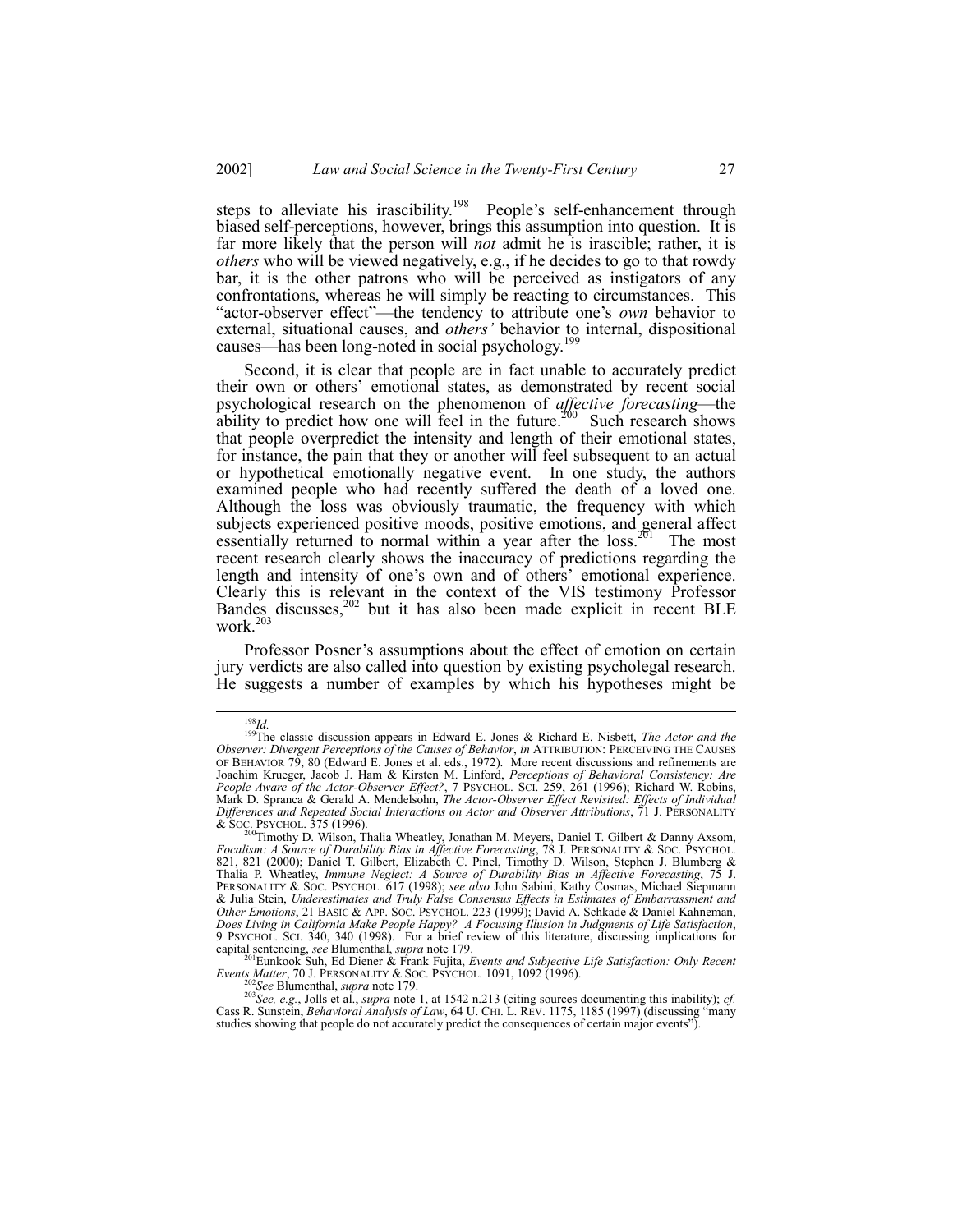steps to alleviate his irascibility.[198] People's self-enhancement through biased self-perceptions, however, brings this assumption into question. It is far more likely that the person will *not* admit he is irascible; rather, it is *others* who will be viewed negatively, e.g., if he decides to go to that rowdy bar, it is the other patrons who will be perceived as instigators of any confrontations, whereas he will simply be reacting to circumstances. This "actor-observer effect"—the tendency to attribute one's *own* behavior to external, situational causes, and *others'* behavior to internal, dispositional causes—has been long-noted in social psychology.[199]

Second, it is clear that people are in fact unable to accurately predict their own or others' emotional states, as demonstrated by recent social psychological research on the phenomenon of *affective forecasting*—the ability to predict how one will feel in the future.[200] Such research shows that people overpredict the intensity and length of their emotional states, for instance, the pain that they or another will feel subsequent to an actual or hypothetical emotionally negative event. In one study, the authors examined people who had recently suffered the death of a loved one. Although the loss was obviously traumatic, the frequency with which subjects experienced positive moods, positive emotions, and general affect essentially returned to normal within a year after the loss.[201] The most recent research clearly shows the inaccuracy of predictions regarding the length and intensity of one's own and of others' emotional experience. Clearly this is relevant in the context of the VIS testimony Professor Bandes discusses,[202] but it has also been made explicit in recent BLE work.[203]

Professor Posner's assumptions about the effect of emotion on certain jury verdicts are also called into question by existing psycholegal research. He suggests a number of examples by which his hypotheses might be

---

[198] *Id.*

[199] The classic discussion appears in Edward E. Jones & Richard E. Nisbett, *The Actor and the Observer: Divergent Perceptions of the Causes of Behavior*, *in* ATTRIBUTION: PERCEIVING THE CAUSES OF BEHAVIOR 79, 80 (Edward E. Jones et al. eds., 1972). More recent discussions and refinements are Joachim Krueger, Jacob J. Ham & Kirsten M. Linford, *Perceptions of Behavioral Consistency: Are People Aware of the Actor-Observer Effect?*, 7 PSYCHOL. SCI. 259, 261 (1996); Richard W. Robins, Mark D. Spranca & Gerald A. Mendelsohn, *The Actor-Observer Effect Revisited: Effects of Individual Differences and Repeated Social Interactions on Actor and Observer Attributions*, 71 J. PERSONALITY & SOC. PSYCHOL. 375 (1996).

[200] Timothy D. Wilson, Thalia Wheatley, Jonathan M. Meyers, Daniel T. Gilbert & Danny Axsom, *Focalism: A Source of Durability Bias in Affective Forecasting*, 78 J. PERSONALITY & SOC. PSYCHOL. 821, 821 (2000); Daniel T. Gilbert, Elizabeth C. Pinel, Timothy D. Wilson, Stephen J. Blumberg & Thalia P. Wheatley, *Immune Neglect: A Source of Durability Bias in Affective Forecasting*, 75 J. PERSONALITY & SOC. PSYCHOL. 617 (1998); *see also* John Sabini, Kathy Cosmas, Michael Siepmann & Julia Stein, *Underestimates and Truly False Consensus Effects in Estimates of Embarrassment and Other Emotions*, 21 BASIC & APP. SOC. PSYCHOL. 223 (1999); David A. Schkade & Daniel Kahneman, *Does Living in California Make People Happy? A Focusing Illusion in Judgments of Life Satisfaction*, 9 PSYCHOL. SCI. 340, 340 (1998). For a brief review of this literature, discussing implications for capital sentencing, *see* Blumenthal, *supra* note 179.

[201] Eunkook Suh, Ed Diener & Frank Fujita, *Events and Subjective Life Satisfaction: Only Recent Events Matter*, 70 J. PERSONALITY & SOC. PSYCHOL. 1091, 1092 (1996).

[202] *See* Blumenthal, *supra* note 179.

[203] *See, e.g.*, Jolls et al., *supra* note 1, at 1542 n.213 (citing sources documenting this inability); *cf.* Cass R. Sunstein, *Behavioral Analysis of Law*, 64 U. CHI. L. REV. 1175, 1185 (1997) (discussing "many studies showing that people do not accurately predict the consequences of certain major events").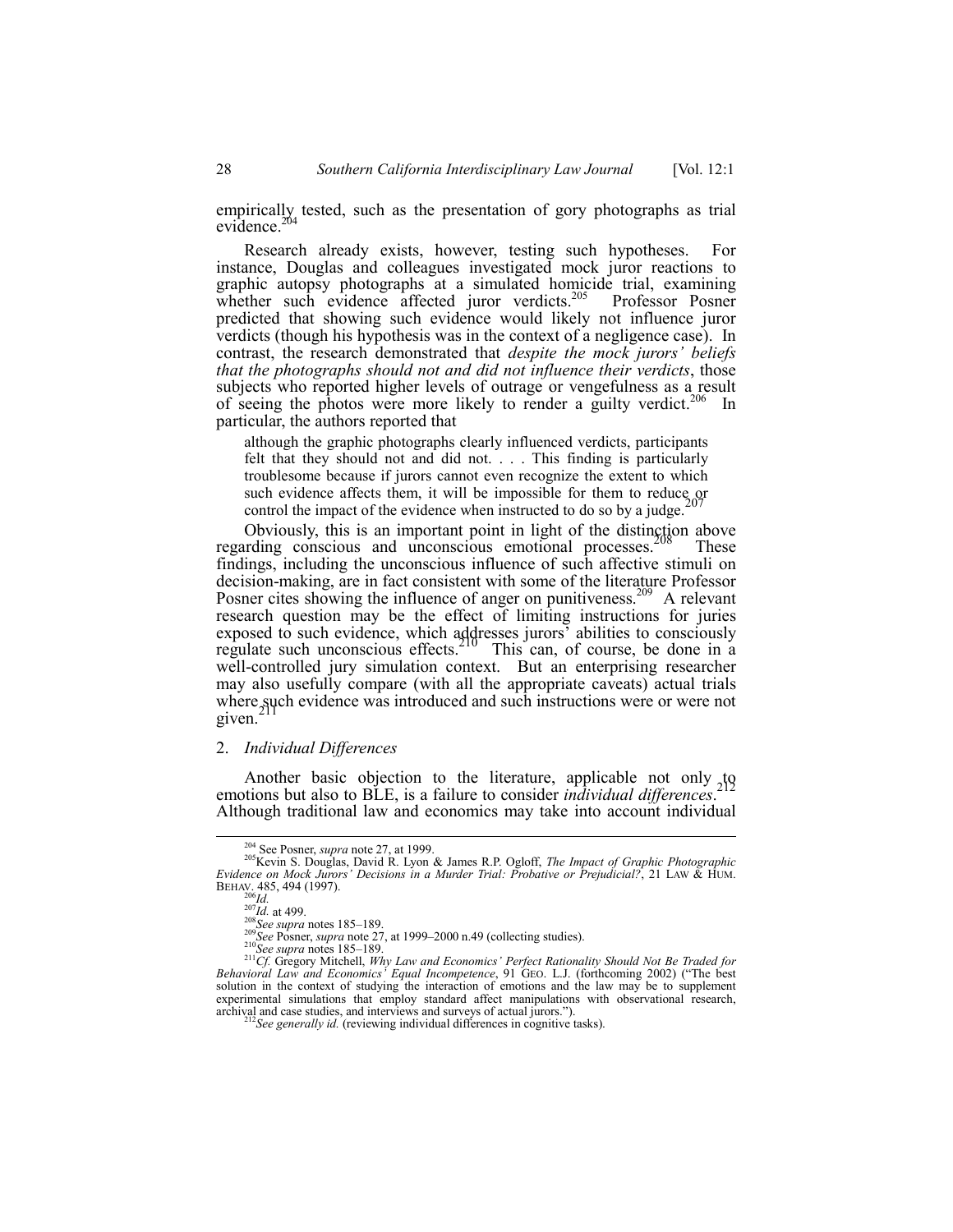empirically tested, such as the presentation of gory photographs as trial evidence.[204]

Research already exists, however, testing such hypotheses. For instance, Douglas and colleagues investigated mock juror reactions to graphic autopsy photographs at a simulated homicide trial, examining whether such evidence affected juror verdicts.[205] Professor Posner predicted that showing such evidence would likely not influence juror verdicts (though his hypothesis was in the context of a negligence case). In contrast, the research demonstrated that *despite the mock jurors' beliefs that the photographs should not and did not influence their verdicts*, those subjects who reported higher levels of outrage or vengefulness as a result of seeing the photos were more likely to render a guilty verdict.[206] In particular, the authors reported that

> although the graphic photographs clearly influenced verdicts, participants felt that they should not and did not. . . . This finding is particularly troublesome because if jurors cannot even recognize the extent to which such evidence affects them, it will be impossible for them to reduce or control the impact of the evidence when instructed to do so by a judge.[207]

Obviously, this is an important point in light of the distinction above regarding conscious and unconscious emotional processes.[208] These findings, including the unconscious influence of such affective stimuli on decision-making, are in fact consistent with some of the literature Professor Posner cites showing the influence of anger on punitiveness.[209] A relevant research question may be the effect of limiting instructions for juries exposed to such evidence, which addresses jurors' abilities to consciously regulate such unconscious effects.[210] This can, of course, be done in a well-controlled jury simulation context. But an enterprising researcher may also usefully compare (with all the appropriate caveats) actual trials where such evidence was introduced and such instructions were or were not given.[211]

### 2. *Individual Differences*

Another basic objection to the literature, applicable not only to emotions but also to BLE, is a failure to consider *individual differences*.[212] Although traditional law and economics may take into account individual

---

[204] See Posner, *supra* note 27, at 1999.

[205] Kevin S. Douglas, David R. Lyon & James R.P. Ogloff, *The Impact of Graphic Photographic Evidence on Mock Jurors' Decisions in a Murder Trial: Probative or Prejudicial?*, 21 LAW & HUM. BEHAV. 485, 494 (1997).

[206] *Id.*

[207] *Id.* at 499.

[208] *See supra* notes 185–189.

[209] *See* Posner, *supra* note 27, at 1999–2000 n.49 (collecting studies).

[210] *See supra* notes 185–189.

[211] *Cf.* Gregory Mitchell, *Why Law and Economics' Perfect Rationality Should Not Be Traded for Behavioral Law and Economics' Equal Incompetence*, 91 GEO. L.J. (forthcoming 2002) ("The best solution in the context of studying the interaction of emotions and the law may be to supplement experimental simulations that employ standard affect manipulations with observational research, archival and case studies, and interviews and surveys of actual jurors.").

[212] *See generally id.* (reviewing individual differences in cognitive tasks).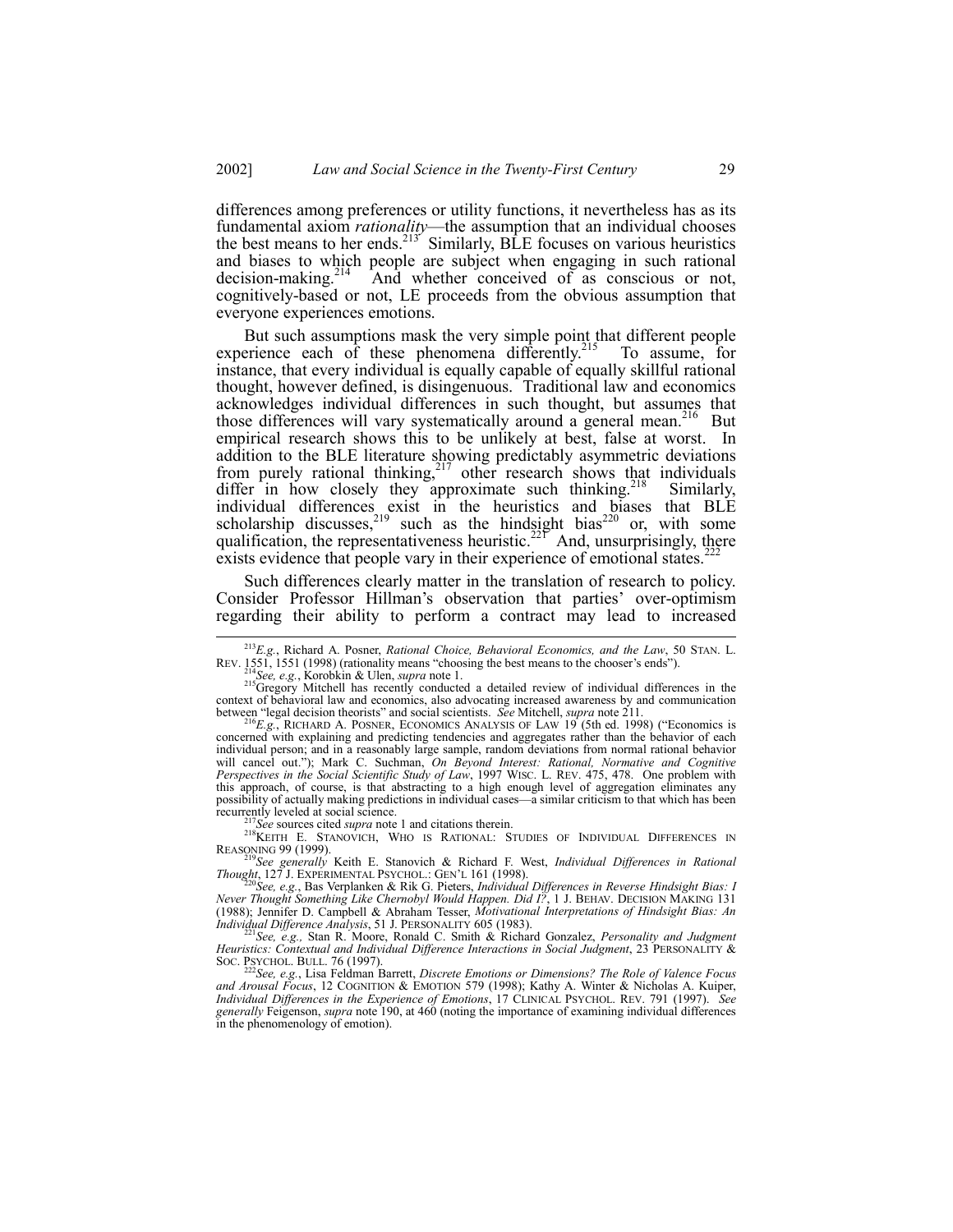differences among preferences or utility functions, it nevertheless has as its fundamental axiom *rationality*—the assumption that an individual chooses the best means to her ends.[213] Similarly, BLE focuses on various heuristics and biases to which people are subject when engaging in such rational decision-making.[214] And whether conceived of as conscious or not, cognitively-based or not, LE proceeds from the obvious assumption that everyone experiences emotions.

But such assumptions mask the very simple point that different people experience each of these phenomena differently.[215] To assume, for instance, that every individual is equally capable of equally skillful rational thought, however defined, is disingenuous. Traditional law and economics acknowledges individual differences in such thought, but assumes that those differences will vary systematically around a general mean.[216] But empirical research shows this to be unlikely at best, false at worst. In addition to the BLE literature showing predictably asymmetric deviations from purely rational thinking,[217] other research shows that individuals differ in how closely they approximate such thinking.[218] Similarly, individual differences exist in the heuristics and biases that BLE scholarship discusses,[219] such as the hindsight bias[220] or, with some qualification, the representativeness heuristic.[221] And, unsurprisingly, there exists evidence that people vary in their experience of emotional states.[222]

Such differences clearly matter in the translation of research to policy. Consider Professor Hillman's observation that parties' over-optimism regarding their ability to perform a contract may lead to increased

---

[213] *E.g.*, Richard A. Posner, *Rational Choice, Behavioral Economics, and the Law*, 50 STAN. L. REV. 1551, 1551 (1998) (rationality means "choosing the best means to the chooser's ends").

[214] *See, e.g.*, Korobkin & Ulen, *supra* note 1.

[215] Gregory Mitchell has recently conducted a detailed review of individual differences in the context of behavioral law and economics, also advocating increased awareness by and communication between "legal decision theorists" and social scientists. *See* Mitchell, *supra* note 211.

[216] *E.g.*, RICHARD A. POSNER, ECONOMICS ANALYSIS OF LAW 19 (5th ed. 1998) ("Economics is concerned with explaining and predicting tendencies and aggregates rather than the behavior of each individual person; and in a reasonably large sample, random deviations from normal rational behavior will cancel out."); Mark C. Suchman, *On Beyond Interest: Rational, Normative and Cognitive Perspectives in the Social Scientific Study of Law*, 1997 WISC. L. REV. 475, 478. One problem with this approach, of course, is that abstracting to a high enough level of aggregation eliminates any possibility of actually making predictions in individual cases—a similar criticism to that which has been recurrently leveled at social science.

[217] *See* sources cited *supra* note 1 and citations therein.

[218] KEITH E. STANOVICH, WHO IS RATIONAL: STUDIES OF INDIVIDUAL DIFFERENCES IN REASONING 99 (1999).

[219] *See generally* Keith E. Stanovich & Richard F. West, *Individual Differences in Rational Thought*, 127 J. EXPERIMENTAL PSYCHOL.: GEN'L 161 (1998).

[220] *See, e.g.*, Bas Verplanken & Rik G. Pieters, *Individual Differences in Reverse Hindsight Bias: I Never Thought Something Like Chernobyl Would Happen. Did I?*, 1 J. BEHAV. DECISION MAKING 131 (1988); Jennifer D. Campbell & Abraham Tesser, *Motivational Interpretations of Hindsight Bias: An Individual Difference Analysis*, 51 J. PERSONALITY 605 (1983).

[221] *See, e.g.,* Stan R. Moore, Ronald C. Smith & Richard Gonzalez, *Personality and Judgment Heuristics: Contextual and Individual Difference Interactions in Social Judgment*, 23 PERSONALITY & SOC. PSYCHOL. BULL. 76 (1997).

[222] *See, e.g.*, Lisa Feldman Barrett, *Discrete Emotions or Dimensions? The Role of Valence Focus and Arousal Focus*, 12 COGNITION & EMOTION 579 (1998); Kathy A. Winter & Nicholas A. Kuiper, *Individual Differences in the Experience of Emotions*, 17 CLINICAL PSYCHOL. REV. 791 (1997). *See generally* Feigenson, *supra* note 190, at 460 (noting the importance of examining individual differences in the phenomenology of emotion).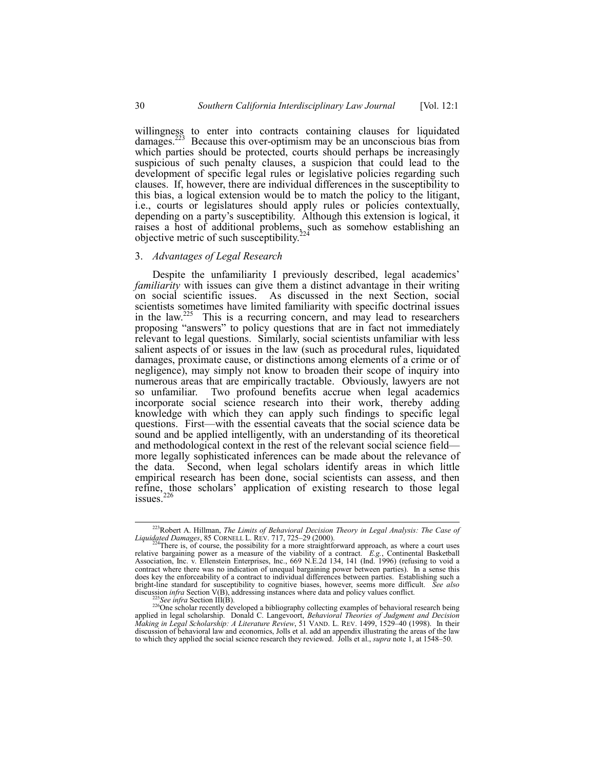willingness to enter into contracts containing clauses for liquidated damages.[223] Because this over-optimism may be an unconscious bias from which parties should be protected, courts should perhaps be increasingly suspicious of such penalty clauses, a suspicion that could lead to the development of specific legal rules or legislative policies regarding such clauses. If, however, there are individual differences in the susceptibility to this bias, a logical extension would be to match the policy to the litigant, i.e., courts or legislatures should apply rules or policies contextually, depending on a party's susceptibility. Although this extension is logical, it raises a host of additional problems, such as somehow establishing an objective metric of such susceptibility.[224]

### 3. *Advantages of Legal Research*

Despite the unfamiliarity I previously described, legal academics' *familiarity* with issues can give them a distinct advantage in their writing on social scientific issues. As discussed in the next Section, social scientists sometimes have limited familiarity with specific doctrinal issues in the law.[225] This is a recurring concern, and may lead to researchers proposing "answers" to policy questions that are in fact not immediately relevant to legal questions. Similarly, social scientists unfamiliar with less salient aspects of or issues in the law (such as procedural rules, liquidated damages, proximate cause, or distinctions among elements of a crime or of negligence), may simply not know to broaden their scope of inquiry into numerous areas that are empirically tractable. Obviously, lawyers are not so unfamiliar. Two profound benefits accrue when legal academics incorporate social science research into their work, thereby adding knowledge with which they can apply such findings to specific legal questions. First—with the essential caveats that the social science data be sound and be applied intelligently, with an understanding of its theoretical and methodological context in the rest of the relevant social science field—more legally sophisticated inferences can be made about the relevance of the data. Second, when legal scholars identify areas in which little empirical research has been done, social scientists can assess, and then refine, those scholars' application of existing research to those legal issues.[226]

---

[223] Robert A. Hillman, *The Limits of Behavioral Decision Theory in Legal Analysis: The Case of Liquidated Damages*, 85 CORNELL L. REV. 717, 725–29 (2000).

[224] There is, of course, the possibility for a more straightforward approach, as where a court uses relative bargaining power as a measure of the viability of a contract. *E.g.*, Continental Basketball Association, Inc. v. Ellenstein Enterprises, Inc., 669 N.E.2d 134, 141 (Ind. 1996) (refusing to void a contract where there was no indication of unequal bargaining power between parties). In a sense this does key the enforceability of a contract to individual differences between parties. Establishing such a bright-line standard for susceptibility to cognitive biases, however, seems more difficult. *See also* discussion *infra* Section V(B), addressing instances where data and policy values conflict.

[225] *See infra* Section III(B).

[226] One scholar recently developed a bibliography collecting examples of behavioral research being applied in legal scholarship. Donald C. Langevoort, *Behavioral Theories of Judgment and Decision Making in Legal Scholarship: A Literature Review*, 51 VAND. L. REV. 1499, 1529–40 (1998). In their discussion of behavioral law and economics, Jolls et al. add an appendix illustrating the areas of the law to which they applied the social science research they reviewed. Jolls et al., *supra* note 1, at 1548–50.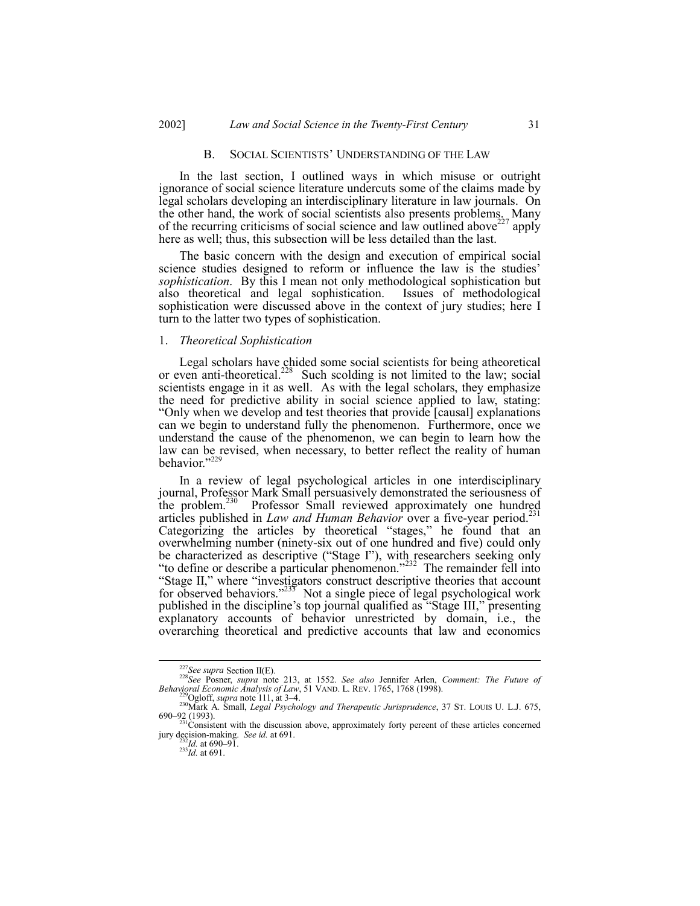## B. SOCIAL SCIENTISTS' UNDERSTANDING OF THE LAW

In the last section, I outlined ways in which misuse or outright ignorance of social science literature undercuts some of the claims made by legal scholars developing an interdisciplinary literature in law journals. On the other hand, the work of social scientists also presents problems. Many of the recurring criticisms of social science and law outlined above[227] apply here as well; thus, this subsection will be less detailed than the last.

The basic concern with the design and execution of empirical social science studies designed to reform or influence the law is the studies' *sophistication*. By this I mean not only methodological sophistication but also theoretical and legal sophistication. Issues of methodological sophistication were discussed above in the context of jury studies; here I turn to the latter two types of sophistication.

### 1. *Theoretical Sophistication*

Legal scholars have chided some social scientists for being atheoretical or even anti-theoretical.[228] Such scolding is not limited to the law; social scientists engage in it as well. As with the legal scholars, they emphasize the need for predictive ability in social science applied to law, stating: "Only when we develop and test theories that provide [causal] explanations can we begin to understand fully the phenomenon. Furthermore, once we understand the cause of the phenomenon, we can begin to learn how the law can be revised, when necessary, to better reflect the reality of human behavior."[229]

In a review of legal psychological articles in one interdisciplinary journal, Professor Mark Small persuasively demonstrated the seriousness of the problem.[230] Professor Small reviewed approximately one hundred articles published in *Law and Human Behavior* over a five-year period.[231] Categorizing the articles by theoretical "stages," he found that an overwhelming number (ninety-six out of one hundred and five) could only be characterized as descriptive ("Stage I"), with researchers seeking only "to define or describe a particular phenomenon."[232] The remainder fell into "Stage II," where "investigators construct descriptive theories that account for observed behaviors."[233] Not a single piece of legal psychological work published in the discipline's top journal qualified as "Stage III," presenting explanatory accounts of behavior unrestricted by domain, i.e., the overarching theoretical and predictive accounts that law and economics

---

[227] *See supra* Section II(E).

[228] *See* Posner, *supra* note 213, at 1552. *See also* Jennifer Arlen, *Comment: The Future of Behavioral Economic Analysis of Law*, 51 VAND. L. REV. 1765, 1768 (1998).

[229] Ogloff, *supra* note 111, at 3–4.

[230] Mark A. Small, *Legal Psychology and Therapeutic Jurisprudence*, 37 ST. LOUIS U. L.J. 675, 690–92 (1993).

[231] Consistent with the discussion above, approximately forty percent of these articles concerned jury decision-making. *See id.* at 691.

[232] *Id.* at 690–91.

[233] *Id.* at 691.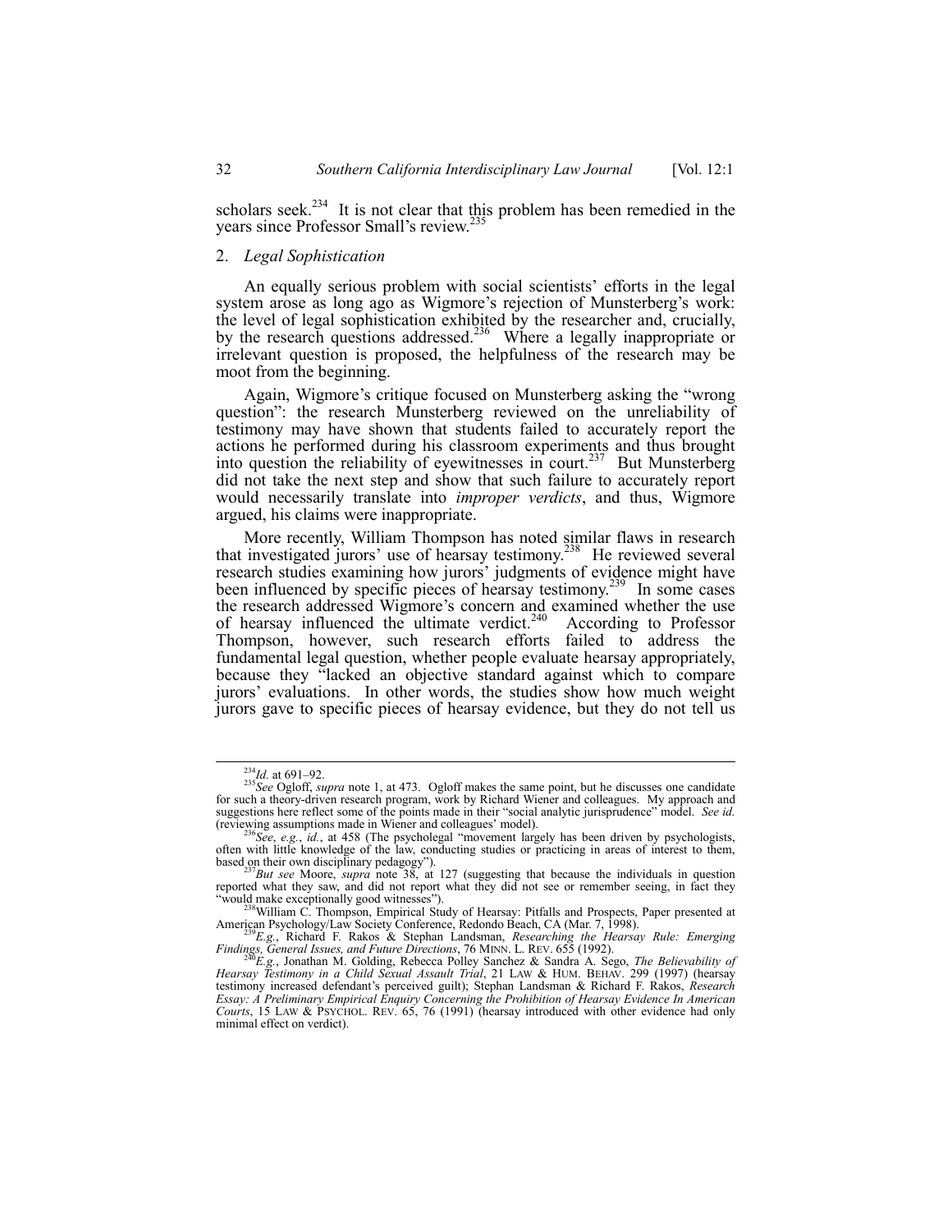scholars seek.[234] It is not clear that this problem has been remedied in the years since Professor Small's review.[235]

### 2. *Legal Sophistication*

An equally serious problem with social scientists' efforts in the legal system arose as long ago as Wigmore's rejection of Munsterberg's work: the level of legal sophistication exhibited by the researcher and, crucially, by the research questions addressed.[236] Where a legally inappropriate or irrelevant question is proposed, the helpfulness of the research may be moot from the beginning.

Again, Wigmore's critique focused on Munsterberg asking the "wrong question": the research Munsterberg reviewed on the unreliability of testimony may have shown that students failed to accurately report the actions he performed during his classroom experiments and thus brought into question the reliability of eyewitnesses in court.[237] But Munsterberg did not take the next step and show that such failure to accurately report would necessarily translate into *improper verdicts*, and thus, Wigmore argued, his claims were inappropriate.

More recently, William Thompson has noted similar flaws in research that investigated jurors' use of hearsay testimony.[238] He reviewed several research studies examining how jurors' judgments of evidence might have been influenced by specific pieces of hearsay testimony.[239] In some cases the research addressed Wigmore's concern and examined whether the use of hearsay influenced the ultimate verdict.[240] According to Professor Thompson, however, such research efforts failed to address the fundamental legal question, whether people evaluate hearsay appropriately, because they "lacked an objective standard against which to compare jurors' evaluations. In other words, the studies show how much weight jurors gave to specific pieces of hearsay evidence, but they do not tell us

---

[234] *Id.* at 691–92.

[235] *See* Ogloff, *supra* note 1, at 473. Ogloff makes the same point, but he discusses one candidate for such a theory-driven research program, work by Richard Wiener and colleagues. My approach and suggestions here reflect some of the points made in their "social analytic jurisprudence" model. *See id.* (reviewing assumptions made in Wiener and colleagues' model).

[236] *See, e.g.*, *id.*, at 458 (The psycholegal "movement largely has been driven by psychologists, often with little knowledge of the law, conducting studies or practicing in areas of interest to them, based on their own disciplinary pedagogy").

[237] *But see* Moore, *supra* note 38, at 127 (suggesting that because the individuals in question reported what they saw, and did not report what they did not see or remember seeing, in fact they "would make exceptionally good witnesses").

[238] William C. Thompson, Empirical Study of Hearsay: Pitfalls and Prospects, Paper presented at American Psychology/Law Society Conference, Redondo Beach, CA (Mar. 7, 1998).

[239] *E.g.*, Richard F. Rakos & Stephan Landsman, *Researching the Hearsay Rule: Emerging Findings, General Issues, and Future Directions*, 76 MINN. L. REV. 655 (1992).

[240] *E.g.*, Jonathan M. Golding, Rebecca Polley Sanchez & Sandra A. Sego, *The Believability of Hearsay Testimony in a Child Sexual Assault Trial*, 21 LAW & HUM. BEHAV. 299 (1997) (hearsay testimony increased defendant's perceived guilt); Stephan Landsman & Richard F. Rakos, *Research Essay: A Preliminary Empirical Enquiry Concerning the Prohibition of Hearsay Evidence In American Courts*, 15 LAW & PSYCHOL. REV. 65, 76 (1991) (hearsay introduced with other evidence had only minimal effect on verdict).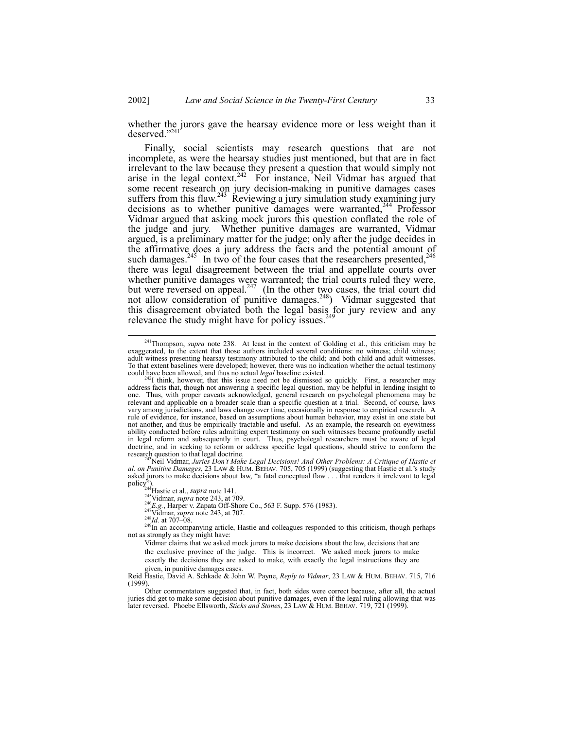whether the jurors gave the hearsay evidence more or less weight than it deserved."[241]

Finally, social scientists may research questions that are not incomplete, as were the hearsay studies just mentioned, but that are in fact irrelevant to the law because they present a question that would simply not arise in the legal context.[242] For instance, Neil Vidmar has argued that some recent research on jury decision-making in punitive damages cases suffers from this flaw.[243] Reviewing a jury simulation study examining jury decisions as to whether punitive damages were warranted,[244] Professor Vidmar argued that asking mock jurors this question conflated the role of the judge and jury. Whether punitive damages are warranted, Vidmar argued, is a preliminary matter for the judge; only after the judge decides in the affirmative does a jury address the facts and the potential amount of such damages.[245] In two of the four cases that the researchers presented,[246] there was legal disagreement between the trial and appellate courts over whether punitive damages were warranted; the trial courts ruled they were, but were reversed on appeal.[247] (In the other two cases, the trial court did not allow consideration of punitive damages.[248]) Vidmar suggested that this disagreement obviated both the legal basis for jury review and any relevance the study might have for policy issues.[249]

---

[241] Thompson, *supra* note 238. At least in the context of Golding et al., this criticism may be exaggerated, to the extent that those authors included several conditions: no witness; child witness; adult witness presenting hearsay testimony attributed to the child; and both child and adult witnesses. To that extent baselines were developed; however, there was no indication whether the actual testimony could have been allowed, and thus no actual *legal* baseline existed.

[242] I think, however, that this issue need not be dismissed so quickly. First, a researcher may address facts that, though not answering a specific legal question, may be helpful in lending insight to one. Thus, with proper caveats acknowledged, general research on psycholegal phenomena may be relevant and applicable on a broader scale than a specific question at a trial. Second, of course, laws vary among jurisdictions, and laws change over time, occasionally in response to empirical research. A rule of evidence, for instance, based on assumptions about human behavior, may exist in one state but not another, and thus be empirically tractable and useful. As an example, the research on eyewitness ability conducted before rules admitting expert testimony on such witnesses became profoundly useful in legal reform and subsequently in court. Thus, psycholegal researchers must be aware of legal doctrine, and in seeking to reform or address specific legal questions, should strive to conform the research question to that legal doctrine.

[243] Neil Vidmar, *Juries Don't Make Legal Decisions! And Other Problems: A Critique of Hastie et al. on Punitive Damages*, 23 LAW & HUM. BEHAV. 705, 705 (1999) (suggesting that Hastie et al.'s study asked jurors to make decisions about law, "a fatal conceptual flaw . . . that renders it irrelevant to legal policy").

[244] Hastie et al., *supra* note 141.

[245] Vidmar, *supra* note 243, at 709.

[246] *E.g.*, Harper v. Zapata Off-Shore Co., 563 F. Supp. 576 (1983).

[247] Vidmar, *supra* note 243, at 707.

[248] *Id.* at 707–08.

[249] In an accompanying article, Hastie and colleagues responded to this criticism, though perhaps not as strongly as they might have:

> Vidmar claims that we asked mock jurors to make decisions about the law, decisions that are the exclusive province of the judge. This is incorrect. We asked mock jurors to make exactly the decisions they are asked to make, with exactly the legal instructions they are given, in punitive damages cases.

Reid Hastie, David A. Schkade & John W. Payne, *Reply to Vidmar*, 23 LAW & HUM. BEHAV. 715, 716 (1999).

Other commentators suggested that, in fact, both sides were correct because, after all, the actual juries did get to make some decision about punitive damages, even if the legal ruling allowing that was later reversed. Phoebe Ellsworth, *Sticks and Stones*, 23 LAW & HUM. BEHAV. 719, 721 (1999).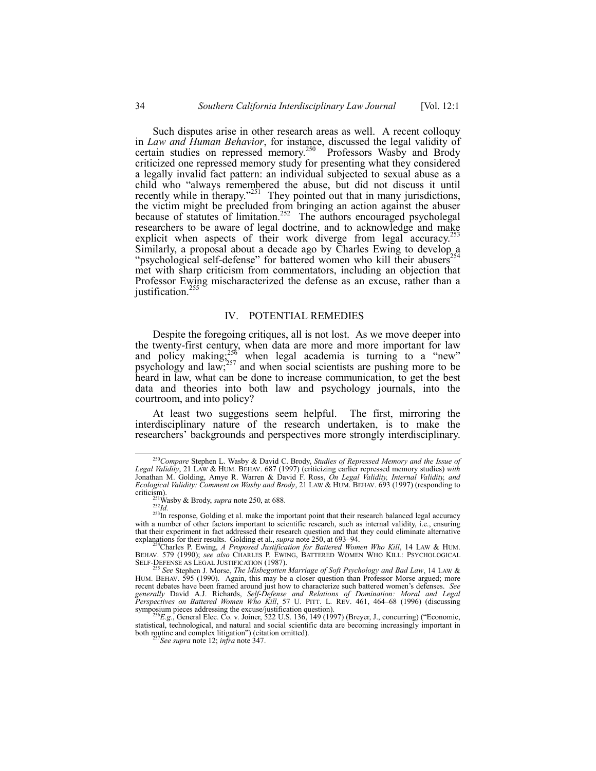Such disputes arise in other research areas as well. A recent colloquy in *Law and Human Behavior*, for instance, discussed the legal validity of certain studies on repressed memory.[250] Professors Wasby and Brody criticized one repressed memory study for presenting what they considered a legally invalid fact pattern: an individual subjected to sexual abuse as a child who "always remembered the abuse, but did not discuss it until recently while in therapy."[251] They pointed out that in many jurisdictions, the victim might be precluded from bringing an action against the abuser because of statutes of limitation.[252] The authors encouraged psycholegal researchers to be aware of legal doctrine, and to acknowledge and make explicit when aspects of their work diverge from legal accuracy.[253] Similarly, a proposal about a decade ago by Charles Ewing to develop a "psychological self-defense" for battered women who kill their abusers[254] met with sharp criticism from commentators, including an objection that Professor Ewing mischaracterized the defense as an excuse, rather than a justification.[255]

## IV. POTENTIAL REMEDIES

Despite the foregoing critiques, all is not lost. As we move deeper into the twenty-first century, when data are more and more important for law and policy making;[256] when legal academia is turning to a "new" psychology and law;[257] and when social scientists are pushing more to be heard in law, what can be done to increase communication, to get the best data and theories into both law and psychology journals, into the courtroom, and into policy?

At least two suggestions seem helpful. The first, mirroring the interdisciplinary nature of the research undertaken, is to make the researchers' backgrounds and perspectives more strongly interdisciplinary.

---

[250] *Compare* Stephen L. Wasby & David C. Brody, *Studies of Repressed Memory and the Issue of Legal Validity*, 21 LAW & HUM. BEHAV. 687 (1997) (criticizing earlier repressed memory studies) *with* Jonathan M. Golding, Amye R. Warren & David F. Ross, *On Legal Validity, Internal Validity, and Ecological Validity: Comment on Wasby and Brody*, 21 LAW & HUM. BEHAV. 693 (1997) (responding to criticism).

[251] Wasby & Brody, *supra* note 250, at 688.

[252] *Id.*

[253] In response, Golding et al. make the important point that their research balanced legal accuracy with a number of other factors important to scientific research, such as internal validity, i.e., ensuring that their experiment in fact addressed their research question and that they could eliminate alternative explanations for their results. Golding et al., *supra* note 250, at 693–94.

[254] Charles P. Ewing, *A Proposed Justification for Battered Women Who Kill*, 14 LAW & HUM. BEHAV. 579 (1990); *see also* CHARLES P. EWING, BATTERED WOMEN WHO KILL: PSYCHOLOGICAL SELF-DEFENSE AS LEGAL JUSTIFICATION (1987).

[255] *See* Stephen J. Morse, *The Misbegotten Marriage of Soft Psychology and Bad Law*, 14 LAW & HUM. BEHAV. 595 (1990). Again, this may be a closer question than Professor Morse argued; more recent debates have been framed around just how to characterize such battered women's defenses. *See generally* David A.J. Richards, *Self-Defense and Relations of Domination: Moral and Legal Perspectives on Battered Women Who Kill*, 57 U. PITT. L. REV. 461, 464–68 (1996) (discussing symposium pieces addressing the excuse/justification question).

[256] *E.g.*, General Elec. Co. v. Joiner, 522 U.S. 136, 149 (1997) (Breyer, J., concurring) ("Economic, statistical, technological, and natural and social scientific data are becoming increasingly important in both routine and complex litigation") (citation omitted).

[257] *See supra* note 12; *infra* note 347.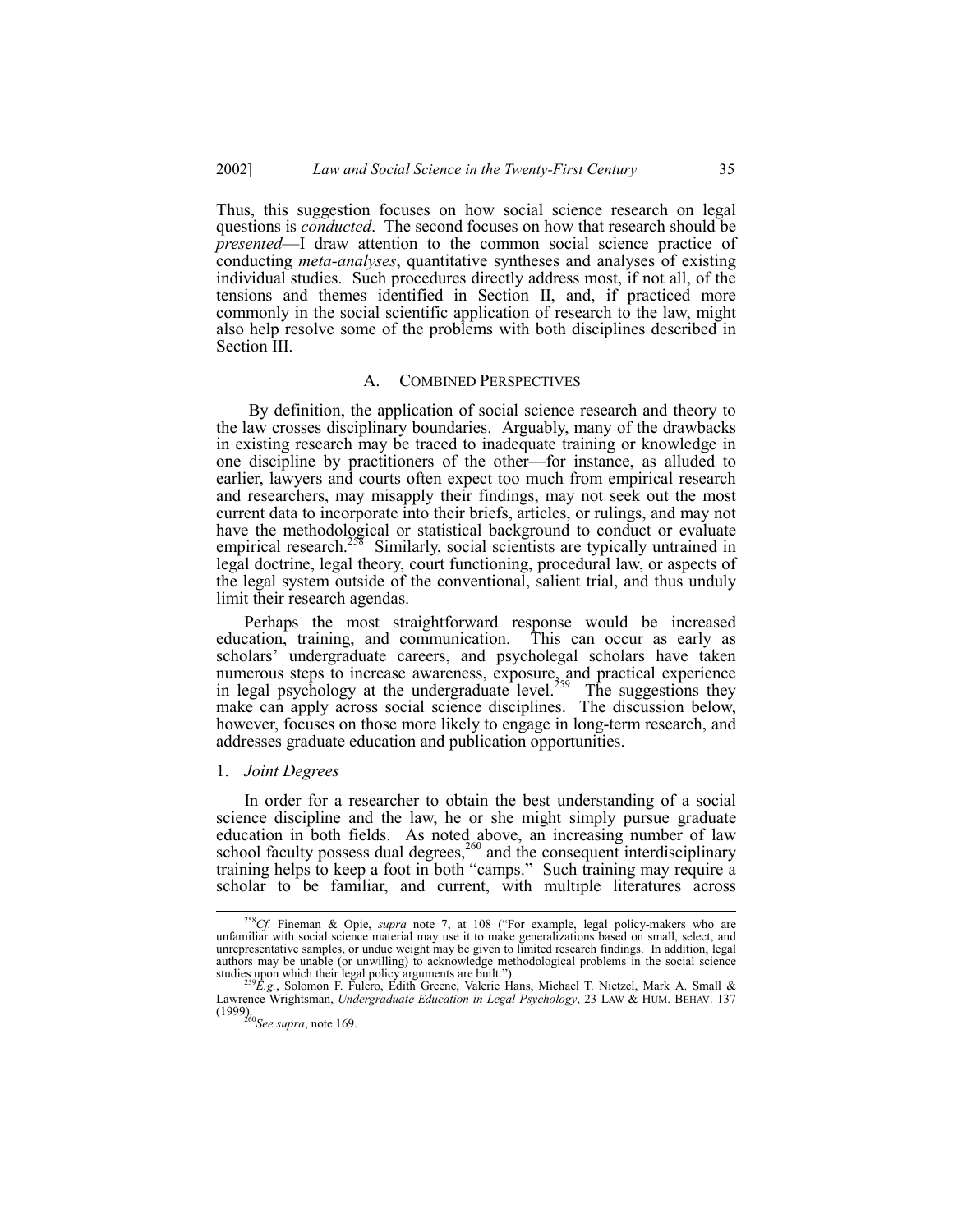Thus, this suggestion focuses on how social science research on legal questions is *conducted*. The second focuses on how that research should be *presented*—I draw attention to the common social science practice of conducting *meta-analyses*, quantitative syntheses and analyses of existing individual studies. Such procedures directly address most, if not all, of the tensions and themes identified in Section II, and, if practiced more commonly in the social scientific application of research to the law, might also help resolve some of the problems with both disciplines described in Section III.

## A. COMBINED PERSPECTIVES

By definition, the application of social science research and theory to the law crosses disciplinary boundaries. Arguably, many of the drawbacks in existing research may be traced to inadequate training or knowledge in one discipline by practitioners of the other—for instance, as alluded to earlier, lawyers and courts often expect too much from empirical research and researchers, may misapply their findings, may not seek out the most current data to incorporate into their briefs, articles, or rulings, and may not have the methodological or statistical background to conduct or evaluate empirical research.[258] Similarly, social scientists are typically untrained in legal doctrine, legal theory, court functioning, procedural law, or aspects of the legal system outside of the conventional, salient trial, and thus unduly limit their research agendas.

Perhaps the most straightforward response would be increased education, training, and communication. This can occur as early as scholars' undergraduate careers, and psycholegal scholars have taken numerous steps to increase awareness, exposure, and practical experience in legal psychology at the undergraduate level.[259] The suggestions they make can apply across social science disciplines. The discussion below, however, focuses on those more likely to engage in long-term research, and addresses graduate education and publication opportunities.

### 1. *Joint Degrees*

In order for a researcher to obtain the best understanding of a social science discipline and the law, he or she might simply pursue graduate education in both fields. As noted above, an increasing number of law school faculty possess dual degrees,[260] and the consequent interdisciplinary training helps to keep a foot in both "camps." Such training may require a scholar to be familiar, and current, with multiple literatures across

---

[258] *Cf.* Fineman & Opie, *supra* note 7, at 108 ("For example, legal policy-makers who are unfamiliar with social science material may use it to make generalizations based on small, select, and unrepresentative samples, or undue weight may be given to limited research findings. In addition, legal authors may be unable (or unwilling) to acknowledge methodological problems in the social science studies upon which their legal policy arguments are built.").

[259] *E.g.*, Solomon F. Fulero, Edith Greene, Valerie Hans, Michael T. Nietzel, Mark A. Small & Lawrence Wrightsman, *Undergraduate Education in Legal Psychology*, 23 LAW & HUM. BEHAV. 137 (1999).

[260] *See supra*, note 169.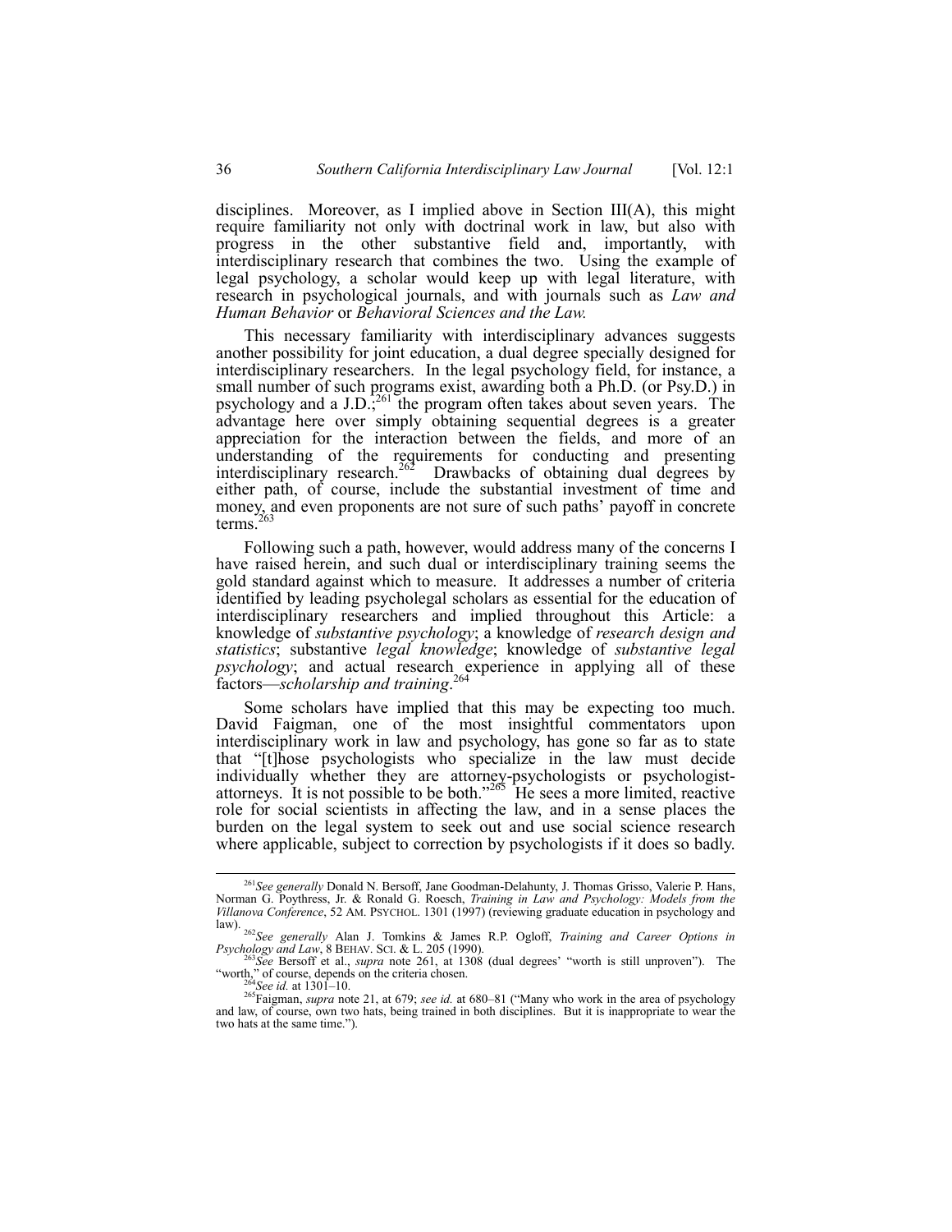disciplines. Moreover, as I implied above in Section III(A), this might require familiarity not only with doctrinal work in law, but also with progress in the other substantive field and, importantly, with interdisciplinary research that combines the two. Using the example of legal psychology, a scholar would keep up with legal literature, with research in psychological journals, and with journals such as *Law and Human Behavior* or *Behavioral Sciences and the Law.*

This necessary familiarity with interdisciplinary advances suggests another possibility for joint education, a dual degree specially designed for interdisciplinary researchers. In the legal psychology field, for instance, a small number of such programs exist, awarding both a Ph.D. (or Psy.D.) in psychology and a J.D.;[261] the program often takes about seven years. The advantage here over simply obtaining sequential degrees is a greater appreciation for the interaction between the fields, and more of an understanding of the requirements for conducting and presenting interdisciplinary research.[262] Drawbacks of obtaining dual degrees by either path, of course, include the substantial investment of time and money, and even proponents are not sure of such paths' payoff in concrete terms.[263]

Following such a path, however, would address many of the concerns I have raised herein, and such dual or interdisciplinary training seems the gold standard against which to measure. It addresses a number of criteria identified by leading psycholegal scholars as essential for the education of interdisciplinary researchers and implied throughout this Article: a knowledge of *substantive psychology*; a knowledge of *research design and statistics*; substantive *legal knowledge*; knowledge of *substantive legal psychology*; and actual research experience in applying all of these factors—*scholarship and training*.[264]

Some scholars have implied that this may be expecting too much. David Faigman, one of the most insightful commentators upon interdisciplinary work in law and psychology, has gone so far as to state that "[t]hose psychologists who specialize in the law must decide individually whether they are attorney-psychologists or psychologist-attorneys. It is not possible to be both."[265] He sees a more limited, reactive role for social scientists in affecting the law, and in a sense places the burden on the legal system to seek out and use social science research where applicable, subject to correction by psychologists if it does so badly.

---

[261] *See generally* Donald N. Bersoff, Jane Goodman-Delahunty, J. Thomas Grisso, Valerie P. Hans, Norman G. Poythress, Jr. & Ronald G. Roesch, *Training in Law and Psychology: Models from the Villanova Conference*, 52 AM. PSYCHOL. 1301 (1997) (reviewing graduate education in psychology and law).

[262] *See generally* Alan J. Tomkins & James R.P. Ogloff, *Training and Career Options in Psychology and Law*, 8 BEHAV. SCI. & L. 205 (1990).

[263] *See* Bersoff et al., *supra* note 261, at 1308 (dual degrees' "worth is still unproven"). The "worth," of course, depends on the criteria chosen.

[264] *See id.* at 1301–10.

[265] Faigman, *supra* note 21, at 679; *see id.* at 680–81 ("Many who work in the area of psychology and law, of course, own two hats, being trained in both disciplines. But it is inappropriate to wear the two hats at the same time.").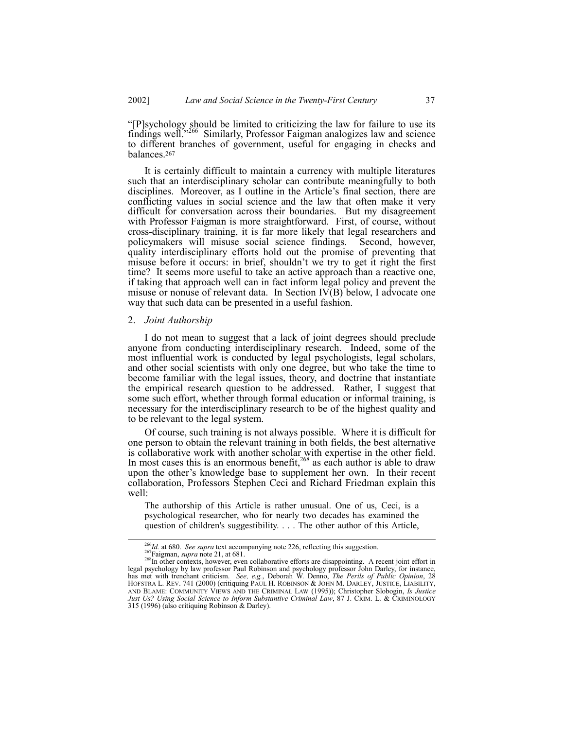"[P]sychology should be limited to criticizing the law for failure to use its findings well."[266] Similarly, Professor Faigman analogizes law and science to different branches of government, useful for engaging in checks and balances.[267]

It is certainly difficult to maintain a currency with multiple literatures such that an interdisciplinary scholar can contribute meaningfully to both disciplines. Moreover, as I outline in the Article's final section, there are conflicting values in social science and the law that often make it very difficult for conversation across their boundaries. But my disagreement with Professor Faigman is more straightforward. First, of course, without cross-disciplinary training, it is far more likely that legal researchers and policymakers will misuse social science findings. Second, however, quality interdisciplinary efforts hold out the promise of preventing that misuse before it occurs: in brief, shouldn't we try to get it right the first time? It seems more useful to take an active approach than a reactive one, if taking that approach well can in fact inform legal policy and prevent the misuse or nonuse of relevant data. In Section IV(B) below, I advocate one way that such data can be presented in a useful fashion.

### 2. *Joint Authorship*

I do not mean to suggest that a lack of joint degrees should preclude anyone from conducting interdisciplinary research. Indeed, some of the most influential work is conducted by legal psychologists, legal scholars, and other social scientists with only one degree, but who take the time to become familiar with the legal issues, theory, and doctrine that instantiate the empirical research question to be addressed. Rather, I suggest that some such effort, whether through formal education or informal training, is necessary for the interdisciplinary research to be of the highest quality and to be relevant to the legal system.

Of course, such training is not always possible. Where it is difficult for one person to obtain the relevant training in both fields, the best alternative is collaborative work with another scholar with expertise in the other field. In most cases this is an enormous benefit,[268] as each author is able to draw upon the other's knowledge base to supplement her own. In their recent collaboration, Professors Stephen Ceci and Richard Friedman explain this well:

> The authorship of this Article is rather unusual. One of us, Ceci, is a psychological researcher, who for nearly two decades has examined the question of children's suggestibility. . . . The other author of this Article,

---

[266] *Id.* at 680. *See supra* text accompanying note 226, reflecting this suggestion.

[267] Faigman, *supra* note 21, at 681.

[268] In other contexts, however, even collaborative efforts are disappointing. A recent joint effort in legal psychology by law professor Paul Robinson and psychology professor John Darley, for instance, has met with trenchant criticism. *See, e.g.*, Deborah W. Denno, *The Perils of Public Opinion*, 28 HOFSTRA L. REV. 741 (2000) (critiquing PAUL H. ROBINSON & JOHN M. DARLEY, JUSTICE, LIABILITY, AND BLAME: COMMUNITY VIEWS AND THE CRIMINAL LAW (1995)); Christopher Slobogin, *Is Justice Just Us? Using Social Science to Inform Substantive Criminal Law*, 87 J. CRIM. L. & CRIMINOLOGY 315 (1996) (also critiquing Robinson & Darley).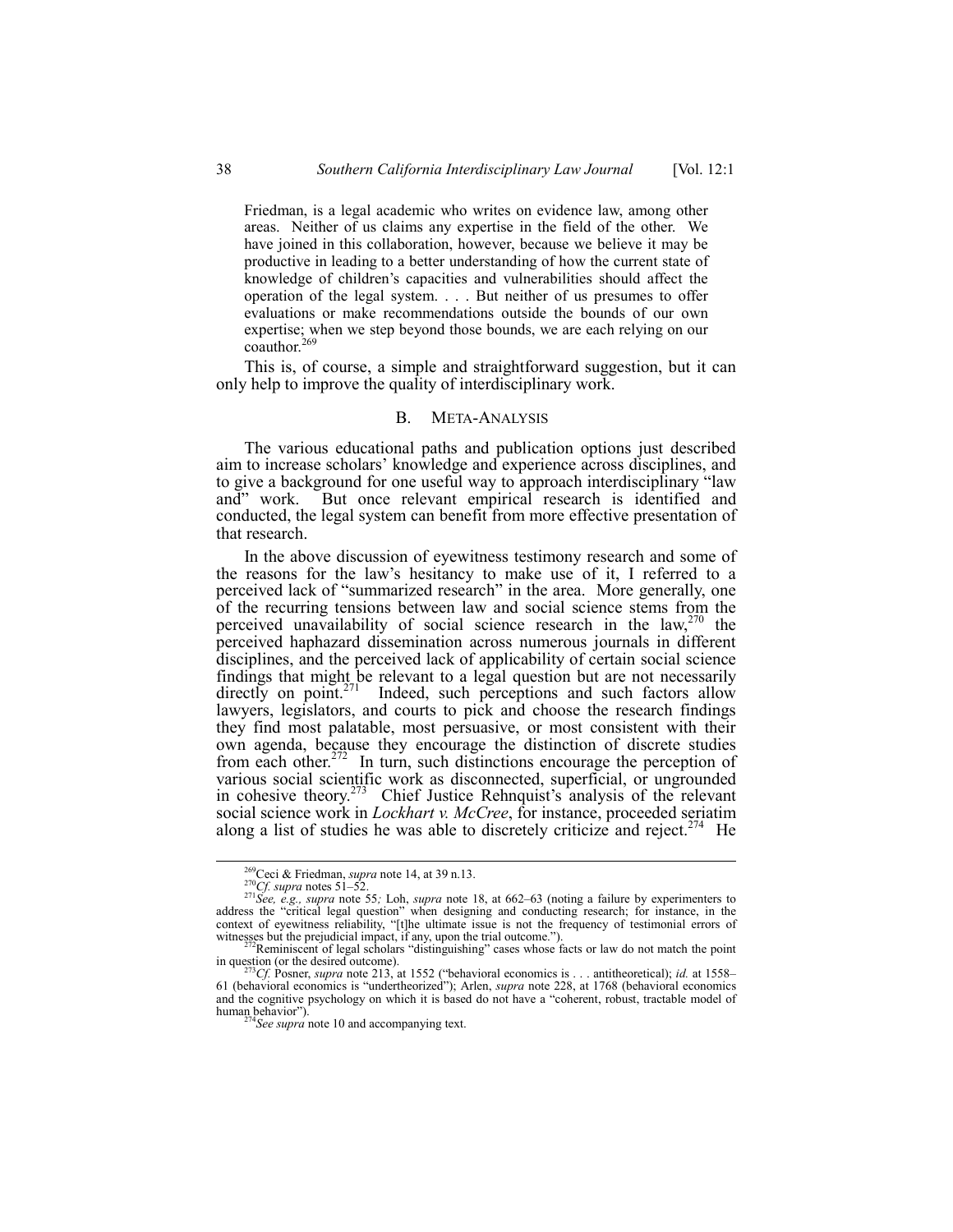Friedman, is a legal academic who writes on evidence law, among other areas. Neither of us claims any expertise in the field of the other. We have joined in this collaboration, however, because we believe it may be productive in leading to a better understanding of how the current state of knowledge of children's capacities and vulnerabilities should affect the operation of the legal system. . . . But neither of us presumes to offer evaluations or make recommendations outside the bounds of our own expertise; when we step beyond those bounds, we are each relying on our coauthor.[269]

This is, of course, a simple and straightforward suggestion, but it can only help to improve the quality of interdisciplinary work.

## B. META-ANALYSIS

The various educational paths and publication options just described aim to increase scholars' knowledge and experience across disciplines, and to give a background for one useful way to approach interdisciplinary "law and" work. But once relevant empirical research is identified and conducted, the legal system can benefit from more effective presentation of that research.

In the above discussion of eyewitness testimony research and some of the reasons for the law's hesitancy to make use of it, I referred to a perceived lack of "summarized research" in the area. More generally, one of the recurring tensions between law and social science stems from the perceived unavailability of social science research in the law,[270] the perceived haphazard dissemination across numerous journals in different disciplines, and the perceived lack of applicability of certain social science findings that might be relevant to a legal question but are not necessarily directly on point.[271] Indeed, such perceptions and such factors allow lawyers, legislators, and courts to pick and choose the research findings they find most palatable, most persuasive, or most consistent with their own agenda, because they encourage the distinction of discrete studies from each other.[272] In turn, such distinctions encourage the perception of various social scientific work as disconnected, superficial, or ungrounded in cohesive theory.[273] Chief Justice Rehnquist's analysis of the relevant social science work in *Lockhart v. McCree*, for instance, proceeded seriatim along a list of studies he was able to discretely criticize and reject.[274] He

---

[269] Ceci & Friedman, *supra* note 14, at 39 n.13.

[270] *Cf. supra* notes 51–52.

[271] *See, e.g., supra* note 55*;* Loh, *supra* note 18, at 662–63 (noting a failure by experimenters to address the "critical legal question" when designing and conducting research; for instance, in the context of eyewitness reliability, "[t]he ultimate issue is not the frequency of testimonial errors of witnesses but the prejudicial impact, if any, upon the trial outcome.").

[272] Reminiscent of legal scholars "distinguishing" cases whose facts or law do not match the point in question (or the desired outcome).

[273] *Cf.* Posner, *supra* note 213, at 1552 ("behavioral economics is . . . antitheoretical); *id.* at 1558–61 (behavioral economics is "undertheorized"); Arlen, *supra* note 228, at 1768 (behavioral economics and the cognitive psychology on which it is based do not have a "coherent, robust, tractable model of human behavior").

[274] *See supra* note 10 and accompanying text.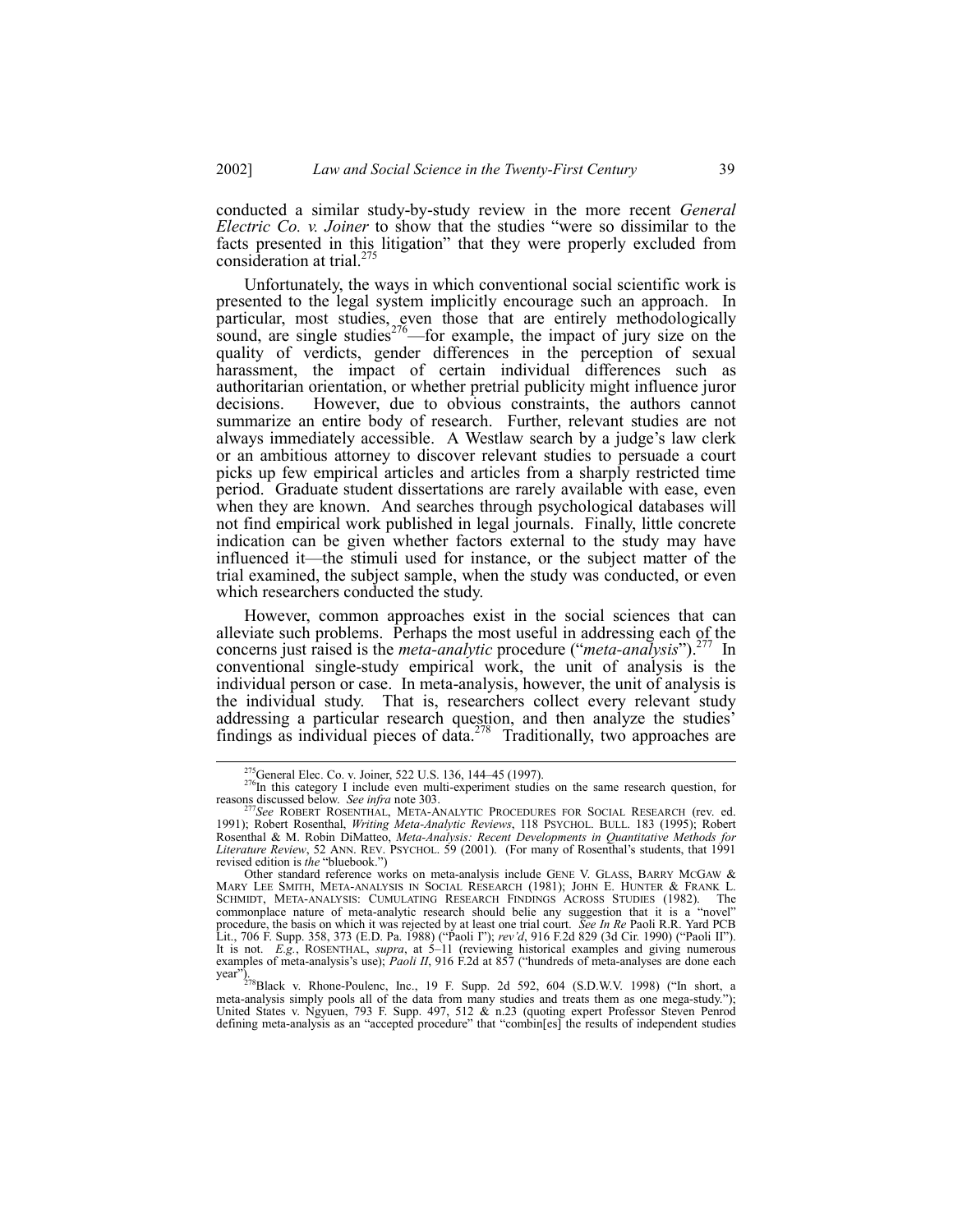conducted a similar study-by-study review in the more recent *General Electric Co. v. Joiner* to show that the studies "were so dissimilar to the facts presented in this litigation" that they were properly excluded from consideration at trial.[275]

Unfortunately, the ways in which conventional social scientific work is presented to the legal system implicitly encourage such an approach. In particular, most studies, even those that are entirely methodologically sound, are single studies[276]—for example, the impact of jury size on the quality of verdicts, gender differences in the perception of sexual harassment, the impact of certain individual differences such as authoritarian orientation, or whether pretrial publicity might influence juror decisions. However, due to obvious constraints, the authors cannot summarize an entire body of research. Further, relevant studies are not always immediately accessible. A Westlaw search by a judge's law clerk or an ambitious attorney to discover relevant studies to persuade a court picks up few empirical articles and articles from a sharply restricted time period. Graduate student dissertations are rarely available with ease, even when they are known. And searches through psychological databases will not find empirical work published in legal journals. Finally, little concrete indication can be given whether factors external to the study may have influenced it—the stimuli used for instance, or the subject matter of the trial examined, the subject sample, when the study was conducted, or even which researchers conducted the study.

However, common approaches exist in the social sciences that can alleviate such problems. Perhaps the most useful in addressing each of the concerns just raised is the *meta-analytic* procedure ("*meta-analysis*").[277] In conventional single-study empirical work, the unit of analysis is the individual person or case. In meta-analysis, however, the unit of analysis is the individual study. That is, researchers collect every relevant study addressing a particular research question, and then analyze the studies' findings as individual pieces of data.[278] Traditionally, two approaches are

---

[275] General Elec. Co. v. Joiner, 522 U.S. 136, 144–45 (1997).

[276] In this category I include even multi-experiment studies on the same research question, for reasons discussed below. *See infra* note 303.

[277] *See* ROBERT ROSENTHAL, META-ANALYTIC PROCEDURES FOR SOCIAL RESEARCH (rev. ed. 1991); Robert Rosenthal, *Writing Meta-Analytic Reviews*, 118 PSYCHOL. BULL. 183 (1995); Robert Rosenthal & M. Robin DiMatteo, *Meta-Analysis: Recent Developments in Quantitative Methods for Literature Review*, 52 ANN. REV. PSYCHOL. 59 (2001). (For many of Rosenthal's students, that 1991 revised edition is *the* "bluebook.")

Other standard reference works on meta-analysis include GENE V. GLASS, BARRY MCGAW & MARY LEE SMITH, META-ANALYSIS IN SOCIAL RESEARCH (1981); JOHN E. HUNTER & FRANK L. SCHMIDT, META-ANALYSIS: CUMULATING RESEARCH FINDINGS ACROSS STUDIES (1982). The commonplace nature of meta-analytic research should belie any suggestion that it is a "novel" procedure, the basis on which it was rejected by at least one trial court. *See In Re* Paoli R.R. Yard PCB Lit., 706 F. Supp. 358, 373 (E.D. Pa. 1988) ("Paoli I"); *rev'd*, 916 F.2d 829 (3d Cir. 1990) ("Paoli II"). It is not. *E.g.*, ROSENTHAL, *supra*, at 5–11 (reviewing historical examples and giving numerous examples of meta-analysis's use); *Paoli II*, 916 F.2d at 857 ("hundreds of meta-analyses are done each year").

[278] Black v. Rhone-Poulenc, Inc., 19 F. Supp. 2d 592, 604 (S.D.W.V. 1998) ("In short, a meta-analysis simply pools all of the data from many studies and treats them as one mega-study."); United States v. Ngyuen, 793 F. Supp. 497, 512 & n.23 (quoting expert Professor Steven Penrod defining meta-analysis as an "accepted procedure" that "combin[es] the results of independent studies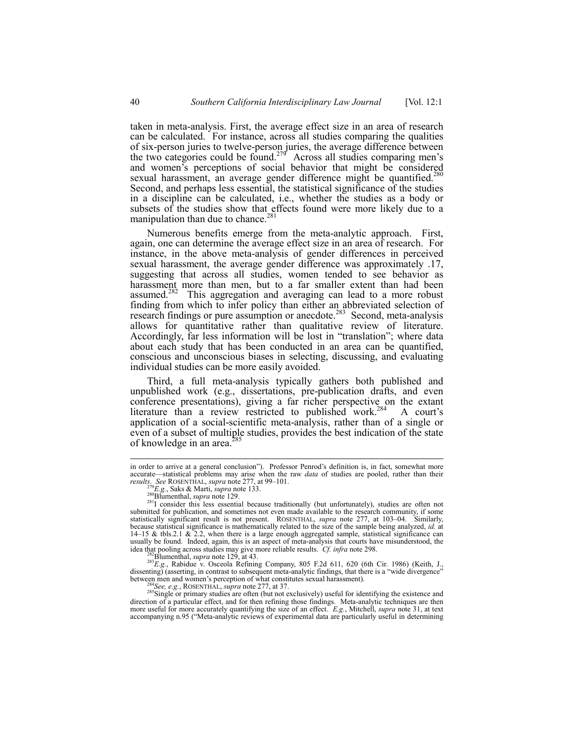taken in meta-analysis. First, the average effect size in an area of research can be calculated. For instance, across all studies comparing the qualities of six-person juries to twelve-person juries, the average difference between the two categories could be found.[279] Across all studies comparing men's and women's perceptions of social behavior that might be considered sexual harassment, an average gender difference might be quantified.[280] Second, and perhaps less essential, the statistical significance of the studies in a discipline can be calculated, i.e., whether the studies as a body or subsets of the studies show that effects found were more likely due to a manipulation than due to chance.[281]

Numerous benefits emerge from the meta-analytic approach. First, again, one can determine the average effect size in an area of research. For instance, in the above meta-analysis of gender differences in perceived sexual harassment, the average gender difference was approximately .17, suggesting that across all studies, women tended to see behavior as harassment more than men, but to a far smaller extent than had been assumed.[282] This aggregation and averaging can lead to a more robust finding from which to infer policy than either an abbreviated selection of research findings or pure assumption or anecdote.[283] Second, meta-analysis allows for quantitative rather than qualitative review of literature. Accordingly, far less information will be lost in "translation"; where data about each study that has been conducted in an area can be quantified, conscious and unconscious biases in selecting, discussing, and evaluating individual studies can be more easily avoided.

Third, a full meta-analysis typically gathers both published and unpublished work (e.g., dissertations, pre-publication drafts, and even conference presentations), giving a far richer perspective on the extant literature than a review restricted to published work.[284] A court's application of a social-scientific meta-analysis, rather than of a single or even of a subset of multiple studies, provides the best indication of the state of knowledge in an area.[285]

---

in order to arrive at a general conclusion"). Professor Penrod's definition is, in fact, somewhat more accurate—statistical problems may arise when the raw *data* of studies are pooled, rather than their *results*. *See* ROSENTHAL, *supra* note 277, at 99–101.

[279] *E.g.*, Saks & Marti, *supra* note 133.

[280] Blumenthal, *supra* note 129.

[281] I consider this less essential because traditionally (but unfortunately), studies are often not submitted for publication, and sometimes not even made available to the research community, if some statistically significant result is not present. ROSENTHAL, *supra* note 277, at 103–04. Similarly, because statistical significance is mathematically related to the size of the sample being analyzed, *id.* at 14–15 & tbls.2.1 & 2.2, when there is a large enough aggregated sample, statistical significance can usually be found. Indeed, again, this is an aspect of meta-analysis that courts have misunderstood, the idea that pooling across studies may give more reliable results. *Cf. infra* note 298.

[282] Blumenthal, *supra* note 129, at 43.

[283] *E.g.*, Rabidue v. Osceola Refining Company, 805 F.2d 611, 620 (6th Cir. 1986) (Keith, J., dissenting) (asserting, in contrast to subsequent meta-analytic findings, that there is a "wide divergence" between men and women's perception of what constitutes sexual harassment).

[284] *See, e.g.*, ROSENTHAL, *supra* note 277, at 37.

[285] Single or primary studies are often (but not exclusively) useful for identifying the existence and direction of a particular effect, and for then refining those findings. Meta-analytic techniques are then more useful for more accurately quantifying the size of an effect. *E.g.*, Mitchell, *supra* note 31, at text accompanying n.95 ("Meta-analytic reviews of experimental data are particularly useful in determining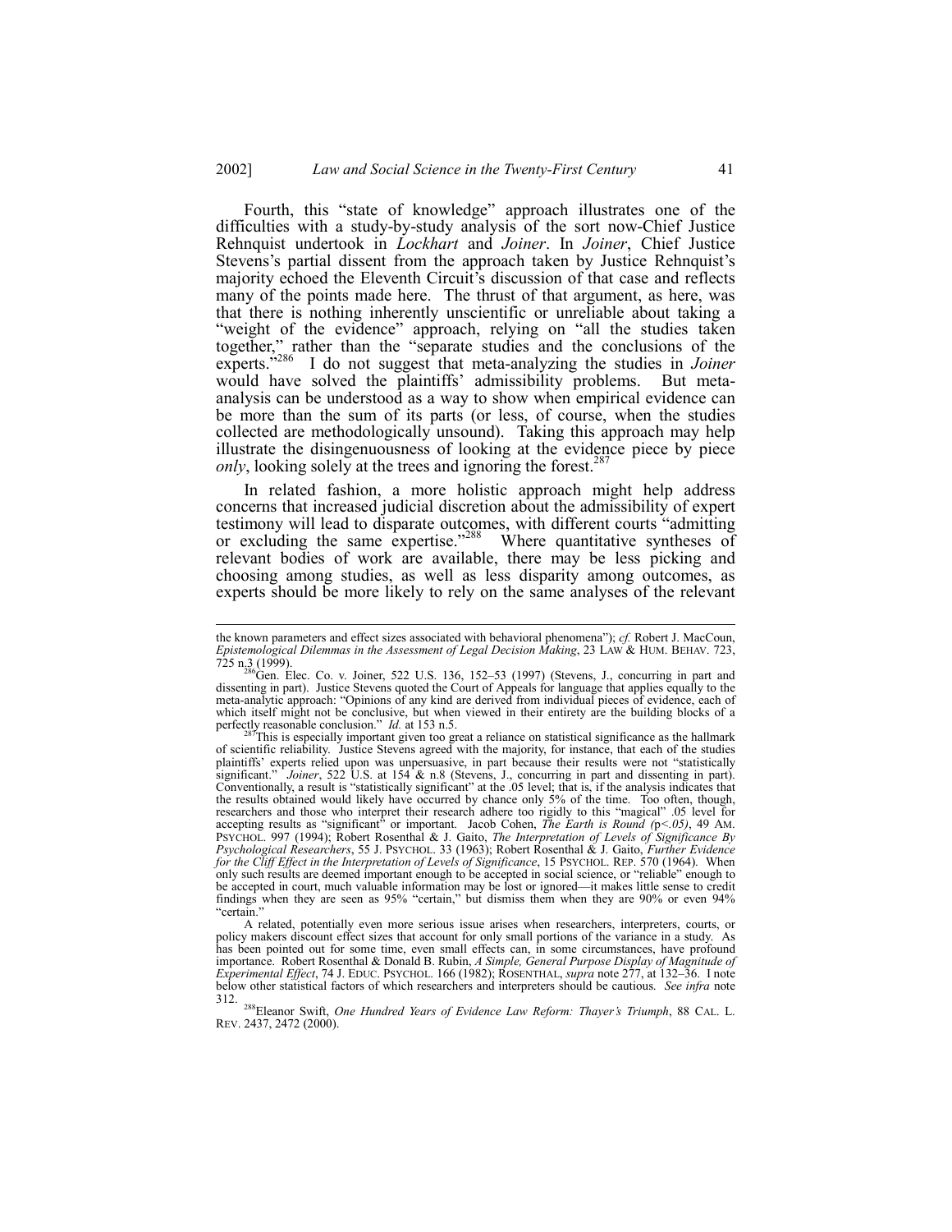Fourth, this "state of knowledge" approach illustrates one of the difficulties with a study-by-study analysis of the sort now-Chief Justice Rehnquist undertook in *Lockhart* and *Joiner*. In *Joiner*, Chief Justice Stevens's partial dissent from the approach taken by Justice Rehnquist's majority echoed the Eleventh Circuit's discussion of that case and reflects many of the points made here. The thrust of that argument, as here, was that there is nothing inherently unscientific or unreliable about taking a "weight of the evidence" approach, relying on "all the studies taken together," rather than the "separate studies and the conclusions of the experts."[286] I do not suggest that meta-analyzing the studies in *Joiner* would have solved the plaintiffs' admissibility problems. But meta-analysis can be understood as a way to show when empirical evidence can be more than the sum of its parts (or less, of course, when the studies collected are methodologically unsound). Taking this approach may help illustrate the disingenuousness of looking at the evidence piece by piece *only*, looking solely at the trees and ignoring the forest.[287]

In related fashion, a more holistic approach might help address concerns that increased judicial discretion about the admissibility of expert testimony will lead to disparate outcomes, with different courts "admitting or excluding the same expertise."[288] Where quantitative syntheses of relevant bodies of work are available, there may be less picking and choosing among studies, as well as less disparity among outcomes, as experts should be more likely to rely on the same analyses of the relevant

---

the known parameters and effect sizes associated with behavioral phenomena"); *cf.* Robert J. MacCoun, *Epistemological Dilemmas in the Assessment of Legal Decision Making*, 23 LAW & HUM. BEHAV. 723, 725 n.3 (1999).

[286] Gen. Elec. Co. v. Joiner, 522 U.S. 136, 152–53 (1997) (Stevens, J., concurring in part and dissenting in part). Justice Stevens quoted the Court of Appeals for language that applies equally to the meta-analytic approach: "Opinions of any kind are derived from individual pieces of evidence, each of which itself might not be conclusive, but when viewed in their entirety are the building blocks of a perfectly reasonable conclusion." *Id.* at 153 n.5.

[287] This is especially important given too great a reliance on statistical significance as the hallmark of scientific reliability. Justice Stevens agreed with the majority, for instance, that each of the studies plaintiffs' experts relied upon was unpersuasive, in part because their results were not "statistically significant." *Joiner*, 522 U.S. at 154 & n.8 (Stevens, J., concurring in part and dissenting in part). Conventionally, a result is "statistically significant" at the .05 level; that is, if the analysis indicates that the results obtained would likely have occurred by chance only 5% of the time. Too often, though, researchers and those who interpret their research adhere too rigidly to this "magical" .05 level for accepting results as "significant" or important. Jacob Cohen, *The Earth is Round (p<.05)*, 49 AM. PSYCHOL. 997 (1994); Robert Rosenthal & J. Gaito, *The Interpretation of Levels of Significance By Psychological Researchers*, 55 J. PSYCHOL. 33 (1963); Robert Rosenthal & J. Gaito, *Further Evidence for the Cliff Effect in the Interpretation of Levels of Significance*, 15 PSYCHOL. REP. 570 (1964). When only such results are deemed important enough to be accepted in social science, or "reliable" enough to be accepted in court, much valuable information may be lost or ignored—it makes little sense to credit findings when they are seen as 95% "certain," but dismiss them when they are 90% or even 94% "certain."

A related, potentially even more serious issue arises when researchers, interpreters, courts, or policy makers discount effect sizes that account for only small portions of the variance in a study. As has been pointed out for some time, even small effects can, in some circumstances, have profound importance. Robert Rosenthal & Donald B. Rubin, *A Simple, General Purpose Display of Magnitude of Experimental Effect*, 74 J. EDUC. PSYCHOL. 166 (1982); ROSENTHAL, *supra* note 277, at 132–36. I note below other statistical factors of which researchers and interpreters should be cautious. *See infra* note 312.

[288] Eleanor Swift, *One Hundred Years of Evidence Law Reform: Thayer's Triumph*, 88 CAL. L. REV. 2437, 2472 (2000).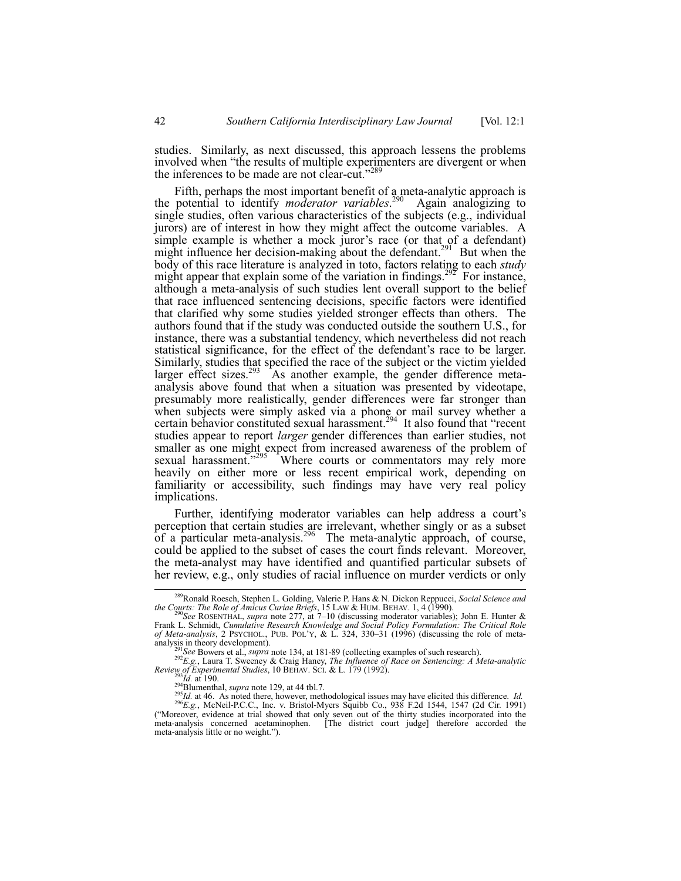studies. Similarly, as next discussed, this approach lessens the problems involved when "the results of multiple experimenters are divergent or when the inferences to be made are not clear-cut."[289]

Fifth, perhaps the most important benefit of a meta-analytic approach is the potential to identify *moderator variables*.[290] Again analogizing to single studies, often various characteristics of the subjects (e.g., individual jurors) are of interest in how they might affect the outcome variables. A simple example is whether a mock juror's race (or that of a defendant) might influence her decision-making about the defendant.[291] But when the body of this race literature is analyzed in toto, factors relating to each *study* might appear that explain some of the variation in findings.[292] For instance, although a meta-analysis of such studies lent overall support to the belief that race influenced sentencing decisions, specific factors were identified that clarified why some studies yielded stronger effects than others. The authors found that if the study was conducted outside the southern U.S., for instance, there was a substantial tendency, which nevertheless did not reach statistical significance, for the effect of the defendant's race to be larger. Similarly, studies that specified the race of the subject or the victim yielded larger effect sizes.[293] As another example, the gender difference meta-analysis above found that when a situation was presented by videotape, presumably more realistically, gender differences were far stronger than when subjects were simply asked via a phone or mail survey whether a certain behavior constituted sexual harassment.[294] It also found that "recent studies appear to report *larger* gender differences than earlier studies, not smaller as one might expect from increased awareness of the problem of sexual harassment."[295] Where courts or commentators may rely more heavily on either more or less recent empirical work, depending on familiarity or accessibility, such findings may have very real policy implications.

Further, identifying moderator variables can help address a court's perception that certain studies are irrelevant, whether singly or as a subset of a particular meta-analysis.[296] The meta-analytic approach, of course, could be applied to the subset of cases the court finds relevant. Moreover, the meta-analyst may have identified and quantified particular subsets of her review, e.g., only studies of racial influence on murder verdicts or only

---

[289] Ronald Roesch, Stephen L. Golding, Valerie P. Hans & N. Dickon Reppucci, *Social Science and the Courts: The Role of Amicus Curiae Briefs*, 15 LAW & HUM. BEHAV. 1, 4 (1990).

[290] *See* ROSENTHAL, *supra* note 277, at 7–10 (discussing moderator variables); John E. Hunter & Frank L. Schmidt, *Cumulative Research Knowledge and Social Policy Formulation: The Critical Role of Meta-analysis*, 2 PSYCHOL., PUB. POL'Y, & L. 324, 330–31 (1996) (discussing the role of meta-analysis in theory development).

[291] *See* Bowers et al., *supra* note 134, at 181-89 (collecting examples of such research).

[292] *E.g.*, Laura T. Sweeney & Craig Haney, *The Influence of Race on Sentencing: A Meta-analytic Review of Experimental Studies*, 10 BEHAV. SCI. & L. 179 (1992).

[293] *Id.* at 190.

[294] Blumenthal, *supra* note 129, at 44 tbl.7.

[295] *Id.* at 46. As noted there, however, methodological issues may have elicited this difference. *Id.*

[296] *E.g.*, McNeil-P.C.C., Inc. v. Bristol-Myers Squibb Co., 938 F.2d 1544, 1547 (2d Cir. 1991) ("Moreover, evidence at trial showed that only seven out of the thirty studies incorporated into the meta-analysis concerned acetaminophen. [The district court judge] therefore accorded the meta-analysis little or no weight.").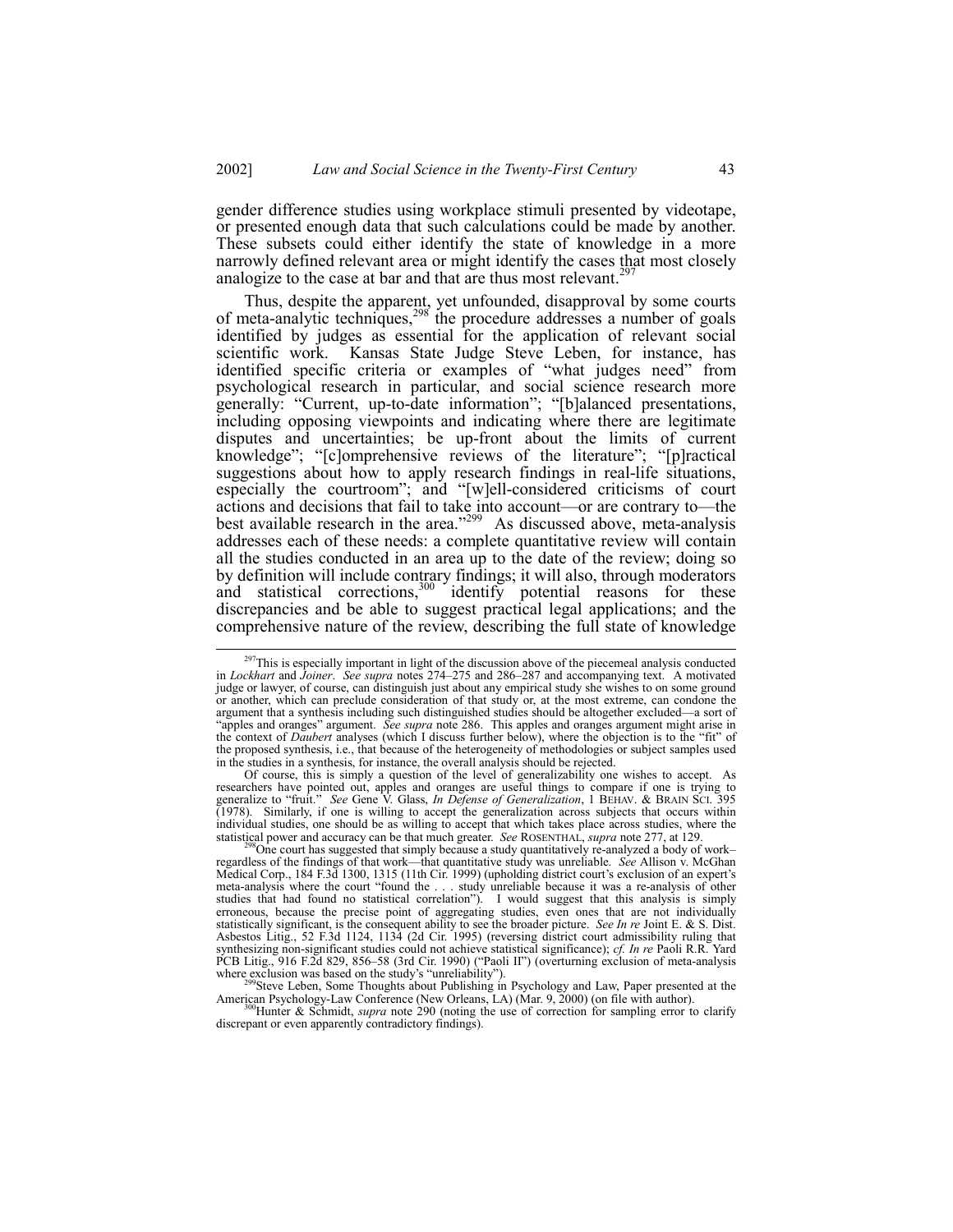gender difference studies using workplace stimuli presented by videotape, or presented enough data that such calculations could be made by another. These subsets could either identify the state of knowledge in a more narrowly defined relevant area or might identify the cases that most closely analogize to the case at bar and that are thus most relevant.[297]

Thus, despite the apparent, yet unfounded, disapproval by some courts of meta-analytic techniques,[298] the procedure addresses a number of goals identified by judges as essential for the application of relevant social scientific work. Kansas State Judge Steve Leben, for instance, has identified specific criteria or examples of "what judges need" from psychological research in particular, and social science research more generally: "Current, up-to-date information"; "[b]alanced presentations, including opposing viewpoints and indicating where there are legitimate disputes and uncertainties; be up-front about the limits of current knowledge"; "[c]omprehensive reviews of the literature"; "[p]ractical suggestions about how to apply research findings in real-life situations, especially the courtroom"; and "[w]ell-considered criticisms of court actions and decisions that fail to take into account—or are contrary to—the best available research in the area."[299] As discussed above, meta-analysis addresses each of these needs: a complete quantitative review will contain all the studies conducted in an area up to the date of the review; doing so by definition will include contrary findings; it will also, through moderators and statistical corrections,[300] identify potential reasons for these discrepancies and be able to suggest practical legal applications; and the comprehensive nature of the review, describing the full state of knowledge

---

[297] This is especially important in light of the discussion above of the piecemeal analysis conducted in *Lockhart* and *Joiner*. *See supra* notes 274–275 and 286–287 and accompanying text. A motivated judge or lawyer, of course, can distinguish just about any empirical study she wishes to on some ground or another, which can preclude consideration of that study or, at the most extreme, can condone the argument that a synthesis including such distinguished studies should be altogether excluded—a sort of "apples and oranges" argument. *See supra* note 286. This apples and oranges argument might arise in the context of *Daubert* analyses (which I discuss further below), where the objection is to the "fit" of the proposed synthesis, i.e., that because of the heterogeneity of methodologies or subject samples used in the studies in a synthesis, for instance, the overall analysis should be rejected.

Of course, this is simply a question of the level of generalizability one wishes to accept. As researchers have pointed out, apples and oranges are useful things to compare if one is trying to generalize to "fruit." *See* Gene V. Glass, *In Defense of Generalization*, 1 BEHAV. & BRAIN SCI. 395 (1978). Similarly, if one is willing to accept the generalization across subjects that occurs within individual studies, one should be as willing to accept that which takes place across studies, where the statistical power and accuracy can be that much greater. *See* ROSENTHAL, *supra* note 277, at 129.

[298] One court has suggested that simply because a study quantitatively re-analyzed a body of work–regardless of the findings of that work—that quantitative study was unreliable. *See* Allison v. McGhan Medical Corp., 184 F.3d 1300, 1315 (11th Cir. 1999) (upholding district court's exclusion of an expert's meta-analysis where the court "found the . . . study unreliable because it was a re-analysis of other studies that had found no statistical correlation"). I would suggest that this analysis is simply erroneous, because the precise point of aggregating studies, even ones that are not individually statistically significant, is the consequent ability to see the broader picture. *See In re* Joint E. & S. Dist. Asbestos Litig., 52 F.3d 1124, 1134 (2d Cir. 1995) (reversing district court admissibility ruling that synthesizing non-significant studies could not achieve statistical significance); *cf. In re* Paoli R.R. Yard PCB Litig., 916 F.2d 829, 856–58 (3rd Cir. 1990) ("Paoli II") (overturning exclusion of meta-analysis where exclusion was based on the study's "unreliability").

[299] Steve Leben, Some Thoughts about Publishing in Psychology and Law, Paper presented at the American Psychology-Law Conference (New Orleans, LA) (Mar. 9, 2000) (on file with author).

[300] Hunter & Schmidt, *supra* note 290 (noting the use of correction for sampling error to clarify discrepant or even apparently contradictory findings).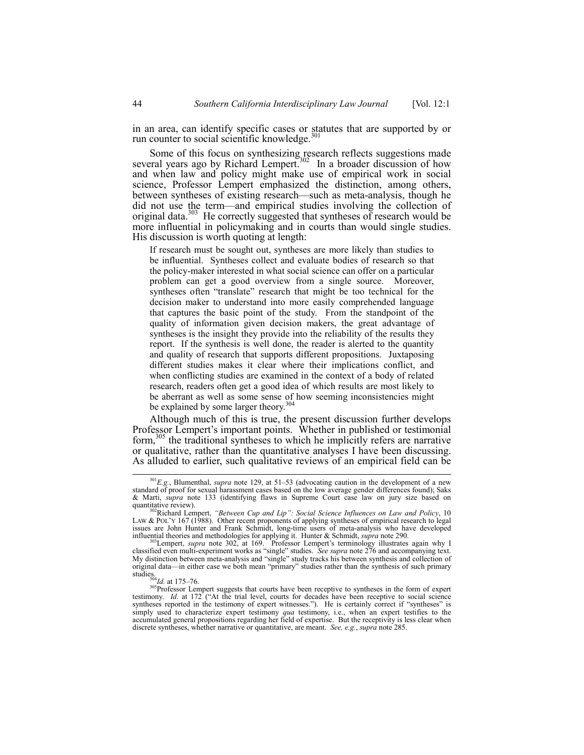in an area, can identify specific cases or statutes that are supported by or run counter to social scientific knowledge.[301]

Some of this focus on synthesizing research reflects suggestions made several years ago by Richard Lempert.[302] In a broader discussion of how and when law and policy might make use of empirical work in social science, Professor Lempert emphasized the distinction, among others, between syntheses of existing research—such as meta-analysis, though he did not use the term—and empirical studies involving the collection of original data.[303] He correctly suggested that syntheses of research would be more influential in policymaking and in courts than would single studies. His discussion is worth quoting at length:

> If research must be sought out, syntheses are more likely than studies to be influential. Syntheses collect and evaluate bodies of research so that the policy-maker interested in what social science can offer on a particular problem can get a good overview from a single source. Moreover, syntheses often "translate" research that might be too technical for the decision maker to understand into more easily comprehended language that captures the basic point of the study. From the standpoint of the quality of information given decision makers, the great advantage of syntheses is the insight they provide into the reliability of the results they report. If the synthesis is well done, the reader is alerted to the quantity and quality of research that supports different propositions. Juxtaposing different studies makes it clear where their implications conflict, and when conflicting studies are examined in the context of a body of related research, readers often get a good idea of which results are most likely to be aberrant as well as some sense of how seeming inconsistencies might be explained by some larger theory.[304]

Although much of this is true, the present discussion further develops Professor Lempert's important points. Whether in published or testimonial form,[305] the traditional syntheses to which he implicitly refers are narrative or qualitative, rather than the quantitative analyses I have been discussing. As alluded to earlier, such qualitative reviews of an empirical field can be

---

[301] *E.g.*, Blumenthal, *supra* note 129, at 51–53 (advocating caution in the development of a new standard of proof for sexual harassment cases based on the low average gender differences found); Saks & Marti, *supra* note 133 (identifying flaws in Supreme Court case law on jury size based on quantitative review).

[302] Richard Lempert, *"Between Cup and Lip": Social Science Influences on Law and Policy*, 10 LAW & POL'Y 167 (1988). Other recent proponents of applying syntheses of empirical research to legal issues are John Hunter and Frank Schmidt, long-time users of meta-analysis who have developed influential theories and methodologies for applying it. Hunter & Schmidt, *supra* note 290.

[303] Lempert, *supra* note 302, at 169. Professor Lempert's terminology illustrates again why I classified even multi-experiment works as "single" studies. *See supra* note 276 and accompanying text. My distinction between meta-analysis and "single" study tracks his between synthesis and collection of original data—in either case we both mean "primary" studies rather than the synthesis of such primary studies.

[304] *Id.* at 175–76.

[305] Professor Lempert suggests that courts have been receptive to syntheses in the form of expert testimony. *Id.* at 172 ("At the trial level, courts for decades have been receptive to social science syntheses reported in the testimony of expert witnesses."). He is certainly correct if "syntheses" is simply used to characterize expert testimony *qua* testimony, i.e., when an expert testifies to the accumulated general propositions regarding her field of expertise. But the receptivity is less clear when discrete syntheses, whether narrative or quantitative, are meant. *See, e.g.*, *supra* note 285.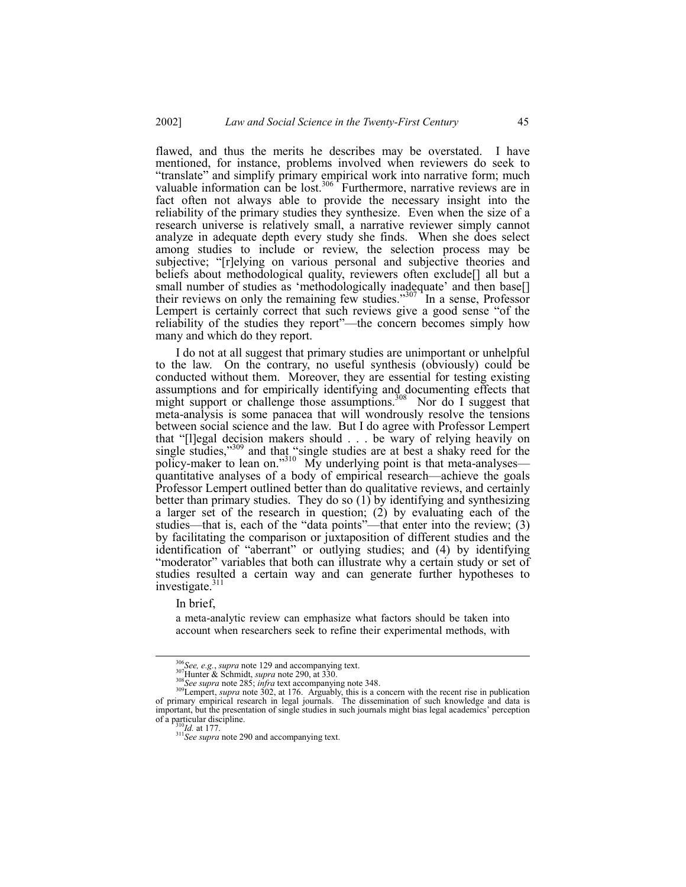flawed, and thus the merits he describes may be overstated. I have mentioned, for instance, problems involved when reviewers do seek to "translate" and simplify primary empirical work into narrative form; much valuable information can be lost.[306] Furthermore, narrative reviews are in fact often not always able to provide the necessary insight into the reliability of the primary studies they synthesize. Even when the size of a research universe is relatively small, a narrative reviewer simply cannot analyze in adequate depth every study she finds. When she does select among studies to include or review, the selection process may be subjective; "[r]elying on various personal and subjective theories and beliefs about methodological quality, reviewers often exclude[] all but a small number of studies as 'methodologically inadequate' and then base[] their reviews on only the remaining few studies."[307] In a sense, Professor Lempert is certainly correct that such reviews give a good sense "of the reliability of the studies they report"—the concern becomes simply how many and which do they report.

I do not at all suggest that primary studies are unimportant or unhelpful to the law. On the contrary, no useful synthesis (obviously) could be conducted without them. Moreover, they are essential for testing existing assumptions and for empirically identifying and documenting effects that might support or challenge those assumptions.[308] Nor do I suggest that meta-analysis is some panacea that will wondrously resolve the tensions between social science and the law. But I do agree with Professor Lempert that "[l]egal decision makers should . . . be wary of relying heavily on single studies,"[309] and that "single studies are at best a shaky reed for the policy-maker to lean on."[310] My underlying point is that meta-analyses—quantitative analyses of a body of empirical research—achieve the goals Professor Lempert outlined better than do qualitative reviews, and certainly better than primary studies. They do so (1) by identifying and synthesizing a larger set of the research in question; (2) by evaluating each of the studies—that is, each of the "data points"—that enter into the review; (3) by facilitating the comparison or juxtaposition of different studies and the identification of "aberrant" or outlying studies; and (4) by identifying "moderator" variables that both can illustrate why a certain study or set of studies resulted a certain way and can generate further hypotheses to investigate.[311]

In brief,

> a meta-analytic review can emphasize what factors should be taken into account when researchers seek to refine their experimental methods, with

---

[306] *See, e.g.*, *supra* note 129 and accompanying text.

[307] Hunter & Schmidt, *supra* note 290, at 330.

[308] *See supra* note 285; *infra* text accompanying note 348.

[309] Lempert, *supra* note 302, at 176. Arguably, this is a concern with the recent rise in publication of primary empirical research in legal journals. The dissemination of such knowledge and data is important, but the presentation of single studies in such journals might bias legal academics' perception of a particular discipline.

[310] *Id.* at 177.

[311] *See supra* note 290 and accompanying text.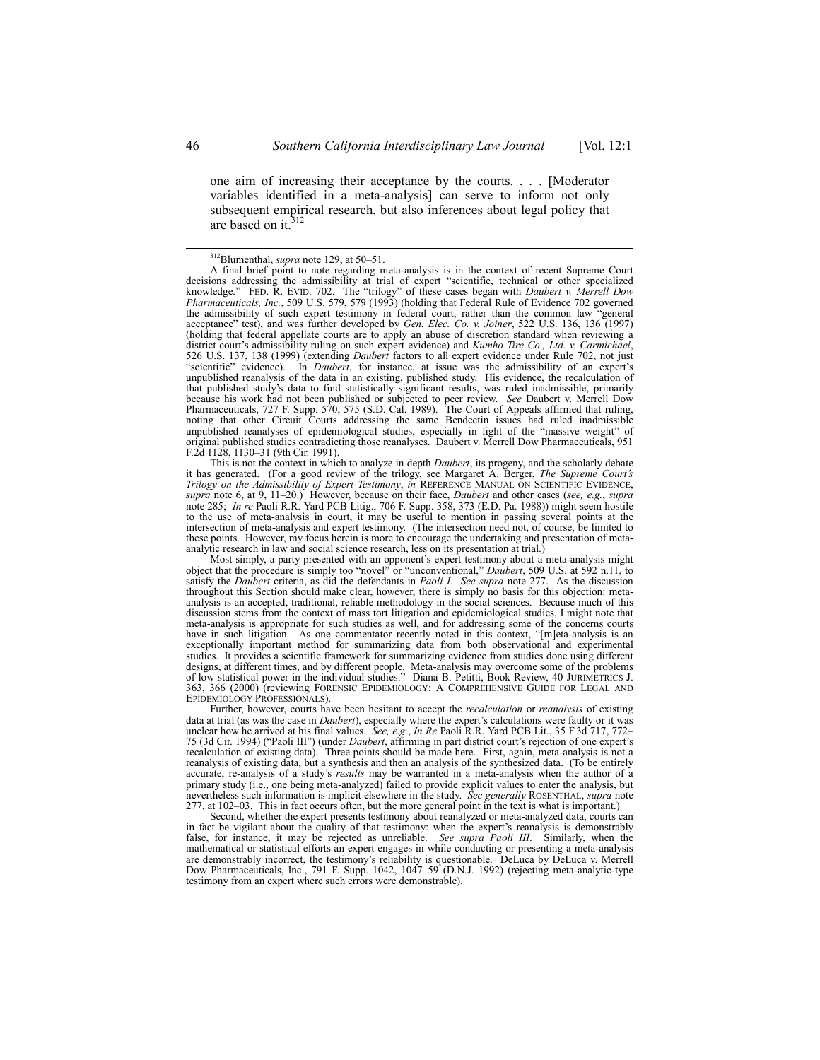> one aim of increasing their acceptance by the courts. . . . [Moderator variables identified in a meta-analysis] can serve to inform not only subsequent empirical research, but also inferences about legal policy that are based on it.[312]

---

[312]Blumenthal, *supra* note 129, at 50–51.

A final brief point to note regarding meta-analysis is in the context of recent Supreme Court decisions addressing the admissibility at trial of expert "scientific, technical or other specialized knowledge." FED. R. EVID. 702. The "trilogy" of these cases began with *Daubert v. Merrell Dow Pharmaceuticals, Inc.*, 509 U.S. 579, 579 (1993) (holding that Federal Rule of Evidence 702 governed the admissibility of such expert testimony in federal court, rather than the common law "general acceptance" test), and was further developed by *Gen. Elec. Co. v. Joiner*, 522 U.S. 136, 136 (1997) (holding that federal appellate courts are to apply an abuse of discretion standard when reviewing a district court's admissibility ruling on such expert evidence) and *Kumho Tire Co., Ltd. v. Carmichael*, 526 U.S. 137, 138 (1999) (extending *Daubert* factors to all expert evidence under Rule 702, not just "scientific" evidence). In *Daubert*, for instance, at issue was the admissibility of an expert's unpublished reanalysis of the data in an existing, published study. His evidence, the recalculation of that published study's data to find statistically significant results, was ruled inadmissible, primarily because his work had not been published or subjected to peer review. *See* Daubert v. Merrell Dow Pharmaceuticals, 727 F. Supp. 570, 575 (S.D. Cal. 1989). The Court of Appeals affirmed that ruling, noting that other Circuit Courts addressing the same Bendectin issues had ruled inadmissible unpublished reanalyses of epidemiological studies, especially in light of the "massive weight" of original published studies contradicting those reanalyses. Daubert v. Merrell Dow Pharmaceuticals, 951 F.2d 1128, 1130–31 (9th Cir. 1991).

This is not the context in which to analyze in depth *Daubert*, its progeny, and the scholarly debate it has generated. (For a good review of the trilogy, see Margaret A. Berger, *The Supreme Court's Trilogy on the Admissibility of Expert Testimony*, *in* REFERENCE MANUAL ON SCIENTIFIC EVIDENCE, *supra* note 6, at 9, 11–20.) However, because on their face, *Daubert* and other cases (*see, e.g.*, *supra* note 285; *In re* Paoli R.R. Yard PCB Litig., 706 F. Supp. 358, 373 (E.D. Pa. 1988)) might seem hostile to the use of meta-analysis in court, it may be useful to mention in passing several points at the intersection of meta-analysis and expert testimony. (The intersection need not, of course, be limited to these points. However, my focus herein is more to encourage the undertaking and presentation of meta-analytic research in law and social science research, less on its presentation at trial.)

Most simply, a party presented with an opponent's expert testimony about a meta-analysis might object that the procedure is simply too "novel" or "unconventional," *Daubert*, 509 U.S. at 592 n.11, to satisfy the *Daubert* criteria, as did the defendants in *Paoli I*. *See supra* note 277. As the discussion throughout this Section should make clear, however, there is simply no basis for this objection: meta-analysis is an accepted, traditional, reliable methodology in the social sciences. Because much of this discussion stems from the context of mass tort litigation and epidemiological studies, I might note that meta-analysis is appropriate for such studies as well, and for addressing some of the concerns courts have in such litigation. As one commentator recently noted in this context, "[m]eta-analysis is an exceptionally important method for summarizing data from both observational and experimental studies. It provides a scientific framework for summarizing evidence from studies done using different designs, at different times, and by different people. Meta-analysis may overcome some of the problems of low statistical power in the individual studies." Diana B. Petitti, Book Review, 40 JURIMETRICS J. 363, 366 (2000) (reviewing FORENSIC EPIDEMIOLOGY: A COMPREHENSIVE GUIDE FOR LEGAL AND EPIDEMIOLOGY PROFESSIONALS).

Further, however, courts have been hesitant to accept the *recalculation* or *reanalysis* of existing data at trial (as was the case in *Daubert*), especially where the expert's calculations were faulty or it was unclear how he arrived at his final values. *See, e.g.*, *In Re* Paoli R.R. Yard PCB Lit., 35 F.3d 717, 772–75 (3d Cir. 1994) ("Paoli III") (under *Daubert*, affirming in part district court's rejection of one expert's recalculation of existing data). Three points should be made here. First, again, meta-analysis is not a reanalysis of existing data, but a synthesis and then an analysis of the synthesized data. (To be entirely accurate, re-analysis of a study's *results* may be warranted in a meta-analysis when the author of a primary study (i.e., one being meta-analyzed) failed to provide explicit values to enter the analysis, but nevertheless such information is implicit elsewhere in the study. *See generally* ROSENTHAL, *supra* note 277, at 102–03. This in fact occurs often, but the more general point in the text is what is important.)

Second, whether the expert presents testimony about reanalyzed or meta-analyzed data, courts can in fact be vigilant about the quality of that testimony: when the expert's reanalysis is demonstrably false, for instance, it may be rejected as unreliable. *See supra Paoli III*. Similarly, when the mathematical or statistical efforts an expert engages in while conducting or presenting a meta-analysis are demonstrably incorrect, the testimony's reliability is questionable. DeLuca by DeLuca v. Merrell Dow Pharmaceuticals, Inc., 791 F. Supp. 1042, 1047–59 (D.N.J. 1992) (rejecting meta-analytic-type testimony from an expert where such errors were demonstrable).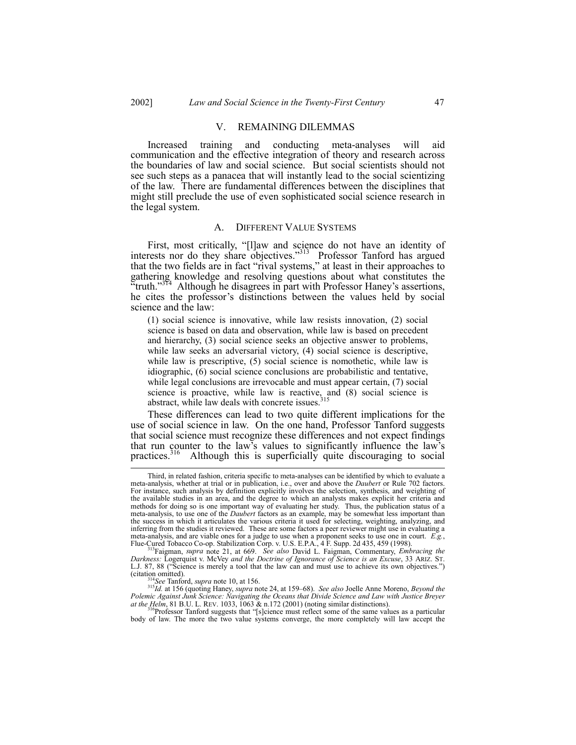## V. REMAINING DILEMMAS

Increased training and conducting meta-analyses will aid communication and the effective integration of theory and research across the boundaries of law and social science. But social scientists should not see such steps as a panacea that will instantly lead to the social scientizing of the law. There are fundamental differences between the disciplines that might still preclude the use of even sophisticated social science research in the legal system.

### A. DIFFERENT VALUE SYSTEMS

First, most critically, "[l]aw and science do not have an identity of interests nor do they share objectives."[313] Professor Tanford has argued that the two fields are in fact "rival systems," at least in their approaches to gathering knowledge and resolving questions about what constitutes the "truth."[314] Although he disagrees in part with Professor Haney's assertions, he cites the professor's distinctions between the values held by social science and the law:

> (1) social science is innovative, while law resists innovation, (2) social science is based on data and observation, while law is based on precedent and hierarchy, (3) social science seeks an objective answer to problems, while law seeks an adversarial victory, (4) social science is descriptive, while law is prescriptive, (5) social science is nomothetic, while law is idiographic, (6) social science conclusions are probabilistic and tentative, while legal conclusions are irrevocable and must appear certain, (7) social science is proactive, while law is reactive, and (8) social science is abstract, while law deals with concrete issues.[315]

These differences can lead to two quite different implications for the use of social science in law. On the one hand, Professor Tanford suggests that social science must recognize these differences and not expect findings that run counter to the law's values to significantly influence the law's practices.[316] Although this is superficially quite discouraging to social

---

Third, in related fashion, criteria specific to meta-analyses can be identified by which to evaluate a meta-analysis, whether at trial or in publication, i.e., over and above the *Daubert* or Rule 702 factors. For instance, such analysis by definition explicitly involves the selection, synthesis, and weighting of the available studies in an area, and the degree to which an analysts makes explicit her criteria and methods for doing so is one important way of evaluating her study. Thus, the publication status of a meta-analysis, to use one of the *Daubert* factors as an example, may be somewhat less important than the success in which it articulates the various criteria it used for selecting, weighting, analyzing, and inferring from the studies it reviewed. These are some factors a peer reviewer might use in evaluating a meta-analysis, and are viable ones for a judge to use when a proponent seeks to use one in court. *E.g.*, Flue-Cured Tobacco Co-op. Stabilization Corp. v. U.S. E.P.A., 4 F. Supp. 2d 435, 459 (1998).

[313] Faigman, *supra* note 21, at 669. *See also* David L. Faigman, Commentary, *Embracing the Darkness:* Logerquist v. McVey *and the Doctrine of Ignorance of Science is an Excuse*, 33 ARIZ. ST. L.J. 87, 88 ("Science is merely a tool that the law can and must use to achieve its own objectives.") (citation omitted).

[314] *See* Tanford, *supra* note 10, at 156.

[315] *Id.* at 156 (quoting Haney, *supra* note 24, at 159–68). *See also* Joelle Anne Moreno, *Beyond the Polemic Against Junk Science: Navigating the Oceans that Divide Science and Law with Justice Breyer at the Helm*, 81 B.U. L. REV. 1033, 1063 & n.172 (2001) (noting similar distinctions).

[316] Professor Tanford suggests that "[s]cience must reflect some of the same values as a particular body of law. The more the two value systems converge, the more completely will law accept the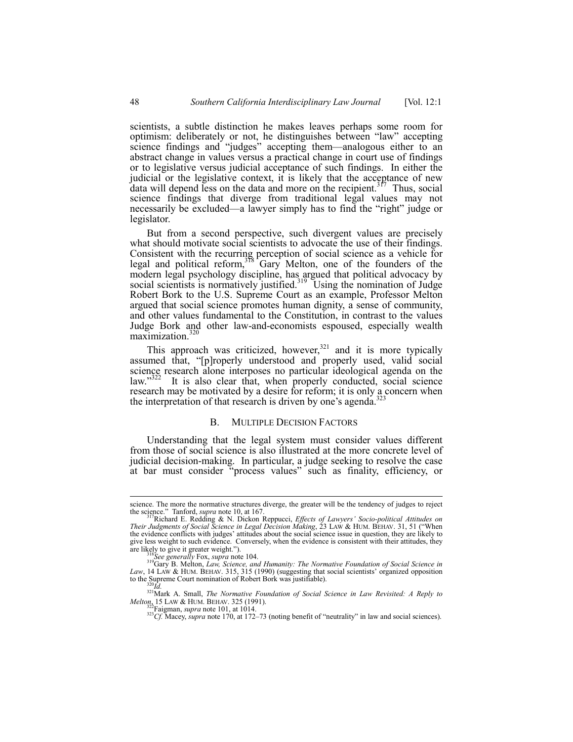scientists, a subtle distinction he makes leaves perhaps some room for optimism: deliberately or not, he distinguishes between "law" accepting science findings and "judges" accepting them—analogous either to an abstract change in values versus a practical change in court use of findings or to legislative versus judicial acceptance of such findings. In either the judicial or the legislative context, it is likely that the acceptance of new data will depend less on the data and more on the recipient.[317] Thus, social science findings that diverge from traditional legal values may not necessarily be excluded—a lawyer simply has to find the "right" judge or legislator.

But from a second perspective, such divergent values are precisely what should motivate social scientists to advocate the use of their findings. Consistent with the recurring perception of social science as a vehicle for legal and political reform,[318] Gary Melton, one of the founders of the modern legal psychology discipline, has argued that political advocacy by social scientists is normatively justified.[319] Using the nomination of Judge Robert Bork to the U.S. Supreme Court as an example, Professor Melton argued that social science promotes human dignity, a sense of community, and other values fundamental to the Constitution, in contrast to the values Judge Bork and other law-and-economists espoused, especially wealth maximization.[320]

This approach was criticized, however,[321] and it is more typically assumed that, "[p]roperly understood and properly used, valid social science research alone interposes no particular ideological agenda on the law."[322] It is also clear that, when properly conducted, social science research may be motivated by a desire for reform; it is only a concern when the interpretation of that research is driven by one's agenda.[323]

## B. MULTIPLE DECISION FACTORS

Understanding that the legal system must consider values different from those of social science is also illustrated at the more concrete level of judicial decision-making. In particular, a judge seeking to resolve the case at bar must consider "process values" such as finality, efficiency, or

---

science. The more the normative structures diverge, the greater will be the tendency of judges to reject the science." Tanford, *supra* note 10, at 167.

[317] Richard E. Redding & N. Dickon Reppucci, *Effects of Lawyers' Socio-political Attitudes on Their Judgments of Social Science in Legal Decision Making*, 23 LAW & HUM. BEHAV. 31, 51 ("When the evidence conflicts with judges' attitudes about the social science issue in question, they are likely to give less weight to such evidence. Conversely, when the evidence is consistent with their attitudes, they are likely to give it greater weight.").

[318] *See generally* Fox, *supra* note 104.

[319] Gary B. Melton, *Law, Science, and Humanity: The Normative Foundation of Social Science in Law*, 14 LAW & HUM. BEHAV. 315, 315 (1990) (suggesting that social scientists' organized opposition to the Supreme Court nomination of Robert Bork was justifiable).

[320] *Id.*

[321] Mark A. Small, *The Normative Foundation of Social Science in Law Revisited: A Reply to Melton*, 15 LAW & HUM. BEHAV. 325 (1991).

[322] Faigman, *supra* note 101, at 1014.

[323] *Cf.* Macey, *supra* note 170, at 172–73 (noting benefit of "neutrality" in law and social sciences).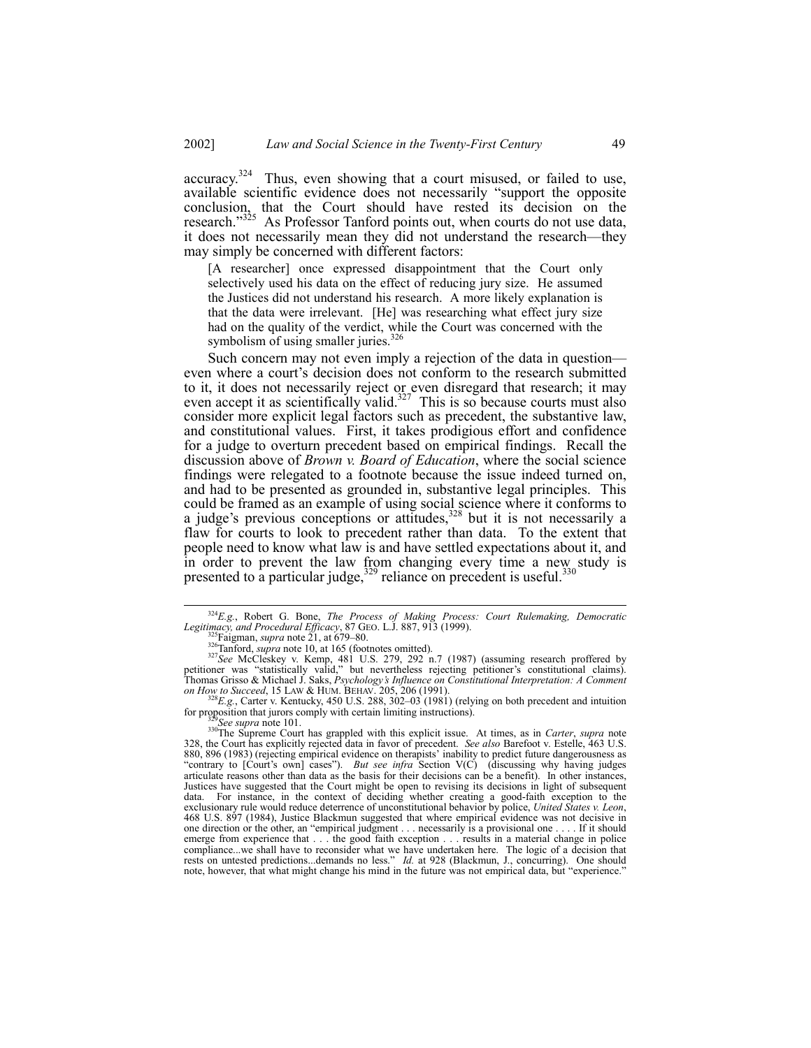accuracy.[324] Thus, even showing that a court misused, or failed to use, available scientific evidence does not necessarily "support the opposite conclusion, that the Court should have rested its decision on the research."[325] As Professor Tanford points out, when courts do not use data, it does not necessarily mean they did not understand the research—they may simply be concerned with different factors:

> [A researcher] once expressed disappointment that the Court only selectively used his data on the effect of reducing jury size. He assumed the Justices did not understand his research. A more likely explanation is that the data were irrelevant. [He] was researching what effect jury size had on the quality of the verdict, while the Court was concerned with the symbolism of using smaller juries.[326]

Such concern may not even imply a rejection of the data in question—even where a court's decision does not conform to the research submitted to it, it does not necessarily reject or even disregard that research; it may even accept it as scientifically valid.[327] This is so because courts must also consider more explicit legal factors such as precedent, the substantive law, and constitutional values. First, it takes prodigious effort and confidence for a judge to overturn precedent based on empirical findings. Recall the discussion above of *Brown v. Board of Education*, where the social science findings were relegated to a footnote because the issue indeed turned on, and had to be presented as grounded in, substantive legal principles. This could be framed as an example of using social science where it conforms to a judge's previous conceptions or attitudes,[328] but it is not necessarily a flaw for courts to look to precedent rather than data. To the extent that people need to know what law is and have settled expectations about it, and in order to prevent the law from changing every time a new study is presented to a particular judge,[329] reliance on precedent is useful.[330]

---

[324] *E.g.*, Robert G. Bone, *The Process of Making Process: Court Rulemaking, Democratic Legitimacy, and Procedural Efficacy*, 87 GEO. L.J. 887, 913 (1999).

[325] Faigman, *supra* note 21, at 679–80.

[326] Tanford, *supra* note 10, at 165 (footnotes omitted).

[327] *See* McCleskey v. Kemp, 481 U.S. 279, 292 n.7 (1987) (assuming research proffered by petitioner was "statistically valid," but nevertheless rejecting petitioner's constitutional claims). Thomas Grisso & Michael J. Saks, *Psychology's Influence on Constitutional Interpretation: A Comment on How to Succeed*, 15 LAW & HUM. BEHAV. 205, 206 (1991).

[328] *E.g.*, Carter v. Kentucky, 450 U.S. 288, 302–03 (1981) (relying on both precedent and intuition for proposition that jurors comply with certain limiting instructions).

[329] *See supra* note 101.

[330] The Supreme Court has grappled with this explicit issue. At times, as in *Carter*, *supra* note 328, the Court has explicitly rejected data in favor of precedent. *See also* Barefoot v. Estelle, 463 U.S. 880, 896 (1983) (rejecting empirical evidence on therapists' inability to predict future dangerousness as "contrary to [Court's own] cases"). *But see infra* Section V(C) (discussing why having judges articulate reasons other than data as the basis for their decisions can be a benefit). In other instances, Justices have suggested that the Court might be open to revising its decisions in light of subsequent data. For instance, in the context of deciding whether creating a good-faith exception to the exclusionary rule would reduce deterrence of unconstitutional behavior by police, *United States v. Leon*, 468 U.S. 897 (1984), Justice Blackmun suggested that where empirical evidence was not decisive in one direction or the other, an "empirical judgment . . . necessarily is a provisional one . . . . If it should emerge from experience that . . . the good faith exception . . . results in a material change in police compliance...we shall have to reconsider what we have undertaken here. The logic of a decision that rests on untested predictions...demands no less." *Id.* at 928 (Blackmun, J., concurring). One should note, however, that what might change his mind in the future was not empirical data, but "experience."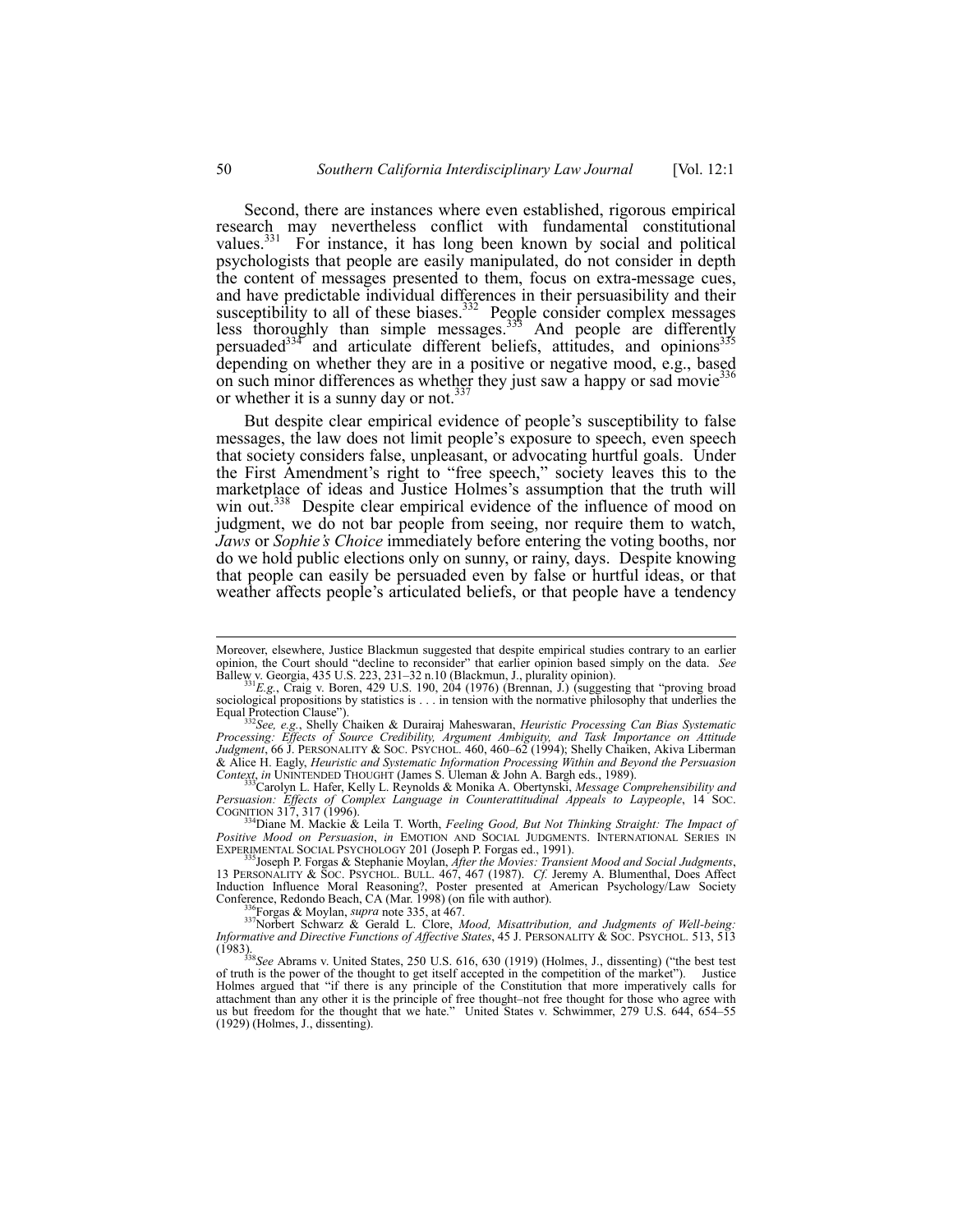Second, there are instances where even established, rigorous empirical research may nevertheless conflict with fundamental constitutional values.[331] For instance, it has long been known by social and political psychologists that people are easily manipulated, do not consider in depth the content of messages presented to them, focus on extra-message cues, and have predictable individual differences in their persuasibility and their susceptibility to all of these biases.[332] People consider complex messages less thoroughly than simple messages.[333] And people are differently persuaded[334] and articulate different beliefs, attitudes, and opinions[335] depending on whether they are in a positive or negative mood, e.g., based on such minor differences as whether they just saw a happy or sad movie[336] or whether it is a sunny day or not.[337]

But despite clear empirical evidence of people's susceptibility to false messages, the law does not limit people's exposure to speech, even speech that society considers false, unpleasant, or advocating hurtful goals. Under the First Amendment's right to "free speech," society leaves this to the marketplace of ideas and Justice Holmes's assumption that the truth will win out.[338] Despite clear empirical evidence of the influence of mood on judgment, we do not bar people from seeing, nor require them to watch, *Jaws* or *Sophie's Choice* immediately before entering the voting booths, nor do we hold public elections only on sunny, or rainy, days. Despite knowing that people can easily be persuaded even by false or hurtful ideas, or that weather affects people's articulated beliefs, or that people have a tendency

---

Moreover, elsewhere, Justice Blackmun suggested that despite empirical studies contrary to an earlier opinion, the Court should "decline to reconsider" that earlier opinion based simply on the data. *See* Ballew v. Georgia, 435 U.S. 223, 231–32 n.10 (Blackmun, J., plurality opinion).

[331] *E.g.*, Craig v. Boren, 429 U.S. 190, 204 (1976) (Brennan, J.) (suggesting that "proving broad sociological propositions by statistics is . . . in tension with the normative philosophy that underlies the Equal Protection Clause").

[332] *See, e.g.*, Shelly Chaiken & Durairaj Maheswaran, *Heuristic Processing Can Bias Systematic Processing: Effects of Source Credibility, Argument Ambiguity, and Task Importance on Attitude Judgment*, 66 J. PERSONALITY & SOC. PSYCHOL. 460, 460–62 (1994); Shelly Chaiken, Akiva Liberman & Alice H. Eagly, *Heuristic and Systematic Information Processing Within and Beyond the Persuasion Context*, *in* UNINTENDED THOUGHT (James S. Uleman & John A. Bargh eds., 1989).

[333] Carolyn L. Hafer, Kelly L. Reynolds & Monika A. Obertynski, *Message Comprehensibility and Persuasion: Effects of Complex Language in Counterattitudinal Appeals to Laypeople*, 14 SOC. COGNITION 317, 317 (1996).

[334] Diane M. Mackie & Leila T. Worth, *Feeling Good, But Not Thinking Straight: The Impact of Positive Mood on Persuasion*, *in* EMOTION AND SOCIAL JUDGMENTS. INTERNATIONAL SERIES IN EXPERIMENTAL SOCIAL PSYCHOLOGY 201 (Joseph P. Forgas ed., 1991).

[335] Joseph P. Forgas & Stephanie Moylan, *After the Movies: Transient Mood and Social Judgments*, 13 PERSONALITY & SOC. PSYCHOL. BULL. 467, 467 (1987). *Cf.* Jeremy A. Blumenthal, Does Affect Induction Influence Moral Reasoning?, Poster presented at American Psychology/Law Society Conference, Redondo Beach, CA (Mar. 1998) (on file with author).

[336] Forgas & Moylan, *supra* note 335, at 467.

[337] Norbert Schwarz & Gerald L. Clore, *Mood, Misattribution, and Judgments of Well-being: Informative and Directive Functions of Affective States*, 45 J. PERSONALITY & SOC. PSYCHOL. 513, 513 (1983).

[338] *See* Abrams v. United States, 250 U.S. 616, 630 (1919) (Holmes, J., dissenting) ("the best test of truth is the power of the thought to get itself accepted in the competition of the market"). Justice Holmes argued that "if there is any principle of the Constitution that more imperatively calls for attachment than any other it is the principle of free thought–not free thought for those who agree with us but freedom for the thought that we hate." United States v. Schwimmer, 279 U.S. 644, 654–55 (1929) (Holmes, J., dissenting).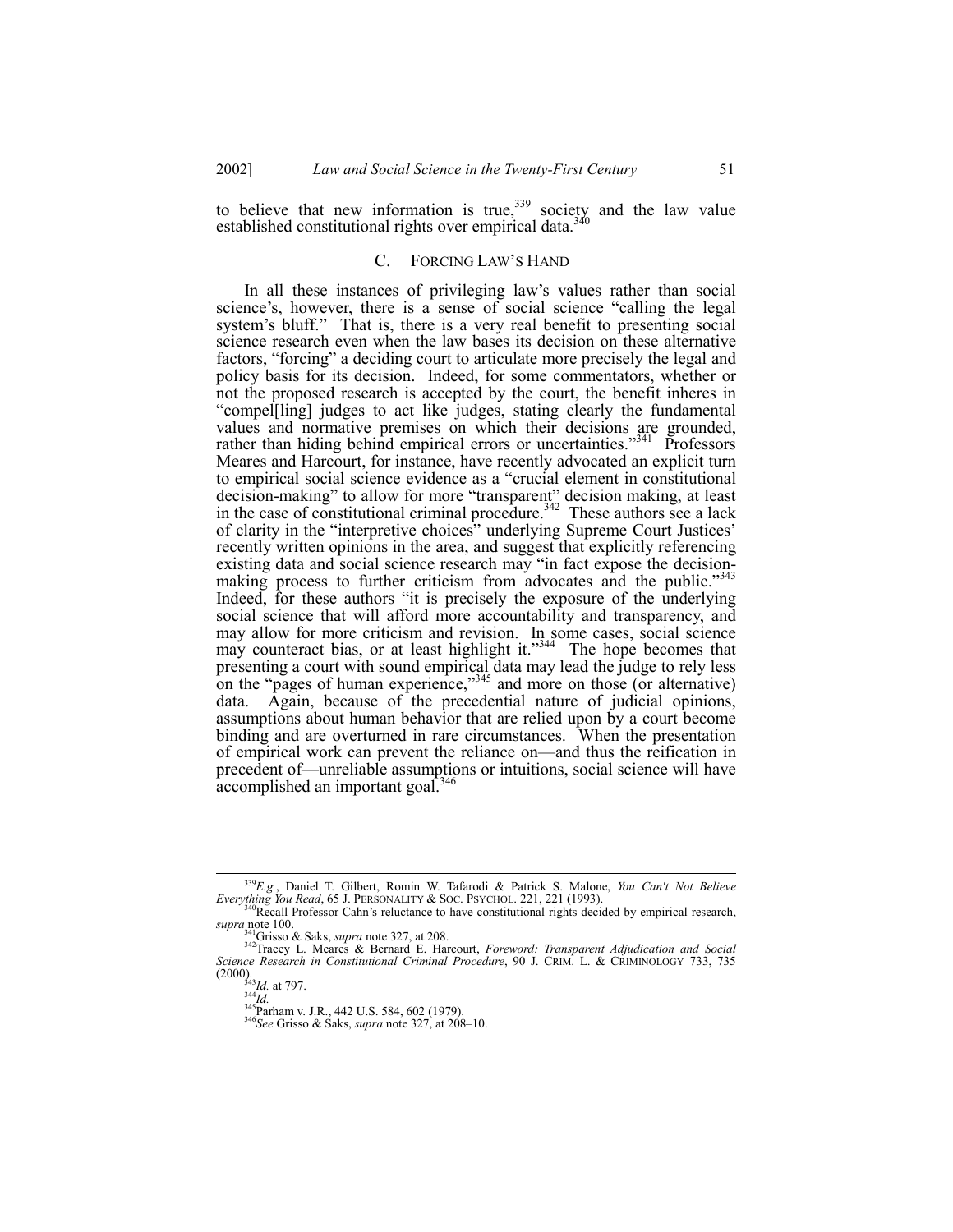to believe that new information is true,[339] society and the law value established constitutional rights over empirical data.[340]

### C. FORCING LAW'S HAND

In all these instances of privileging law's values rather than social science's, however, there is a sense of social science "calling the legal system's bluff." That is, there is a very real benefit to presenting social science research even when the law bases its decision on these alternative factors, "forcing" a deciding court to articulate more precisely the legal and policy basis for its decision. Indeed, for some commentators, whether or not the proposed research is accepted by the court, the benefit inheres in "compel[ling] judges to act like judges, stating clearly the fundamental values and normative premises on which their decisions are grounded, rather than hiding behind empirical errors or uncertainties."[341] Professors Meares and Harcourt, for instance, have recently advocated an explicit turn to empirical social science evidence as a "crucial element in constitutional decision-making" to allow for more "transparent" decision making, at least in the case of constitutional criminal procedure.[342] These authors see a lack of clarity in the "interpretive choices" underlying Supreme Court Justices' recently written opinions in the area, and suggest that explicitly referencing existing data and social science research may "in fact expose the decision-making process to further criticism from advocates and the public."[343] Indeed, for these authors "it is precisely the exposure of the underlying social science that will afford more accountability and transparency, and may allow for more criticism and revision. In some cases, social science may counteract bias, or at least highlight it."[344] The hope becomes that presenting a court with sound empirical data may lead the judge to rely less on the "pages of human experience,"[345] and more on those (or alternative) data. Again, because of the precedential nature of judicial opinions, assumptions about human behavior that are relied upon by a court become binding and are overturned in rare circumstances. When the presentation of empirical work can prevent the reliance on—and thus the reification in precedent of—unreliable assumptions or intuitions, social science will have accomplished an important goal.[346]

---

[339] *E.g.*, Daniel T. Gilbert, Romin W. Tafarodi & Patrick S. Malone, *You Can't Not Believe Everything You Read*, 65 J. PERSONALITY & SOC. PSYCHOL. 221, 221 (1993).

[340] Recall Professor Cahn's reluctance to have constitutional rights decided by empirical research, *supra* note 100.

[341] Grisso & Saks, *supra* note 327, at 208.

[342] Tracey L. Meares & Bernard E. Harcourt, *Foreword: Transparent Adjudication and Social Science Research in Constitutional Criminal Procedure*, 90 J. CRIM. L. & CRIMINOLOGY 733, 735 (2000).

[343] *Id.* at 797.

[344] *Id.*

[345] Parham v. J.R., 442 U.S. 584, 602 (1979).

[346] *See* Grisso & Saks, *supra* note 327, at 208–10.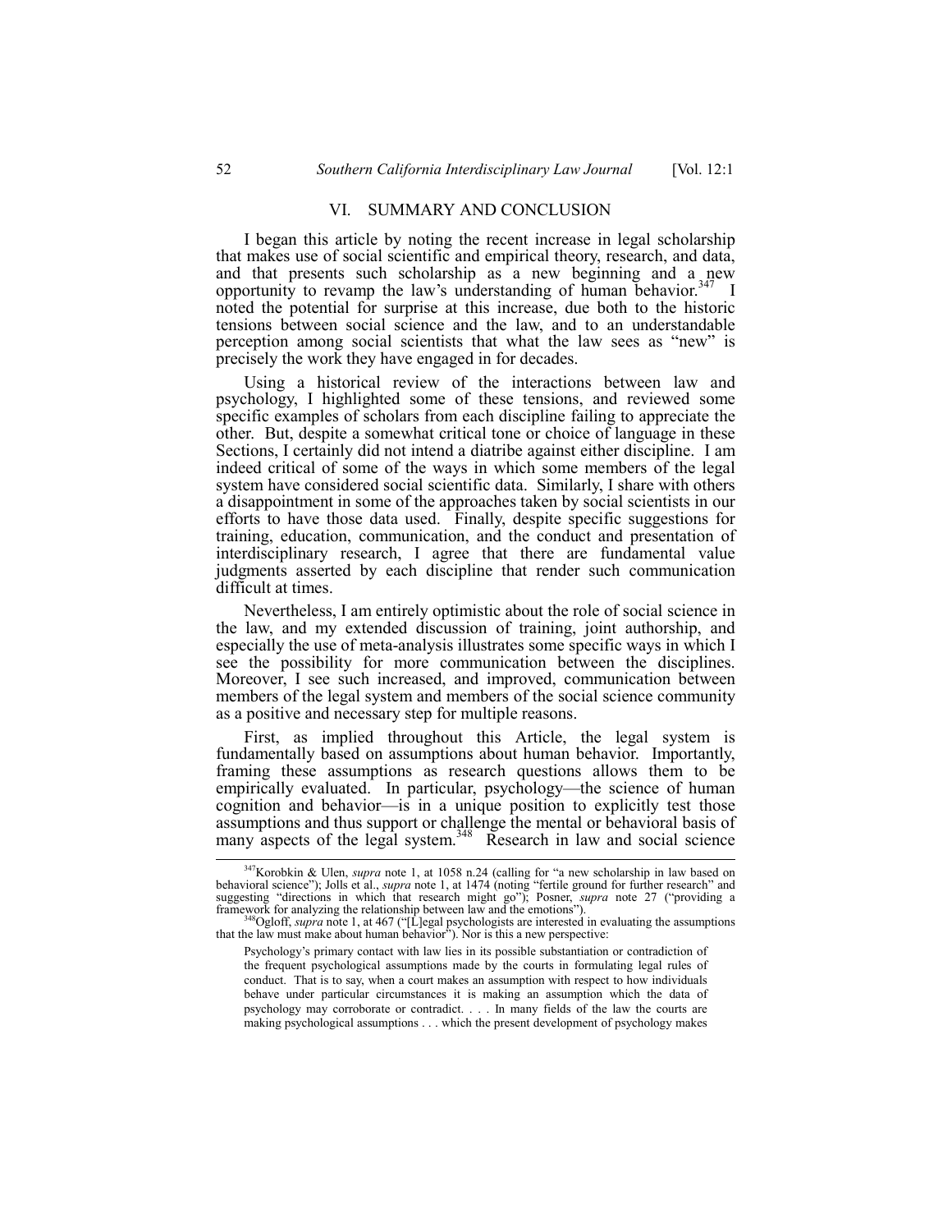## VI. SUMMARY AND CONCLUSION

I began this article by noting the recent increase in legal scholarship that makes use of social scientific and empirical theory, research, and data, and that presents such scholarship as a new beginning and a new opportunity to revamp the law's understanding of human behavior.[347] I noted the potential for surprise at this increase, due both to the historic tensions between social science and the law, and to an understandable perception among social scientists that what the law sees as "new" is precisely the work they have engaged in for decades.

Using a historical review of the interactions between law and psychology, I highlighted some of these tensions, and reviewed some specific examples of scholars from each discipline failing to appreciate the other. But, despite a somewhat critical tone or choice of language in these Sections, I certainly did not intend a diatribe against either discipline. I am indeed critical of some of the ways in which some members of the legal system have considered social scientific data. Similarly, I share with others a disappointment in some of the approaches taken by social scientists in our efforts to have those data used. Finally, despite specific suggestions for training, education, communication, and the conduct and presentation of interdisciplinary research, I agree that there are fundamental value judgments asserted by each discipline that render such communication difficult at times.

Nevertheless, I am entirely optimistic about the role of social science in the law, and my extended discussion of training, joint authorship, and especially the use of meta-analysis illustrates some specific ways in which I see the possibility for more communication between the disciplines. Moreover, I see such increased, and improved, communication between members of the legal system and members of the social science community as a positive and necessary step for multiple reasons.

First, as implied throughout this Article, the legal system is fundamentally based on assumptions about human behavior. Importantly, framing these assumptions as research questions allows them to be empirically evaluated. In particular, psychology—the science of human cognition and behavior—is in a unique position to explicitly test those assumptions and thus support or challenge the mental or behavioral basis of many aspects of the legal system.[348] Research in law and social science

---

[347] Korobkin & Ulen, *supra* note 1, at 1058 n.24 (calling for "a new scholarship in law based on behavioral science"); Jolls et al., *supra* note 1, at 1474 (noting "fertile ground for further research" and suggesting "directions in which that research might go"); Posner, *supra* note 27 ("providing a framework for analyzing the relationship between law and the emotions").

[348] Ogloff, *supra* note 1, at 467 ("[L]egal psychologists are interested in evaluating the assumptions that the law must make about human behavior"). Nor is this a new perspective:

> Psychology's primary contact with law lies in its possible substantiation or contradiction of the frequent psychological assumptions made by the courts in formulating legal rules of conduct. That is to say, when a court makes an assumption with respect to how individuals behave under particular circumstances it is making an assumption which the data of psychology may corroborate or contradict. . . . In many fields of the law the courts are making psychological assumptions . . . which the present development of psychology makes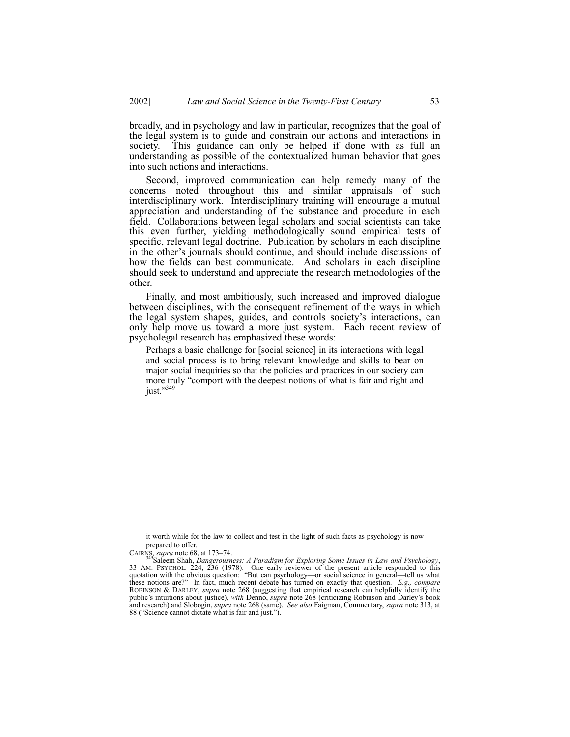broadly, and in psychology and law in particular, recognizes that the goal of the legal system is to guide and constrain our actions and interactions in society. This guidance can only be helped if done with as full an understanding as possible of the contextualized human behavior that goes into such actions and interactions.

Second, improved communication can help remedy many of the concerns noted throughout this and similar appraisals of such interdisciplinary work. Interdisciplinary training will encourage a mutual appreciation and understanding of the substance and procedure in each field. Collaborations between legal scholars and social scientists can take this even further, yielding methodologically sound empirical tests of specific, relevant legal doctrine. Publication by scholars in each discipline in the other's journals should continue, and should include discussions of how the fields can best communicate. And scholars in each discipline should seek to understand and appreciate the research methodologies of the other.

Finally, and most ambitiously, such increased and improved dialogue between disciplines, with the consequent refinement of the ways in which the legal system shapes, guides, and controls society's interactions, can only help move us toward a more just system. Each recent review of psycholegal research has emphasized these words:

> Perhaps a basic challenge for [social science] in its interactions with legal and social process is to bring relevant knowledge and skills to bear on major social inequities so that the policies and practices in our society can more truly "comport with the deepest notions of what is fair and right and just."[349]

---

> it worth while for the law to collect and test in the light of such facts as psychology is now prepared to offer.

CAIRNS, *supra* note 68, at 173–74.

[349] Saleem Shah, *Dangerousness: A Paradigm for Exploring Some Issues in Law and Psychology*, 33 AM. PSYCHOL. 224, 236 (1978). One early reviewer of the present article responded to this quotation with the obvious question: "But can psychology—or social science in general—tell us what these notions are?" In fact, much recent debate has turned on exactly that question. *E.g., compare* ROBINSON & DARLEY, *supra* note 268 (suggesting that empirical research can helpfully identify the public's intuitions about justice), *with* Denno, *supra* note 268 (criticizing Robinson and Darley's book and research) and Slobogin, *supra* note 268 (same). *See also* Faigman, Commentary, *supra* note 313, at 88 ("Science cannot dictate what is fair and just.").